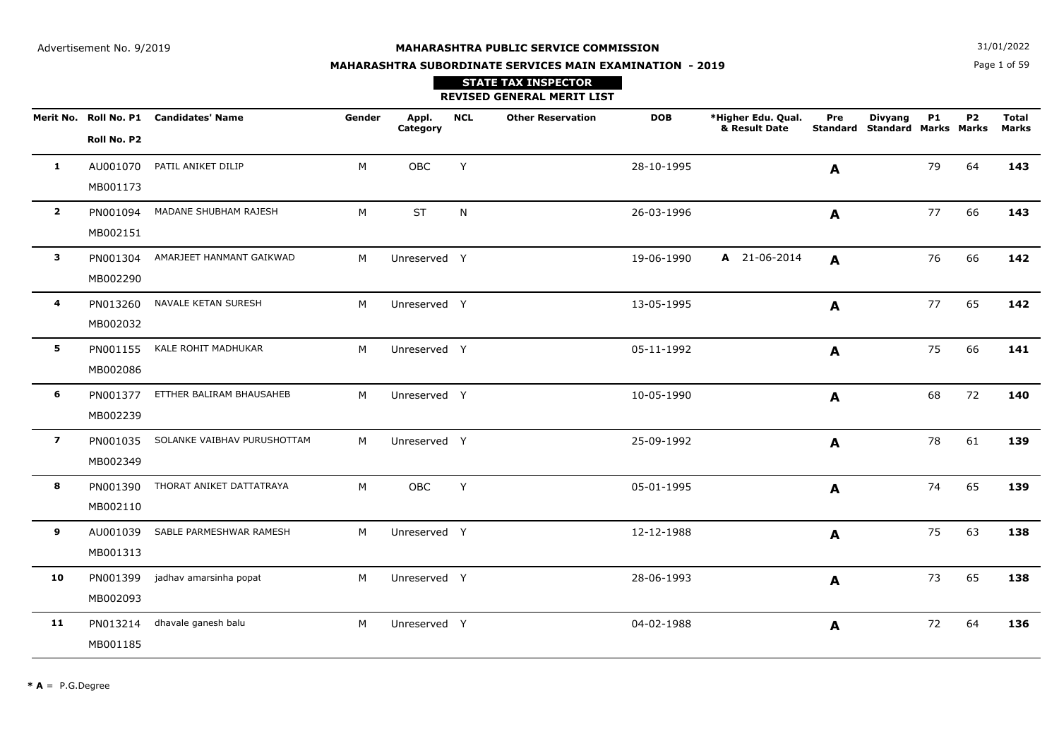Advertisement No. 9/2019

31/01/2022

# MAHARASHTRA PUBLIC SERVICE COMMISSION

## MAHARASHTRA SUBORDINATE SERVICES MAIN EXAMINATION - 2019

### STATE TAX INSPECTOR

### REVISED GENERAL MERIT LIST

| Merit No. | Roll No. P1 / Roll No. P2 | Candidates' Name | Gender | Appl. Category | NCL | Other Reservation | DOB | *Higher Edu. Qual. & Result Date | Pre Standard | Divyang Standard | P1 Marks | P2 Marks | Total Marks |
|---|---|---|---|---|---|---|---|---|---|---|---|---|---|
| **1** | AU001070 MB001173 | PATIL ANIKET DILIP | M | OBC | Y | | 28-10-1995 | | **A** | | 79 | 64 | **143** |
| **2** | PN001094 MB002151 | MADANE SHUBHAM RAJESH | M | ST | N | | 26-03-1996 | | **A** | | 77 | 66 | **143** |
| **3** | PN001304 MB002290 | AMARJEET HANMANT GAIKWAD | M | Unreserved | Y | | 19-06-1990 | **A** 21-06-2014 | **A** | | 76 | 66 | **142** |
| **4** | PN013260 MB002032 | NAVALE KETAN SURESH | M | Unreserved | Y | | 13-05-1995 | | **A** | | 77 | 65 | **142** |
| **5** | PN001155 MB002086 | KALE ROHIT MADHUKAR | M | Unreserved | Y | | 05-11-1992 | | **A** | | 75 | 66 | **141** |
| **6** | PN001377 MB002239 | ETTHER BALIRAM BHAUSAHEB | M | Unreserved | Y | | 10-05-1990 | | **A** | | 68 | 72 | **140** |
| **7** | PN001035 MB002349 | SOLANKE VAIBHAV PURUSHOTTAM | M | Unreserved | Y | | 25-09-1992 | | **A** | | 78 | 61 | **139** |
| **8** | PN001390 MB002110 | THORAT ANIKET DATTATRAYA | M | OBC | Y | | 05-01-1995 | | **A** | | 74 | 65 | **139** |
| **9** | AU001039 MB001313 | SABLE PARMESHWAR RAMESH | M | Unreserved | Y | | 12-12-1988 | | **A** | | 75 | 63 | **138** |
| **10** | PN001399 MB002093 | jadhav amarsinha popat | M | Unreserved | Y | | 28-06-1993 | | **A** | | 73 | 65 | **138** |
| **11** | PN013214 MB001185 | dhavale ganesh balu | M | Unreserved | Y | | 04-02-1988 | | **A** | | 72 | 64 | **136** |

**\* A** = P.G.Degree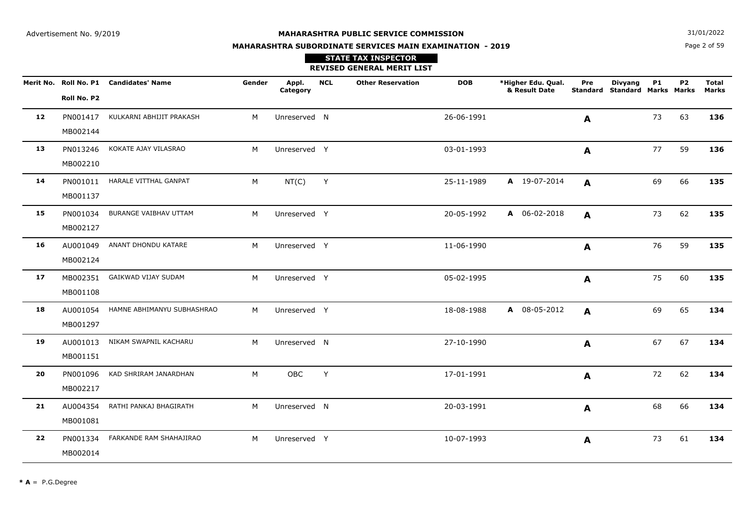Advertisement No. 9/2019

31/01/2022

**MAHARASHTRA PUBLIC SERVICE COMMISSION**

**MAHARASHTRA SUBORDINATE SERVICES MAIN EXAMINATION - 2019**

**STATE TAX INSPECTOR**

**REVISED GENERAL MERIT LIST**

| Merit No. | Roll No. P1 / Roll No. P2 | Candidates' Name | Gender | Appl. Category | NCL | Other Reservation | DOB | *Higher Edu. Qual. & Result Date | Pre Standard | Divyang Standard | P1 Marks | P2 Marks | Total Marks |
|---|---|---|---|---|---|---|---|---|---|---|---|---|---|
| 12 | PN001417 MB002144 | KULKARNI ABHIJIT PRAKASH | M | Unreserved | N | | 26-06-1991 | | A | | 73 | 63 | **136** |
| 13 | PN013246 MB002210 | KOKATE AJAY VILASRAO | M | Unreserved | Y | | 03-01-1993 | | A | | 77 | 59 | **136** |
| 14 | PN001011 MB001137 | HARALE VITTHAL GANPAT | M | NT(C) | Y | | 25-11-1989 | A 19-07-2014 | A | | 69 | 66 | **135** |
| 15 | PN001034 MB002127 | BURANGE VAIBHAV UTTAM | M | Unreserved | Y | | 20-05-1992 | A 06-02-2018 | A | | 73 | 62 | **135** |
| 16 | AU001049 MB002124 | ANANT DHONDU KATARE | M | Unreserved | Y | | 11-06-1990 | | A | | 76 | 59 | **135** |
| 17 | MB002351 MB001108 | GAIKWAD VIJAY SUDAM | M | Unreserved | Y | | 05-02-1995 | | A | | 75 | 60 | **135** |
| 18 | AU001054 MB001297 | HAMNE ABHIMANYU SUBHASHRAO | M | Unreserved | Y | | 18-08-1988 | A 08-05-2012 | A | | 69 | 65 | **134** |
| 19 | AU001013 MB001151 | NIKAM SWAPNIL KACHARU | M | Unreserved | N | | 27-10-1990 | | A | | 67 | 67 | **134** |
| 20 | PN001096 MB002217 | KAD SHRIRAM JANARDHAN | M | OBC | Y | | 17-01-1991 | | A | | 72 | 62 | **134** |
| 21 | AU004354 MB001081 | RATHI PANKAJ BHAGIRATH | M | Unreserved | N | | 20-03-1991 | | A | | 68 | 66 | **134** |
| 22 | PN001334 MB002014 | FARKANDE RAM SHAHAJIRAO | M | Unreserved | Y | | 10-07-1993 | | A | | 73 | 61 | **134** |

*** A** = P.G.Degree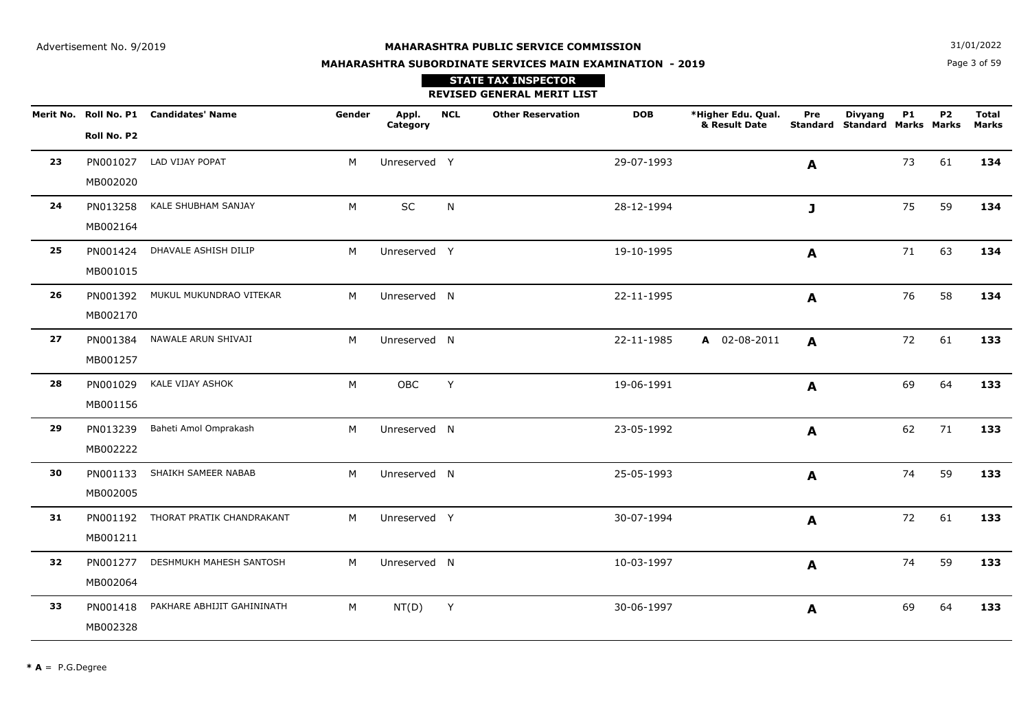**MAHARASHTRA PUBLIC SERVICE COMMISSION**

**MAHARASHTRA SUBORDINATE SERVICES MAIN EXAMINATION - 2019**

**STATE TAX INSPECTOR**

**REVISED GENERAL MERIT LIST**

Advertisement No. 9/2019

31/01/2022

| Merit No. | Roll No. P1 / Roll No. P2 | Candidates' Name | Gender | Appl. Category | NCL | Other Reservation | DOB | *Higher Edu. Qual. & Result Date | Pre Standard | Divyang Standard | P1 Marks | P2 Marks | Total Marks |
|---|---|---|---|---|---|---|---|---|---|---|---|---|---|
| **23** | PN001027 MB002020 | LAD VIJAY POPAT | M | Unreserved | Y | | 29-07-1993 | | **A** | | 73 | 61 | **134** |
| **24** | PN013258 MB002164 | KALE SHUBHAM SANJAY | M | SC | N | | 28-12-1994 | | **J** | | 75 | 59 | **134** |
| **25** | PN001424 MB001015 | DHAVALE ASHISH DILIP | M | Unreserved | Y | | 19-10-1995 | | **A** | | 71 | 63 | **134** |
| **26** | PN001392 MB002170 | MUKUL MUKUNDRAO VITEKAR | M | Unreserved | N | | 22-11-1995 | | **A** | | 76 | 58 | **134** |
| **27** | PN001384 MB001257 | NAWALE ARUN SHIVAJI | M | Unreserved | N | | 22-11-1985 | **A** 02-08-2011 | **A** | | 72 | 61 | **133** |
| **28** | PN001029 MB001156 | KALE VIJAY ASHOK | M | OBC | Y | | 19-06-1991 | | **A** | | 69 | 64 | **133** |
| **29** | PN013239 MB002222 | Baheti Amol Omprakash | M | Unreserved | N | | 23-05-1992 | | **A** | | 62 | 71 | **133** |
| **30** | PN001133 MB002005 | SHAIKH SAMEER NABAB | M | Unreserved | N | | 25-05-1993 | | **A** | | 74 | 59 | **133** |
| **31** | PN001192 MB001211 | THORAT PRATIK CHANDRAKANT | M | Unreserved | Y | | 30-07-1994 | | **A** | | 72 | 61 | **133** |
| **32** | PN001277 MB002064 | DESHMUKH MAHESH SANTOSH | M | Unreserved | N | | 10-03-1997 | | **A** | | 74 | 59 | **133** |
| **33** | PN001418 MB002328 | PAKHARE ABHIJIT GAHININATH | M | NT(D) | Y | | 30-06-1997 | | **A** | | 69 | 64 | **133** |

* **A** = P.G.Degree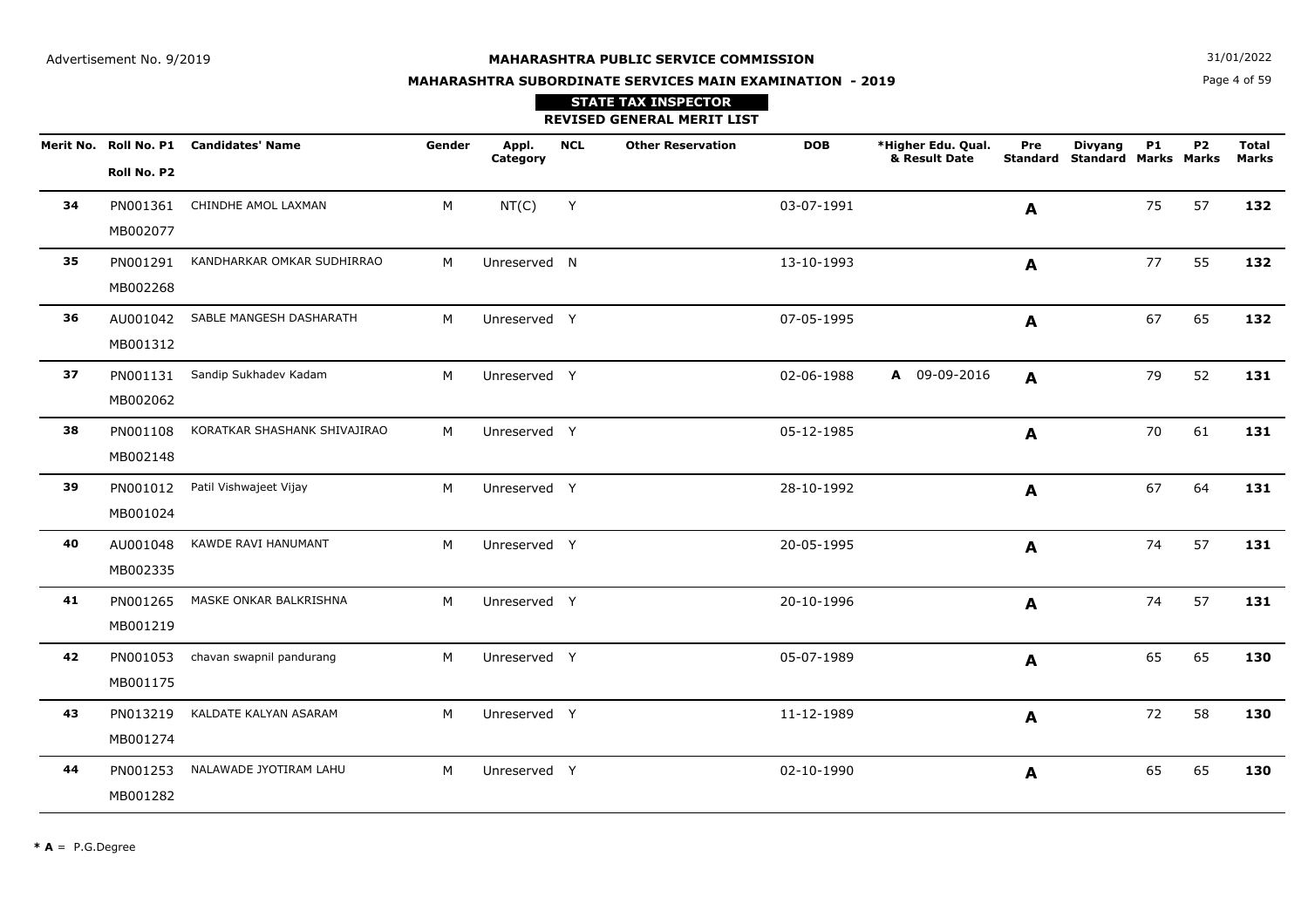Advertisement No. 9/2019

31/01/2022

# MAHARASHTRA PUBLIC SERVICE COMMISSION

## MAHARASHTRA SUBORDINATE SERVICES MAIN EXAMINATION - 2019

### STATE TAX INSPECTOR

### REVISED GENERAL MERIT LIST

| Merit No. | Roll No. P1 / Roll No. P2 | Candidates' Name | Gender | Appl. Category | NCL | Other Reservation | DOB | *Higher Edu. Qual. & Result Date | Pre Standard | Divyang Standard | P1 Marks | P2 Marks | Total Marks |
|---|---|---|---|---|---|---|---|---|---|---|---|---|---|
| **34** | PN001361 MB002077 | CHINDHE AMOL LAXMAN | M | NT(C) | Y | | 03-07-1991 | | **A** | | 75 | 57 | **132** |
| **35** | PN001291 MB002268 | KANDHARKAR OMKAR SUDHIRRAO | M | Unreserved | N | | 13-10-1993 | | **A** | | 77 | 55 | **132** |
| **36** | AU001042 MB001312 | SABLE MANGESH DASHARATH | M | Unreserved | Y | | 07-05-1995 | | **A** | | 67 | 65 | **132** |
| **37** | PN001131 MB002062 | Sandip Sukhadev Kadam | M | Unreserved | Y | | 02-06-1988 | **A** 09-09-2016 | **A** | | 79 | 52 | **131** |
| **38** | PN001108 MB002148 | KORATKAR SHASHANK SHIVAJIRAO | M | Unreserved | Y | | 05-12-1985 | | **A** | | 70 | 61 | **131** |
| **39** | PN001012 MB001024 | Patil Vishwajeet Vijay | M | Unreserved | Y | | 28-10-1992 | | **A** | | 67 | 64 | **131** |
| **40** | AU001048 MB002335 | KAWDE RAVI HANUMANT | M | Unreserved | Y | | 20-05-1995 | | **A** | | 74 | 57 | **131** |
| **41** | PN001265 MB001219 | MASKE ONKAR BALKRISHNA | M | Unreserved | Y | | 20-10-1996 | | **A** | | 74 | 57 | **131** |
| **42** | PN001053 MB001175 | chavan swapnil pandurang | M | Unreserved | Y | | 05-07-1989 | | **A** | | 65 | 65 | **130** |
| **43** | PN013219 MB001274 | KALDATE KALYAN ASARAM | M | Unreserved | Y | | 11-12-1989 | | **A** | | 72 | 58 | **130** |
| **44** | PN001253 MB001282 | NALAWADE JYOTIRAM LAHU | M | Unreserved | Y | | 02-10-1990 | | **A** | | 65 | 65 | **130** |

**\* A** = P.G.Degree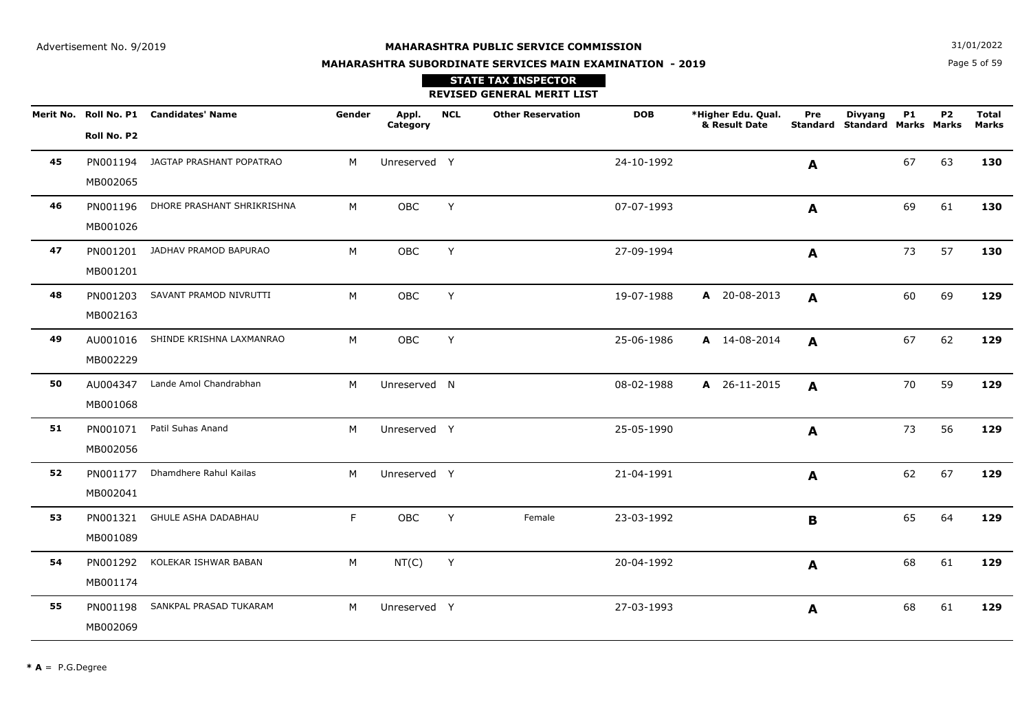Advertisement No. 9/2019

**MAHARASHTRA PUBLIC SERVICE COMMISSION**

**MAHARASHTRA SUBORDINATE SERVICES MAIN EXAMINATION - 2019**

31/01/2022

**STATE TAX INSPECTOR**

**REVISED GENERAL MERIT LIST**

| Merit No. | Roll No. P1 / Roll No. P2 | Candidates' Name | Gender | Appl. Category | NCL | Other Reservation | DOB | *Higher Edu. Qual. & Result Date | Pre Standard | Divyang Standard | P1 Marks | P2 Marks | Total Marks |
|---|---|---|---|---|---|---|---|---|---|---|---|---|---|
| **45** | PN001194 MB002065 | JAGTAP PRASHANT POPATRAO | M | Unreserved | Y | | 24-10-1992 | | **A** | | 67 | 63 | **130** |
| **46** | PN001196 MB001026 | DHORE PRASHANT SHRIKRISHNA | M | OBC | Y | | 07-07-1993 | | **A** | | 69 | 61 | **130** |
| **47** | PN001201 MB001201 | JADHAV PRAMOD BAPURAO | M | OBC | Y | | 27-09-1994 | | **A** | | 73 | 57 | **130** |
| **48** | PN001203 MB002163 | SAVANT PRAMOD NIVRUTTI | M | OBC | Y | | 19-07-1988 | **A** 20-08-2013 | **A** | | 60 | 69 | **129** |
| **49** | AU001016 MB002229 | SHINDE KRISHNA LAXMANRAO | M | OBC | Y | | 25-06-1986 | **A** 14-08-2014 | **A** | | 67 | 62 | **129** |
| **50** | AU004347 MB001068 | Lande Amol Chandrabhan | M | Unreserved | N | | 08-02-1988 | **A** 26-11-2015 | **A** | | 70 | 59 | **129** |
| **51** | PN001071 MB002056 | Patil Suhas Anand | M | Unreserved | Y | | 25-05-1990 | | **A** | | 73 | 56 | **129** |
| **52** | PN001177 MB002041 | Dhamdhere Rahul Kailas | M | Unreserved | Y | | 21-04-1991 | | **A** | | 62 | 67 | **129** |
| **53** | PN001321 MB001089 | GHULE ASHA DADABHAU | F | OBC | Y | Female | 23-03-1992 | | **B** | | 65 | 64 | **129** |
| **54** | PN001292 MB001174 | KOLEKAR ISHWAR BABAN | M | NT(C) | Y | | 20-04-1992 | | **A** | | 68 | 61 | **129** |
| **55** | PN001198 MB002069 | SANKPAL PRASAD TUKARAM | M | Unreserved | Y | | 27-03-1993 | | **A** | | 68 | 61 | **129** |

**\* A** = P.G.Degree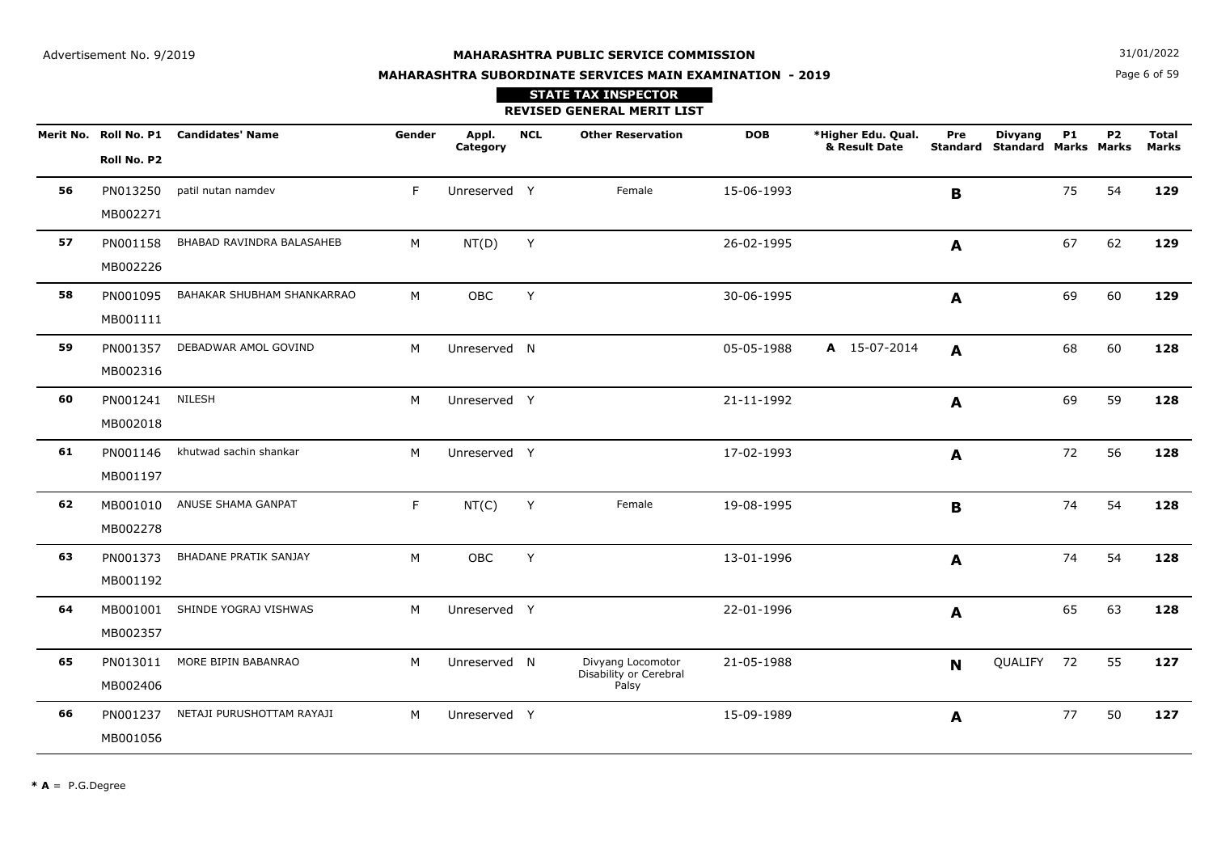Advertisement No. 9/2019

31/01/2022

**MAHARASHTRA PUBLIC SERVICE COMMISSION**

**MAHARASHTRA SUBORDINATE SERVICES MAIN EXAMINATION - 2019**

**STATE TAX INSPECTOR**

**REVISED GENERAL MERIT LIST**

| Merit No. | Roll No. P1 / Roll No. P2 | Candidates' Name | Gender | Appl. Category | NCL | Other Reservation | DOB | *Higher Edu. Qual. & Result Date | Pre Standard | Divyang Standard | P1 Marks | P2 Marks | Total Marks |
|---|---|---|---|---|---|---|---|---|---|---|---|---|---|
| **56** | PN013250 MB002271 | patil nutan namdev | F | Unreserved | Y | Female | 15-06-1993 | | **B** | | 75 | 54 | **129** |
| **57** | PN001158 MB002226 | BHABAD RAVINDRA BALASAHEB | M | NT(D) | Y | | 26-02-1995 | | **A** | | 67 | 62 | **129** |
| **58** | PN001095 MB001111 | BAHAKAR SHUBHAM SHANKARRAO | M | OBC | Y | | 30-06-1995 | | **A** | | 69 | 60 | **129** |
| **59** | PN001357 MB002316 | DEBADWAR AMOL GOVIND | M | Unreserved | N | | 05-05-1988 | **A** 15-07-2014 | **A** | | 68 | 60 | **128** |
| **60** | PN001241 MB002018 | NILESH | M | Unreserved | Y | | 21-11-1992 | | **A** | | 69 | 59 | **128** |
| **61** | PN001146 MB001197 | khutwad sachin shankar | M | Unreserved | Y | | 17-02-1993 | | **A** | | 72 | 56 | **128** |
| **62** | MB001010 MB002278 | ANUSE SHAMA GANPAT | F | NT(C) | Y | Female | 19-08-1995 | | **B** | | 74 | 54 | **128** |
| **63** | PN001373 MB001192 | BHADANE PRATIK SANJAY | M | OBC | Y | | 13-01-1996 | | **A** | | 74 | 54 | **128** |
| **64** | MB001001 MB002357 | SHINDE YOGRAJ VISHWAS | M | Unreserved | Y | | 22-01-1996 | | **A** | | 65 | 63 | **128** |
| **65** | PN013011 MB002406 | MORE BIPIN BABANRAO | M | Unreserved | N | Divyang Locomotor Disability or Cerebral Palsy | 21-05-1988 | | **N** | QUALIFY | 72 | 55 | **127** |
| **66** | PN001237 MB001056 | NETAJI PURUSHOTTAM RAYAJI | M | Unreserved | Y | | 15-09-1989 | | **A** | | 77 | 50 | **127** |

**\* A** = P.G.Degree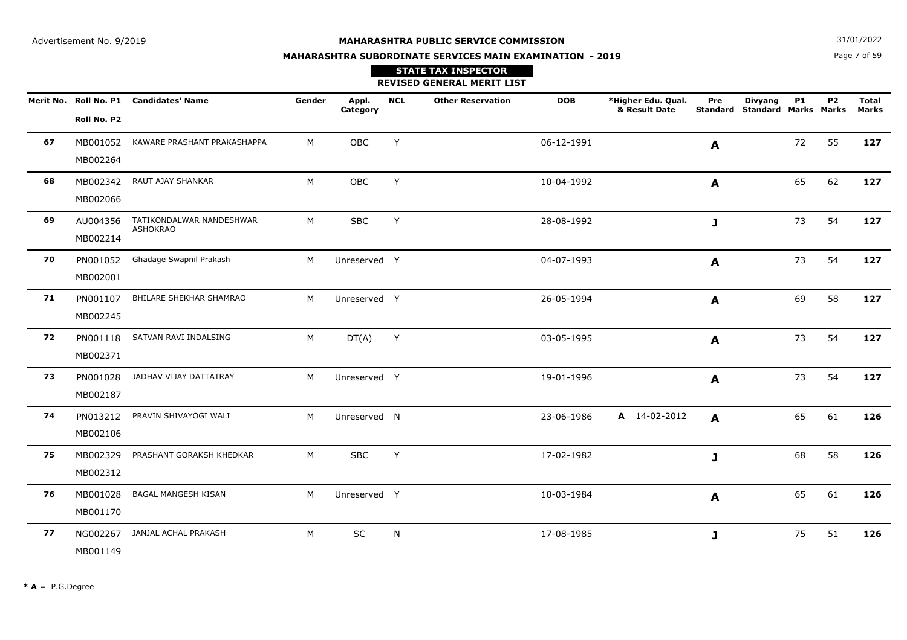Advertisement No. 9/2019

**MAHARASHTRA PUBLIC SERVICE COMMISSION**

**MAHARASHTRA SUBORDINATE SERVICES MAIN EXAMINATION - 2019**

31/01/2022

**STATE TAX INSPECTOR**

**REVISED GENERAL MERIT LIST**

| Merit No. | Roll No. P1 / Roll No. P2 | Candidates' Name | Gender | Appl. Category | NCL | Other Reservation | DOB | *Higher Edu. Qual. & Result Date | Pre Standard | Divyang Standard | P1 Marks | P2 Marks | Total Marks |
|---|---|---|---|---|---|---|---|---|---|---|---|---|---|
| **67** | MB001052 / MB002264 | KAWARE PRASHANT PRAKASHAPPA | M | OBC | Y | | 06-12-1991 | | **A** | | 72 | 55 | **127** |
| **68** | MB002342 / MB002066 | RAUT AJAY SHANKAR | M | OBC | Y | | 10-04-1992 | | **A** | | 65 | 62 | **127** |
| **69** | AU004356 / MB002214 | TATIKONDALWAR NANDESHWAR ASHOKRAO | M | SBC | Y | | 28-08-1992 | | **J** | | 73 | 54 | **127** |
| **70** | PN001052 / MB002001 | Ghadage Swapnil Prakash | M | Unreserved | Y | | 04-07-1993 | | **A** | | 73 | 54 | **127** |
| **71** | PN001107 / MB002245 | BHILARE SHEKHAR SHAMRAO | M | Unreserved | Y | | 26-05-1994 | | **A** | | 69 | 58 | **127** |
| **72** | PN001118 / MB002371 | SATVAN RAVI INDALSING | M | DT(A) | Y | | 03-05-1995 | | **A** | | 73 | 54 | **127** |
| **73** | PN001028 / MB002187 | JADHAV VIJAY DATTATRAY | M | Unreserved | Y | | 19-01-1996 | | **A** | | 73 | 54 | **127** |
| **74** | PN013212 / MB002106 | PRAVIN SHIVAYOGI WALI | M | Unreserved | N | | 23-06-1986 | **A** 14-02-2012 | **A** | | 65 | 61 | **126** |
| **75** | MB002329 / MB002312 | PRASHANT GORAKSH KHEDKAR | M | SBC | Y | | 17-02-1982 | | **J** | | 68 | 58 | **126** |
| **76** | MB001028 / MB001170 | BAGAL MANGESH KISAN | M | Unreserved | Y | | 10-03-1984 | | **A** | | 65 | 61 | **126** |
| **77** | NG002267 / MB001149 | JANJAL ACHAL PRAKASH | M | SC | N | | 17-08-1985 | | **J** | | 75 | 51 | **126** |

**\* A** = P.G.Degree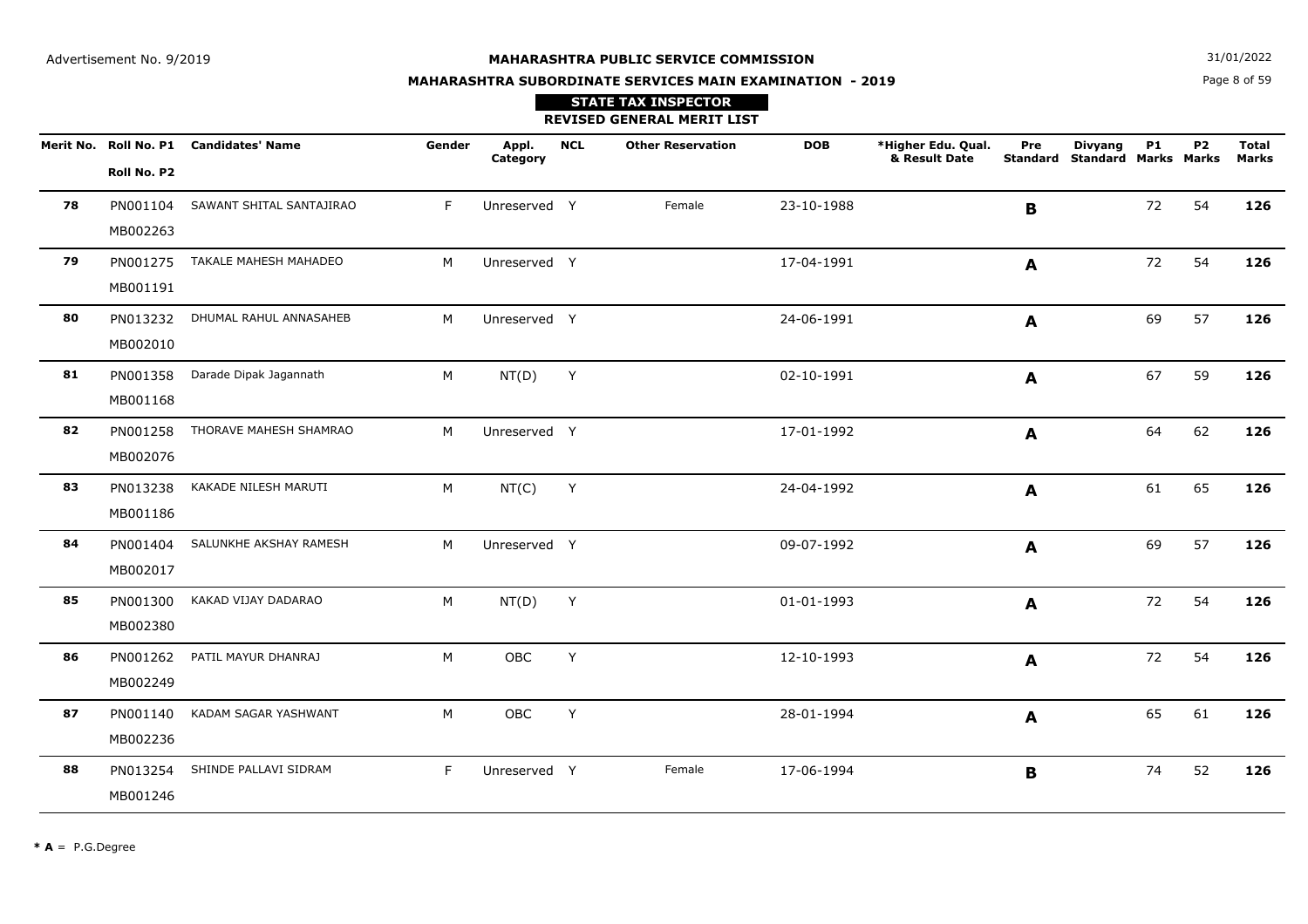Advertisement No. 9/2019

31/01/2022

# MAHARASHTRA PUBLIC SERVICE COMMISSION

## MAHARASHTRA SUBORDINATE SERVICES MAIN EXAMINATION - 2019

### STATE TAX INSPECTOR

### REVISED GENERAL MERIT LIST

| Merit No. | Roll No. P1 / Roll No. P2 | Candidates' Name | Gender | Appl. Category | NCL | Other Reservation | DOB | *Higher Edu. Qual. & Result Date | Pre Standard | Divyang Standard | P1 Marks | P2 Marks | Total Marks |
|---|---|---|---|---|---|---|---|---|---|---|---|---|---|
| **78** | PN001104 MB002263 | SAWANT SHITAL SANTAJIRAO | F | Unreserved | Y | Female | 23-10-1988 | | **B** | | 72 | 54 | **126** |
| **79** | PN001275 MB001191 | TAKALE MAHESH MAHADEO | M | Unreserved | Y | | 17-04-1991 | | **A** | | 72 | 54 | **126** |
| **80** | PN013232 MB002010 | DHUMAL RAHUL ANNASAHEB | M | Unreserved | Y | | 24-06-1991 | | **A** | | 69 | 57 | **126** |
| **81** | PN001358 MB001168 | Darade Dipak Jagannath | M | NT(D) | Y | | 02-10-1991 | | **A** | | 67 | 59 | **126** |
| **82** | PN001258 MB002076 | THORAVE MAHESH SHAMRAO | M | Unreserved | Y | | 17-01-1992 | | **A** | | 64 | 62 | **126** |
| **83** | PN013238 MB001186 | KAKADE NILESH MARUTI | M | NT(C) | Y | | 24-04-1992 | | **A** | | 61 | 65 | **126** |
| **84** | PN001404 MB002017 | SALUNKHE AKSHAY RAMESH | M | Unreserved | Y | | 09-07-1992 | | **A** | | 69 | 57 | **126** |
| **85** | PN001300 MB002380 | KAKAD VIJAY DADARAO | M | NT(D) | Y | | 01-01-1993 | | **A** | | 72 | 54 | **126** |
| **86** | PN001262 MB002249 | PATIL MAYUR DHANRAJ | M | OBC | Y | | 12-10-1993 | | **A** | | 72 | 54 | **126** |
| **87** | PN001140 MB002236 | KADAM SAGAR YASHWANT | M | OBC | Y | | 28-01-1994 | | **A** | | 65 | 61 | **126** |
| **88** | PN013254 MB001246 | SHINDE PALLAVI SIDRAM | F | Unreserved | Y | Female | 17-06-1994 | | **B** | | 74 | 52 | **126** |

**\* A** = P.G.Degree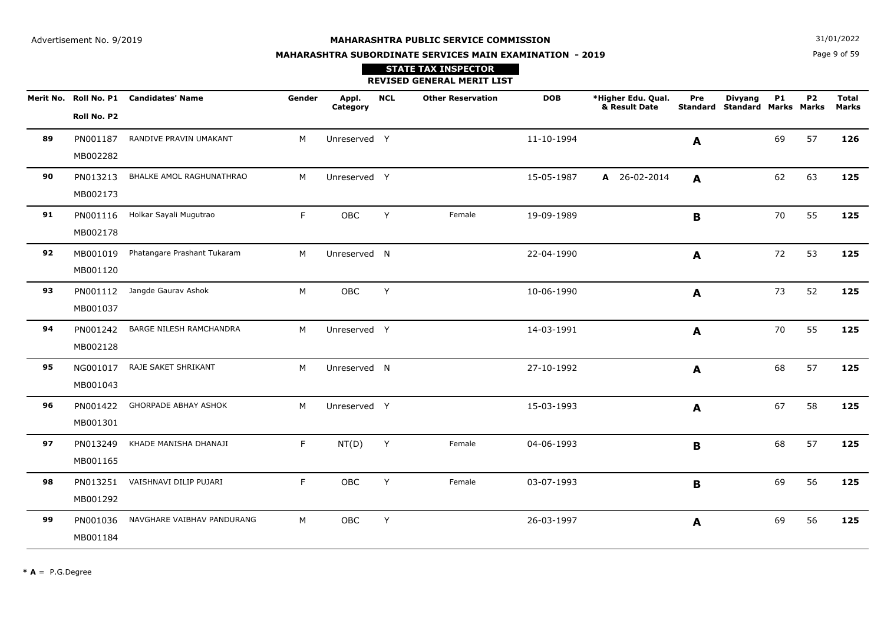Advertisement No. 9/2019

**MAHARASHTRA PUBLIC SERVICE COMMISSION**

**MAHARASHTRA SUBORDINATE SERVICES MAIN EXAMINATION - 2019**

31/01/2022

**STATE TAX INSPECTOR**

**REVISED GENERAL MERIT LIST**

| Merit No. | Roll No. P1 / Roll No. P2 | Candidates' Name | Gender | Appl. Category | NCL | Other Reservation | DOB | *Higher Edu. Qual. & Result Date | Pre Standard | Divyang Standard | P1 Marks | P2 Marks | Total Marks |
|---|---|---|---|---|---|---|---|---|---|---|---|---|---|
| **89** | PN001187 MB002282 | RANDIVE PRAVIN UMAKANT | M | Unreserved | Y | | 11-10-1994 | | **A** | | 69 | 57 | **126** |
| **90** | PN013213 MB002173 | BHALKE AMOL RAGHUNATHRAO | M | Unreserved | Y | | 15-05-1987 | **A** 26-02-2014 | **A** | | 62 | 63 | **125** |
| **91** | PN001116 MB002178 | Holkar Sayali Mugutrao | F | OBC | Y | Female | 19-09-1989 | | **B** | | 70 | 55 | **125** |
| **92** | MB001019 MB001120 | Phatangare Prashant Tukaram | M | Unreserved | N | | 22-04-1990 | | **A** | | 72 | 53 | **125** |
| **93** | PN001112 MB001037 | Jangde Gaurav Ashok | M | OBC | Y | | 10-06-1990 | | **A** | | 73 | 52 | **125** |
| **94** | PN001242 MB002128 | BARGE NILESH RAMCHANDRA | M | Unreserved | Y | | 14-03-1991 | | **A** | | 70 | 55 | **125** |
| **95** | NG001017 MB001043 | RAJE SAKET SHRIKANT | M | Unreserved | N | | 27-10-1992 | | **A** | | 68 | 57 | **125** |
| **96** | PN001422 MB001301 | GHORPADE ABHAY ASHOK | M | Unreserved | Y | | 15-03-1993 | | **A** | | 67 | 58 | **125** |
| **97** | PN013249 MB001165 | KHADE MANISHA DHANAJI | F | NT(D) | Y | Female | 04-06-1993 | | **B** | | 68 | 57 | **125** |
| **98** | PN013251 MB001292 | VAISHNAVI DILIP PUJARI | F | OBC | Y | Female | 03-07-1993 | | **B** | | 69 | 56 | **125** |
| **99** | PN001036 MB001184 | NAVGHARE VAIBHAV PANDURANG | M | OBC | Y | | 26-03-1997 | | **A** | | 69 | 56 | **125** |

**\* A** = P.G.Degree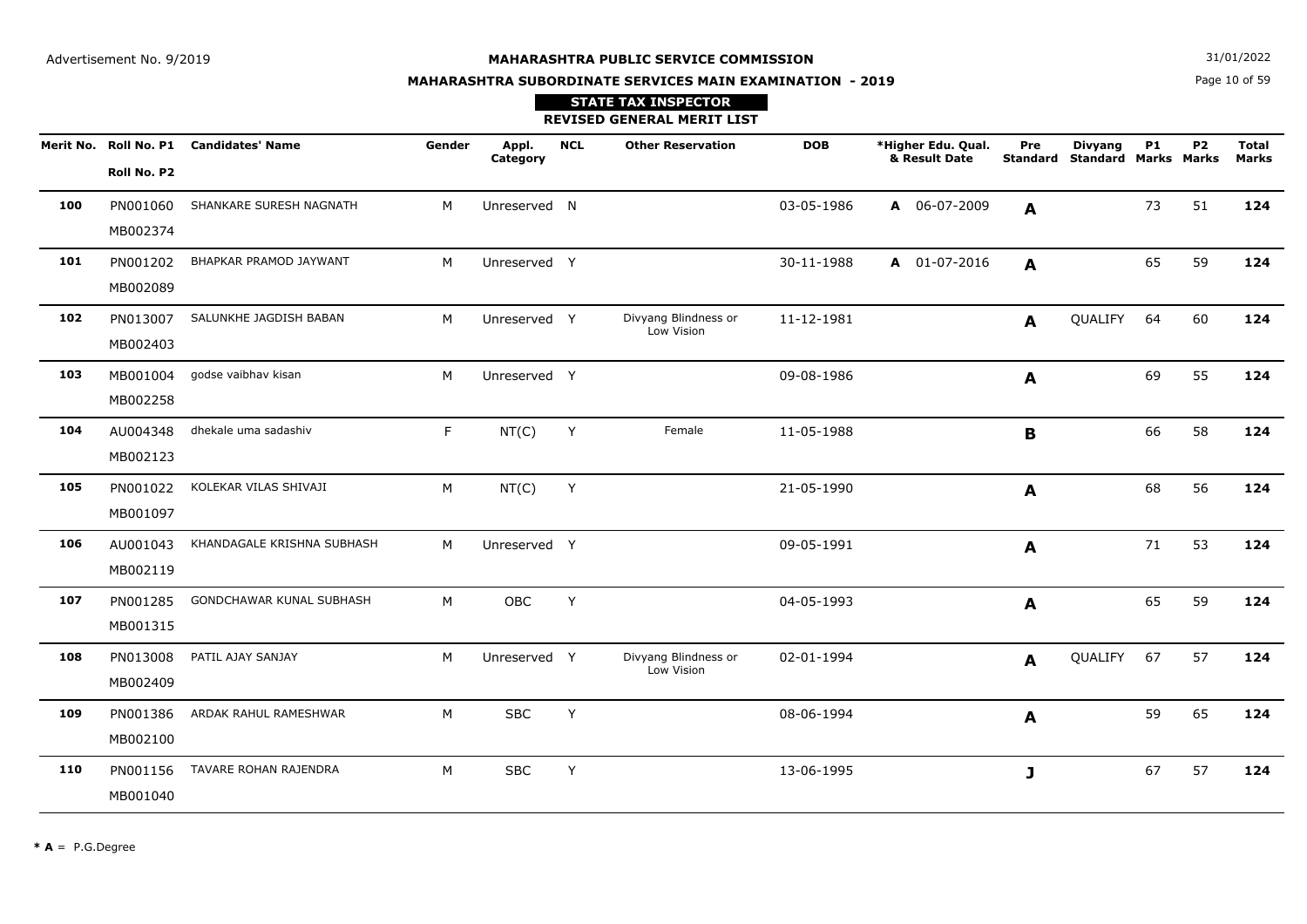Advertisement No. 9/2019

**MAHARASHTRA PUBLIC SERVICE COMMISSION**

**MAHARASHTRA SUBORDINATE SERVICES MAIN EXAMINATION - 2019**

31/01/2022

**STATE TAX INSPECTOR**

**REVISED GENERAL MERIT LIST**

| Merit No. | Roll No. P1 / Roll No. P2 | Candidates' Name | Gender | Appl. Category | NCL | Other Reservation | DOB | *Higher Edu. Qual. & Result Date | Pre Standard | Divyang Standard | P1 Marks | P2 Marks | Total Marks |
|---|---|---|---|---|---|---|---|---|---|---|---|---|---|
| **100** | PN001060 MB002374 | SHANKARE SURESH NAGNATH | M | Unreserved | N | | 03-05-1986 | **A** 06-07-2009 | **A** | | 73 | 51 | **124** |
| **101** | PN001202 MB002089 | BHAPKAR PRAMOD JAYWANT | M | Unreserved | Y | | 30-11-1988 | **A** 01-07-2016 | **A** | | 65 | 59 | **124** |
| **102** | PN013007 MB002403 | SALUNKHE JAGDISH BABAN | M | Unreserved | Y | Divyang Blindness or Low Vision | 11-12-1981 | | **A** | QUALIFY | 64 | 60 | **124** |
| **103** | MB001004 MB002258 | godse vaibhav kisan | M | Unreserved | Y | | 09-08-1986 | | **A** | | 69 | 55 | **124** |
| **104** | AU004348 MB002123 | dhekale uma sadashiv | F | NT(C) | Y | Female | 11-05-1988 | | **B** | | 66 | 58 | **124** |
| **105** | PN001022 MB001097 | KOLEKAR VILAS SHIVAJI | M | NT(C) | Y | | 21-05-1990 | | **A** | | 68 | 56 | **124** |
| **106** | AU001043 MB002119 | KHANDAGALE KRISHNA SUBHASH | M | Unreserved | Y | | 09-05-1991 | | **A** | | 71 | 53 | **124** |
| **107** | PN001285 MB001315 | GONDCHAWAR KUNAL SUBHASH | M | OBC | Y | | 04-05-1993 | | **A** | | 65 | 59 | **124** |
| **108** | PN013008 MB002409 | PATIL AJAY SANJAY | M | Unreserved | Y | Divyang Blindness or Low Vision | 02-01-1994 | | **A** | QUALIFY | 67 | 57 | **124** |
| **109** | PN001386 MB002100 | ARDAK RAHUL RAMESHWAR | M | SBC | Y | | 08-06-1994 | | **A** | | 59 | 65 | **124** |
| **110** | PN001156 MB001040 | TAVARE ROHAN RAJENDRA | M | SBC | Y | | 13-06-1995 | | **J** | | 67 | 57 | **124** |

*** A** = P.G.Degree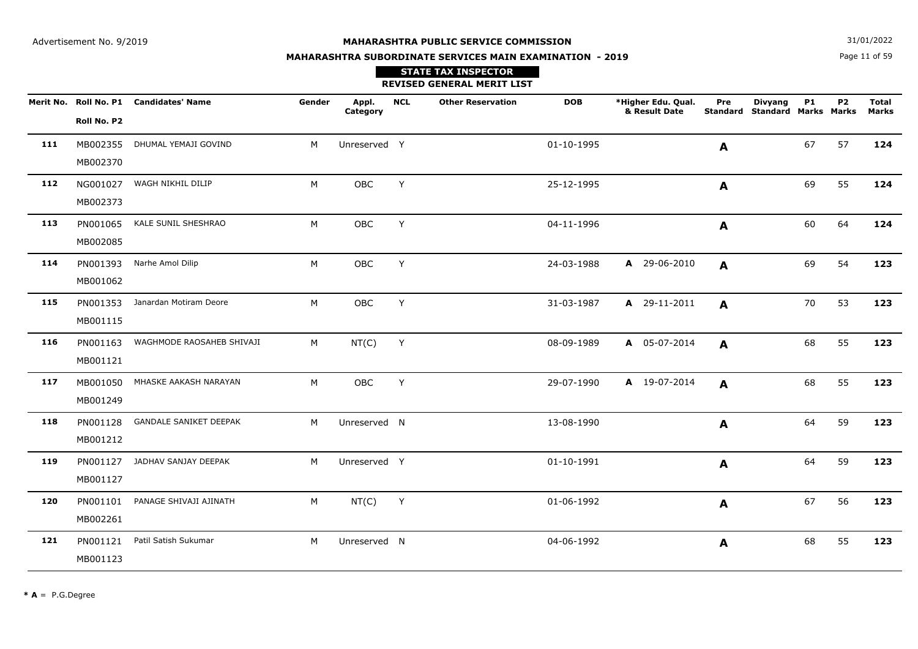Advertisement No. 9/2019

**MAHARASHTRA PUBLIC SERVICE COMMISSION**

**MAHARASHTRA SUBORDINATE SERVICES MAIN EXAMINATION - 2019**

31/01/2022

**STATE TAX INSPECTOR**

**REVISED GENERAL MERIT LIST**

| Merit No. | Roll No. P1 / Roll No. P2 | Candidates' Name | Gender | Appl. Category | NCL | Other Reservation | DOB | *Higher Edu. Qual. & Result Date | Pre Standard | Divyang Standard | P1 Marks | P2 Marks | Total Marks |
|---|---|---|---|---|---|---|---|---|---|---|---|---|---|
| **111** | MB002355 / MB002370 | DHUMAL YEMAJI GOVIND | M | Unreserved | Y | | 01-10-1995 | | **A** | | 67 | 57 | **124** |
| **112** | NG001027 / MB002373 | WAGH NIKHIL DILIP | M | OBC | Y | | 25-12-1995 | | **A** | | 69 | 55 | **124** |
| **113** | PN001065 / MB002085 | KALE SUNIL SHESHRAO | M | OBC | Y | | 04-11-1996 | | **A** | | 60 | 64 | **124** |
| **114** | PN001393 / MB001062 | Narhe Amol Dilip | M | OBC | Y | | 24-03-1988 | **A** 29-06-2010 | **A** | | 69 | 54 | **123** |
| **115** | PN001353 / MB001115 | Janardan Motiram Deore | M | OBC | Y | | 31-03-1987 | **A** 29-11-2011 | **A** | | 70 | 53 | **123** |
| **116** | PN001163 / MB001121 | WAGHMODE RAOSAHEB SHIVAJI | M | NT(C) | Y | | 08-09-1989 | **A** 05-07-2014 | **A** | | 68 | 55 | **123** |
| **117** | MB001050 / MB001249 | MHASKE AAKASH NARAYAN | M | OBC | Y | | 29-07-1990 | **A** 19-07-2014 | **A** | | 68 | 55 | **123** |
| **118** | PN001128 / MB001212 | GANDALE SANIKET DEEPAK | M | Unreserved | N | | 13-08-1990 | | **A** | | 64 | 59 | **123** |
| **119** | PN001127 / MB001127 | JADHAV SANJAY DEEPAK | M | Unreserved | Y | | 01-10-1991 | | **A** | | 64 | 59 | **123** |
| **120** | PN001101 / MB002261 | PANAGE SHIVAJI AJINATH | M | NT(C) | Y | | 01-06-1992 | | **A** | | 67 | 56 | **123** |
| **121** | PN001121 / MB001123 | Patil Satish Sukumar | M | Unreserved | N | | 04-06-1992 | | **A** | | 68 | 55 | **123** |

**\* A** = P.G.Degree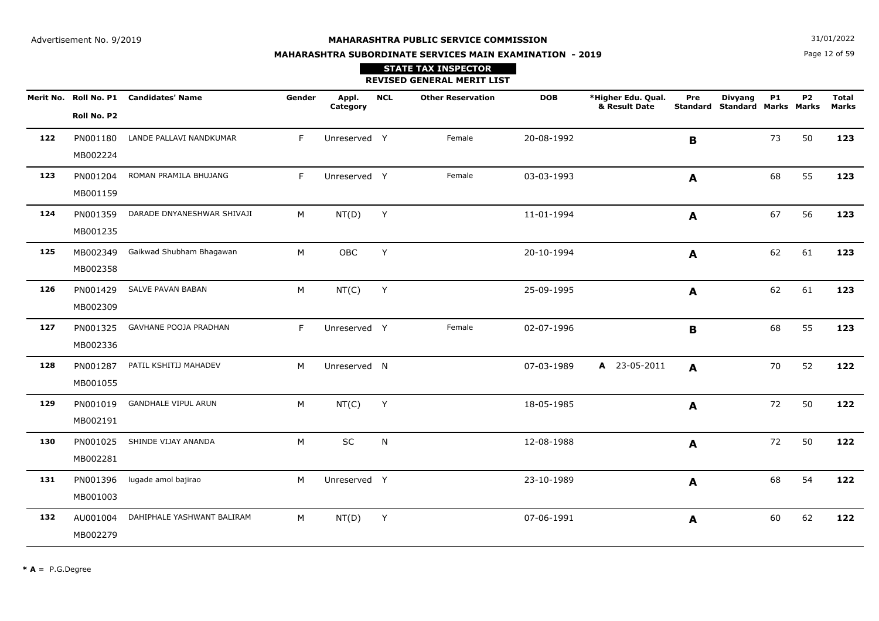Advertisement No. 9/2019

31/01/2022

**MAHARASHTRA PUBLIC SERVICE COMMISSION**

**MAHARASHTRA SUBORDINATE SERVICES MAIN EXAMINATION - 2019**

**STATE TAX INSPECTOR**

**REVISED GENERAL MERIT LIST**

| Merit No. | Roll No. P1 / Roll No. P2 | Candidates' Name | Gender | Appl. Category | NCL | Other Reservation | DOB | *Higher Edu. Qual. & Result Date | Pre Standard | Divyang Standard | P1 Marks | P2 Marks | Total Marks |
|---|---|---|---|---|---|---|---|---|---|---|---|---|---|
| **122** | PN001180 MB002224 | LANDE PALLAVI NANDKUMAR | F | Unreserved | Y | Female | 20-08-1992 | | **B** | | 73 | 50 | **123** |
| **123** | PN001204 MB001159 | ROMAN PRAMILA BHUJANG | F | Unreserved | Y | Female | 03-03-1993 | | **A** | | 68 | 55 | **123** |
| **124** | PN001359 MB001235 | DARADE DNYANESHWAR SHIVAJI | M | NT(D) | Y | | 11-01-1994 | | **A** | | 67 | 56 | **123** |
| **125** | MB002349 MB002358 | Gaikwad Shubham Bhagawan | M | OBC | Y | | 20-10-1994 | | **A** | | 62 | 61 | **123** |
| **126** | PN001429 MB002309 | SALVE PAVAN BABAN | M | NT(C) | Y | | 25-09-1995 | | **A** | | 62 | 61 | **123** |
| **127** | PN001325 MB002336 | GAVHANE POOJA PRADHAN | F | Unreserved | Y | Female | 02-07-1996 | | **B** | | 68 | 55 | **123** |
| **128** | PN001287 MB001055 | PATIL KSHITIJ MAHADEV | M | Unreserved | N | | 07-03-1989 | **A** 23-05-2011 | **A** | | 70 | 52 | **122** |
| **129** | PN001019 MB002191 | GANDHALE VIPUL ARUN | M | NT(C) | Y | | 18-05-1985 | | **A** | | 72 | 50 | **122** |
| **130** | PN001025 MB002281 | SHINDE VIJAY ANANDA | M | SC | N | | 12-08-1988 | | **A** | | 72 | 50 | **122** |
| **131** | PN001396 MB001003 | lugade amol bajirao | M | Unreserved | Y | | 23-10-1989 | | **A** | | 68 | 54 | **122** |
| **132** | AU001004 MB002279 | DAHIPHALE YASHWANT BALIRAM | M | NT(D) | Y | | 07-06-1991 | | **A** | | 60 | 62 | **122** |

**\* A** = P.G.Degree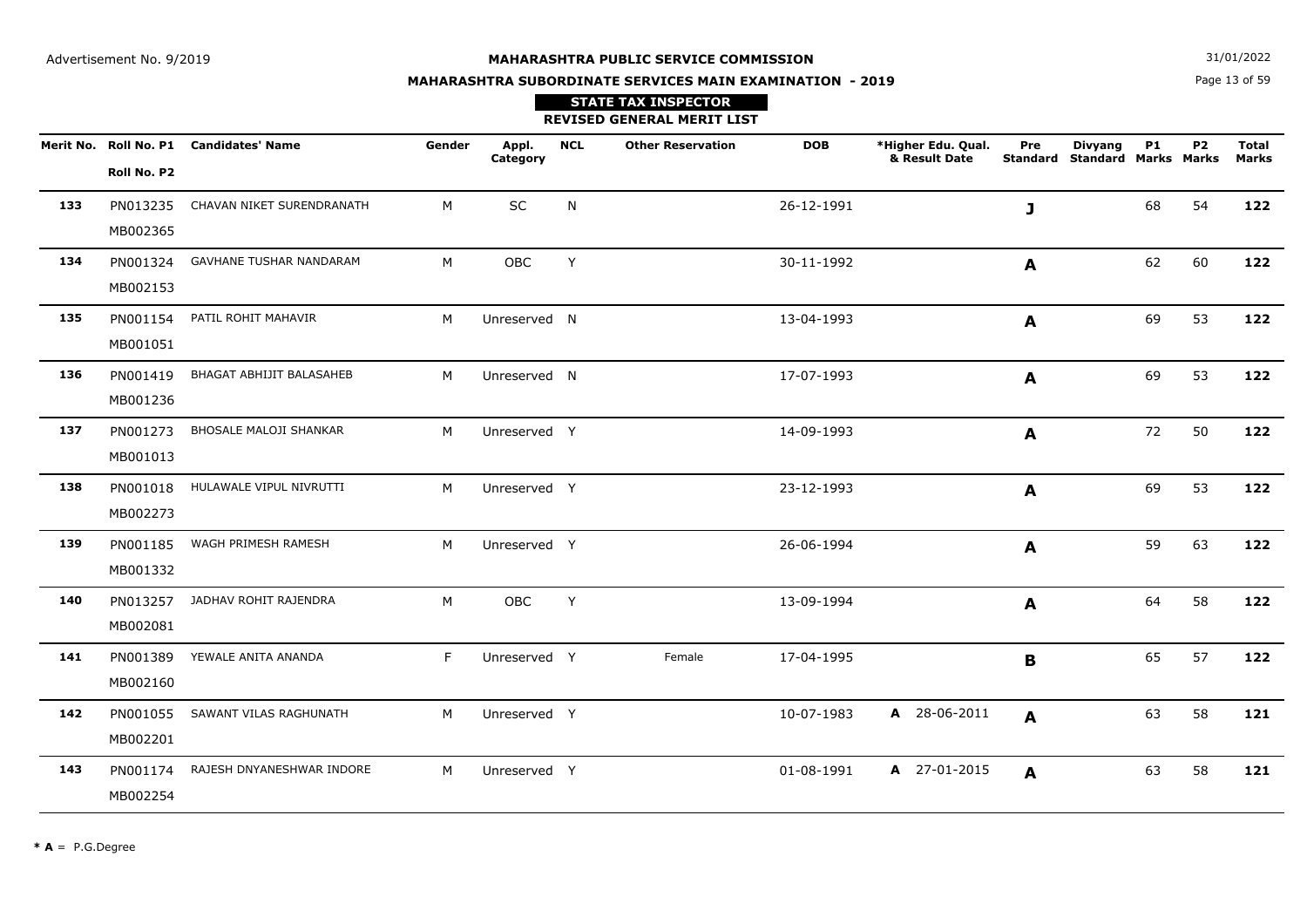Advertisement No. 9/2019

31/01/2022

**MAHARASHTRA PUBLIC SERVICE COMMISSION**

**MAHARASHTRA SUBORDINATE SERVICES MAIN EXAMINATION - 2019**

**STATE TAX INSPECTOR**

**REVISED GENERAL MERIT LIST**

| Merit No. | Roll No. P1 / Roll No. P2 | Candidates' Name | Gender | Appl. Category | NCL | Other Reservation | DOB | *Higher Edu. Qual. & Result Date | Pre Standard | Divyang Standard | P1 Marks | P2 Marks | Total Marks |
|---|---|---|---|---|---|---|---|---|---|---|---|---|---|
| **133** | PN013235 MB002365 | CHAVAN NIKET SURENDRANATH | M | SC | N | | 26-12-1991 | | **J** | | 68 | 54 | **122** |
| **134** | PN001324 MB002153 | GAVHANE TUSHAR NANDARAM | M | OBC | Y | | 30-11-1992 | | **A** | | 62 | 60 | **122** |
| **135** | PN001154 MB001051 | PATIL ROHIT MAHAVIR | M | Unreserved | N | | 13-04-1993 | | **A** | | 69 | 53 | **122** |
| **136** | PN001419 MB001236 | BHAGAT ABHIJIT BALASAHEB | M | Unreserved | N | | 17-07-1993 | | **A** | | 69 | 53 | **122** |
| **137** | PN001273 MB001013 | BHOSALE MALOJI SHANKAR | M | Unreserved | Y | | 14-09-1993 | | **A** | | 72 | 50 | **122** |
| **138** | PN001018 MB002273 | HULAWALE VIPUL NIVRUTTI | M | Unreserved | Y | | 23-12-1993 | | **A** | | 69 | 53 | **122** |
| **139** | PN001185 MB001332 | WAGH PRIMESH RAMESH | M | Unreserved | Y | | 26-06-1994 | | **A** | | 59 | 63 | **122** |
| **140** | PN013257 MB002081 | JADHAV ROHIT RAJENDRA | M | OBC | Y | | 13-09-1994 | | **A** | | 64 | 58 | **122** |
| **141** | PN001389 MB002160 | YEWALE ANITA ANANDA | F | Unreserved | Y | Female | 17-04-1995 | | **B** | | 65 | 57 | **122** |
| **142** | PN001055 MB002201 | SAWANT VILAS RAGHUNATH | M | Unreserved | Y | | 10-07-1983 | **A** 28-06-2011 | **A** | | 63 | 58 | **121** |
| **143** | PN001174 MB002254 | RAJESH DNYANESHWAR INDORE | M | Unreserved | Y | | 01-08-1991 | **A** 27-01-2015 | **A** | | 63 | 58 | **121** |

**\* A** = P.G.Degree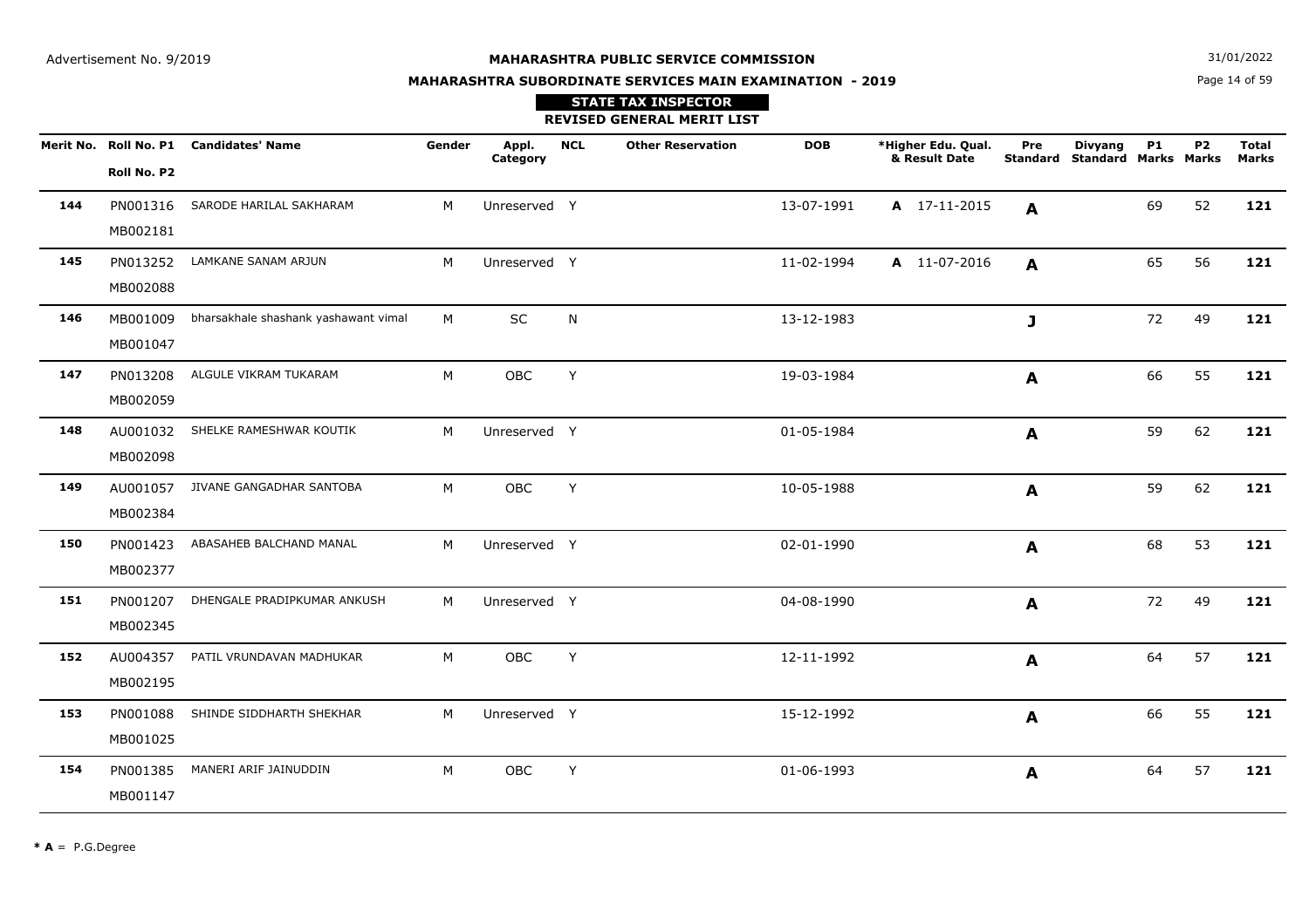Advertisement No. 9/2019

**MAHARASHTRA PUBLIC SERVICE COMMISSION**

**MAHARASHTRA SUBORDINATE SERVICES MAIN EXAMINATION - 2019**

31/01/2022

**STATE TAX INSPECTOR**

**REVISED GENERAL MERIT LIST**

| Merit No. | Roll No. P1 / Roll No. P2 | Candidates' Name | Gender | Appl. Category | NCL | Other Reservation | DOB | *Higher Edu. Qual. & Result Date | Pre Standard | Divyang Standard | P1 Marks | P2 Marks | Total Marks |
|---|---|---|---|---|---|---|---|---|---|---|---|---|---|
| **144** | PN001316 MB002181 | SARODE HARILAL SAKHARAM | M | Unreserved | Y | | 13-07-1991 | **A** 17-11-2015 | **A** | | 69 | 52 | **121** |
| **145** | PN013252 MB002088 | LAMKANE SANAM ARJUN | M | Unreserved | Y | | 11-02-1994 | **A** 11-07-2016 | **A** | | 65 | 56 | **121** |
| **146** | MB001009 MB001047 | bharsakhale shashank yashawant vimal | M | SC | N | | 13-12-1983 | | **J** | | 72 | 49 | **121** |
| **147** | PN013208 MB002059 | ALGULE VIKRAM TUKARAM | M | OBC | Y | | 19-03-1984 | | **A** | | 66 | 55 | **121** |
| **148** | AU001032 MB002098 | SHELKE RAMESHWAR KOUTIK | M | Unreserved | Y | | 01-05-1984 | | **A** | | 59 | 62 | **121** |
| **149** | AU001057 MB002384 | JIVANE GANGADHAR SANTOBA | M | OBC | Y | | 10-05-1988 | | **A** | | 59 | 62 | **121** |
| **150** | PN001423 MB002377 | ABASAHEB BALCHAND MANAL | M | Unreserved | Y | | 02-01-1990 | | **A** | | 68 | 53 | **121** |
| **151** | PN001207 MB002345 | DHENGALE PRADIPKUMAR ANKUSH | M | Unreserved | Y | | 04-08-1990 | | **A** | | 72 | 49 | **121** |
| **152** | AU004357 MB002195 | PATIL VRUNDAVAN MADHUKAR | M | OBC | Y | | 12-11-1992 | | **A** | | 64 | 57 | **121** |
| **153** | PN001088 MB001025 | SHINDE SIDDHARTH SHEKHAR | M | Unreserved | Y | | 15-12-1992 | | **A** | | 66 | 55 | **121** |
| **154** | PN001385 MB001147 | MANERI ARIF JAINUDDIN | M | OBC | Y | | 01-06-1993 | | **A** | | 64 | 57 | **121** |

*** A** = P.G.Degree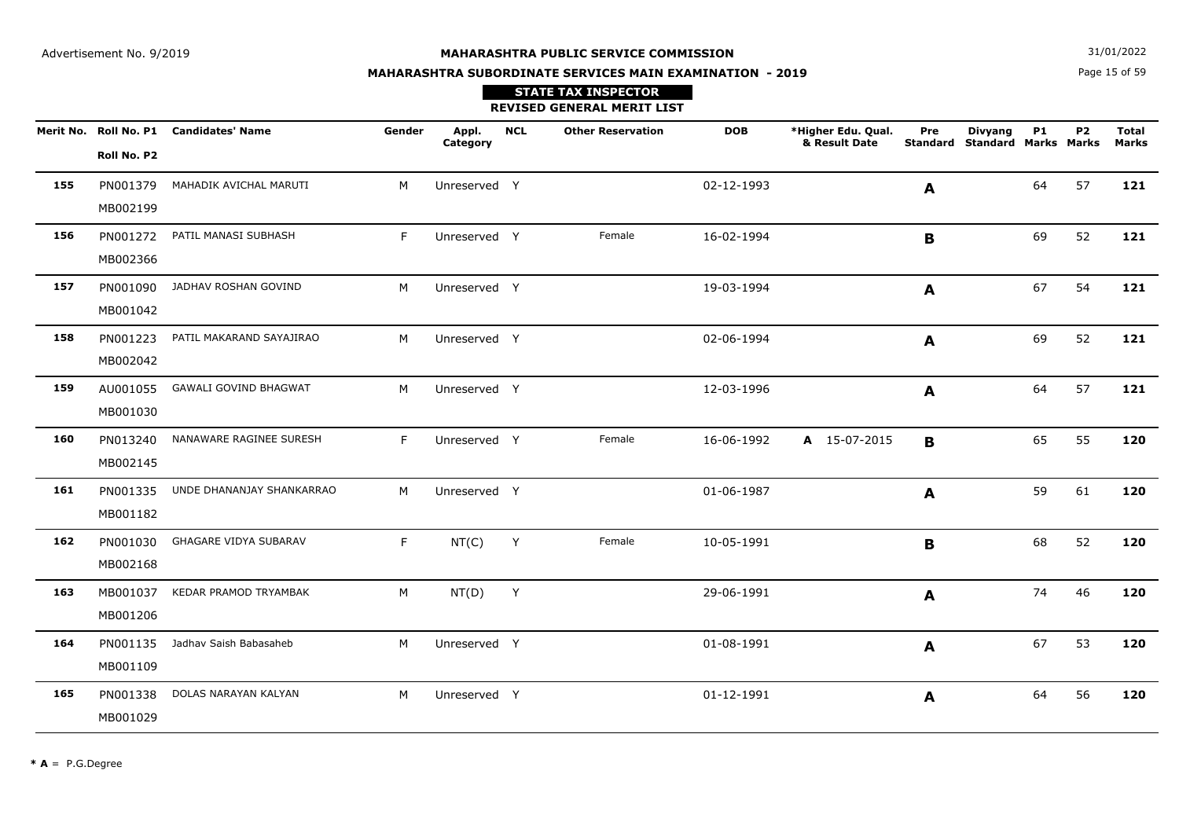Advertisement No. 9/2019

# MAHARASHTRA PUBLIC SERVICE COMMISSION

## MAHARASHTRA SUBORDINATE SERVICES MAIN EXAMINATION - 2019

31/01/2022

### STATE TAX INSPECTOR

### REVISED GENERAL MERIT LIST

| Merit No. | Roll No. P1 / Roll No. P2 | Candidates' Name | Gender | Appl. Category | NCL | Other Reservation | DOB | *Higher Edu. Qual. & Result Date | Pre Standard | Divyang Standard | P1 Marks | P2 Marks | Total Marks |
|---|---|---|---|---|---|---|---|---|---|---|---|---|---|
| **155** | PN001379 MB002199 | MAHADIK AVICHAL MARUTI | M | Unreserved | Y | | 02-12-1993 | | **A** | | 64 | 57 | **121** |
| **156** | PN001272 MB002366 | PATIL MANASI SUBHASH | F | Unreserved | Y | Female | 16-02-1994 | | **B** | | 69 | 52 | **121** |
| **157** | PN001090 MB001042 | JADHAV ROSHAN GOVIND | M | Unreserved | Y | | 19-03-1994 | | **A** | | 67 | 54 | **121** |
| **158** | PN001223 MB002042 | PATIL MAKARAND SAYAJIRAO | M | Unreserved | Y | | 02-06-1994 | | **A** | | 69 | 52 | **121** |
| **159** | AU001055 MB001030 | GAWALI GOVIND BHAGWAT | M | Unreserved | Y | | 12-03-1996 | | **A** | | 64 | 57 | **121** |
| **160** | PN013240 MB002145 | NANAWARE RAGINEE SURESH | F | Unreserved | Y | Female | 16-06-1992 | **A** 15-07-2015 | **B** | | 65 | 55 | **120** |
| **161** | PN001335 MB001182 | UNDE DHANANJAY SHANKARRAO | M | Unreserved | Y | | 01-06-1987 | | **A** | | 59 | 61 | **120** |
| **162** | PN001030 MB002168 | GHAGARE VIDYA SUBARAV | F | NT(C) | Y | Female | 10-05-1991 | | **B** | | 68 | 52 | **120** |
| **163** | MB001037 MB001206 | KEDAR PRAMOD TRYAMBAK | M | NT(D) | Y | | 29-06-1991 | | **A** | | 74 | 46 | **120** |
| **164** | PN001135 MB001109 | Jadhav Saish Babasaheb | M | Unreserved | Y | | 01-08-1991 | | **A** | | 67 | 53 | **120** |
| **165** | PN001338 MB001029 | DOLAS NARAYAN KALYAN | M | Unreserved | Y | | 01-12-1991 | | **A** | | 64 | 56 | **120** |

**\* A** = P.G.Degree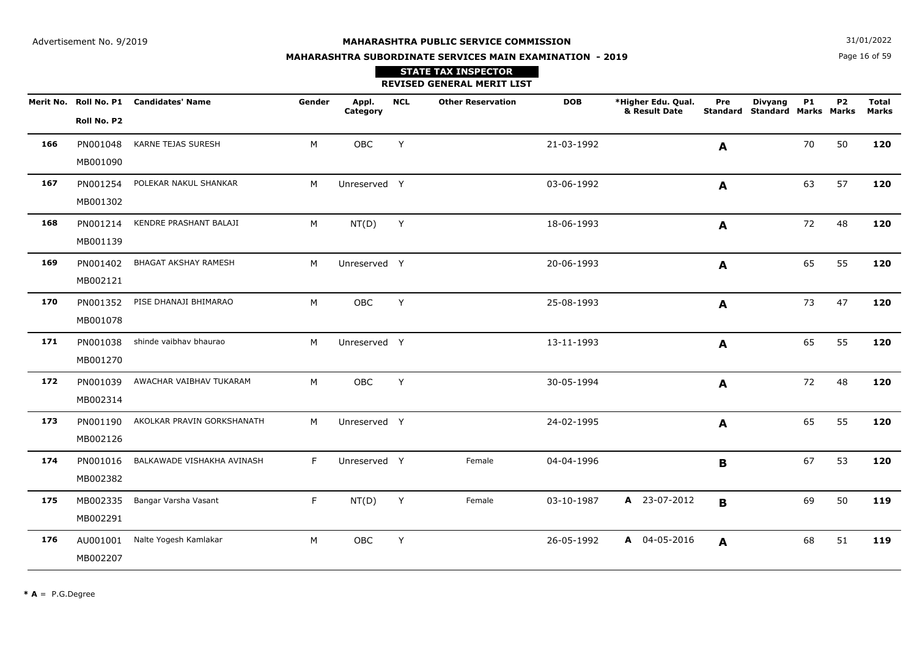Advertisement No. 9/2019

**MAHARASHTRA PUBLIC SERVICE COMMISSION**

**MAHARASHTRA SUBORDINATE SERVICES MAIN EXAMINATION - 2019**

31/01/2022

**STATE TAX INSPECTOR**

**REVISED GENERAL MERIT LIST**

| Merit No. | Roll No. P1 / Roll No. P2 | Candidates' Name | Gender | Appl. Category | NCL | Other Reservation | DOB | *Higher Edu. Qual. & Result Date | Pre Standard | Divyang Standard | P1 Marks | P2 Marks | Total Marks |
|---|---|---|---|---|---|---|---|---|---|---|---|---|---|
| **166** | PN001048 / MB001090 | KARNE TEJAS SURESH | M | OBC | Y | | 21-03-1992 | | **A** | | 70 | 50 | **120** |
| **167** | PN001254 / MB001302 | POLEKAR NAKUL SHANKAR | M | Unreserved | Y | | 03-06-1992 | | **A** | | 63 | 57 | **120** |
| **168** | PN001214 / MB001139 | KENDRE PRASHANT BALAJI | M | NT(D) | Y | | 18-06-1993 | | **A** | | 72 | 48 | **120** |
| **169** | PN001402 / MB002121 | BHAGAT AKSHAY RAMESH | M | Unreserved | Y | | 20-06-1993 | | **A** | | 65 | 55 | **120** |
| **170** | PN001352 / MB001078 | PISE DHANAJI BHIMARAO | M | OBC | Y | | 25-08-1993 | | **A** | | 73 | 47 | **120** |
| **171** | PN001038 / MB001270 | shinde vaibhav bhaurao | M | Unreserved | Y | | 13-11-1993 | | **A** | | 65 | 55 | **120** |
| **172** | PN001039 / MB002314 | AWACHAR VAIBHAV TUKARAM | M | OBC | Y | | 30-05-1994 | | **A** | | 72 | 48 | **120** |
| **173** | PN001190 / MB002126 | AKOLKAR PRAVIN GORKSHANATH | M | Unreserved | Y | | 24-02-1995 | | **A** | | 65 | 55 | **120** |
| **174** | PN001016 / MB002382 | BALKAWADE VISHAKHA AVINASH | F | Unreserved | Y | Female | 04-04-1996 | | **B** | | 67 | 53 | **120** |
| **175** | MB002335 / MB002291 | Bangar Varsha Vasant | F | NT(D) | Y | Female | 03-10-1987 | **A** 23-07-2012 | **B** | | 69 | 50 | **119** |
| **176** | AU001001 / MB002207 | Nalte Yogesh Kamlakar | M | OBC | Y | | 26-05-1992 | **A** 04-05-2016 | **A** | | 68 | 51 | **119** |

**\* A** = P.G.Degree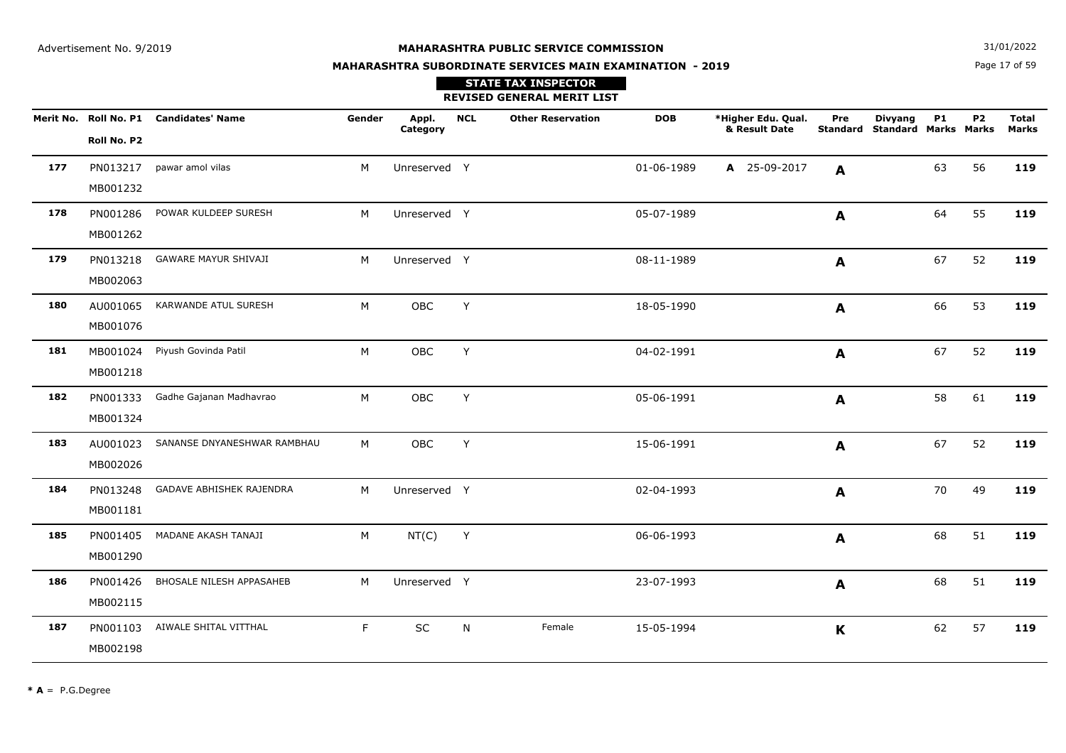Advertisement No. 9/2019

**MAHARASHTRA PUBLIC SERVICE COMMISSION**

31/01/2022

**MAHARASHTRA SUBORDINATE SERVICES MAIN EXAMINATION - 2019**

**STATE TAX INSPECTOR**

**REVISED GENERAL MERIT LIST**

| Merit No. | Roll No. P1 / Roll No. P2 | Candidates' Name | Gender | Appl. Category | NCL | Other Reservation | DOB | *Higher Edu. Qual. & Result Date | Pre Standard | Divyang Standard | P1 Marks | P2 Marks | Total Marks |
|---|---|---|---|---|---|---|---|---|---|---|---|---|---|
| **177** | PN013217 MB001232 | pawar amol vilas | M | Unreserved | Y | | 01-06-1989 | **A** 25-09-2017 | **A** | | 63 | 56 | **119** |
| **178** | PN001286 MB001262 | POWAR KULDEEP SURESH | M | Unreserved | Y | | 05-07-1989 | | **A** | | 64 | 55 | **119** |
| **179** | PN013218 MB002063 | GAWARE MAYUR SHIVAJI | M | Unreserved | Y | | 08-11-1989 | | **A** | | 67 | 52 | **119** |
| **180** | AU001065 MB001076 | KARWANDE ATUL SURESH | M | OBC | Y | | 18-05-1990 | | **A** | | 66 | 53 | **119** |
| **181** | MB001024 MB001218 | Piyush Govinda Patil | M | OBC | Y | | 04-02-1991 | | **A** | | 67 | 52 | **119** |
| **182** | PN001333 MB001324 | Gadhe Gajanan Madhavrao | M | OBC | Y | | 05-06-1991 | | **A** | | 58 | 61 | **119** |
| **183** | AU001023 MB002026 | SANANSE DNYANESHWAR RAMBHAU | M | OBC | Y | | 15-06-1991 | | **A** | | 67 | 52 | **119** |
| **184** | PN013248 MB001181 | GADAVE ABHISHEK RAJENDRA | M | Unreserved | Y | | 02-04-1993 | | **A** | | 70 | 49 | **119** |
| **185** | PN001405 MB001290 | MADANE AKASH TANAJI | M | NT(C) | Y | | 06-06-1993 | | **A** | | 68 | 51 | **119** |
| **186** | PN001426 MB002115 | BHOSALE NILESH APPASAHEB | M | Unreserved | Y | | 23-07-1993 | | **A** | | 68 | 51 | **119** |
| **187** | PN001103 MB002198 | AIWALE SHITAL VITTHAL | F | SC | N | Female | 15-05-1994 | | **K** | | 62 | 57 | **119** |

**\* A** = P.G.Degree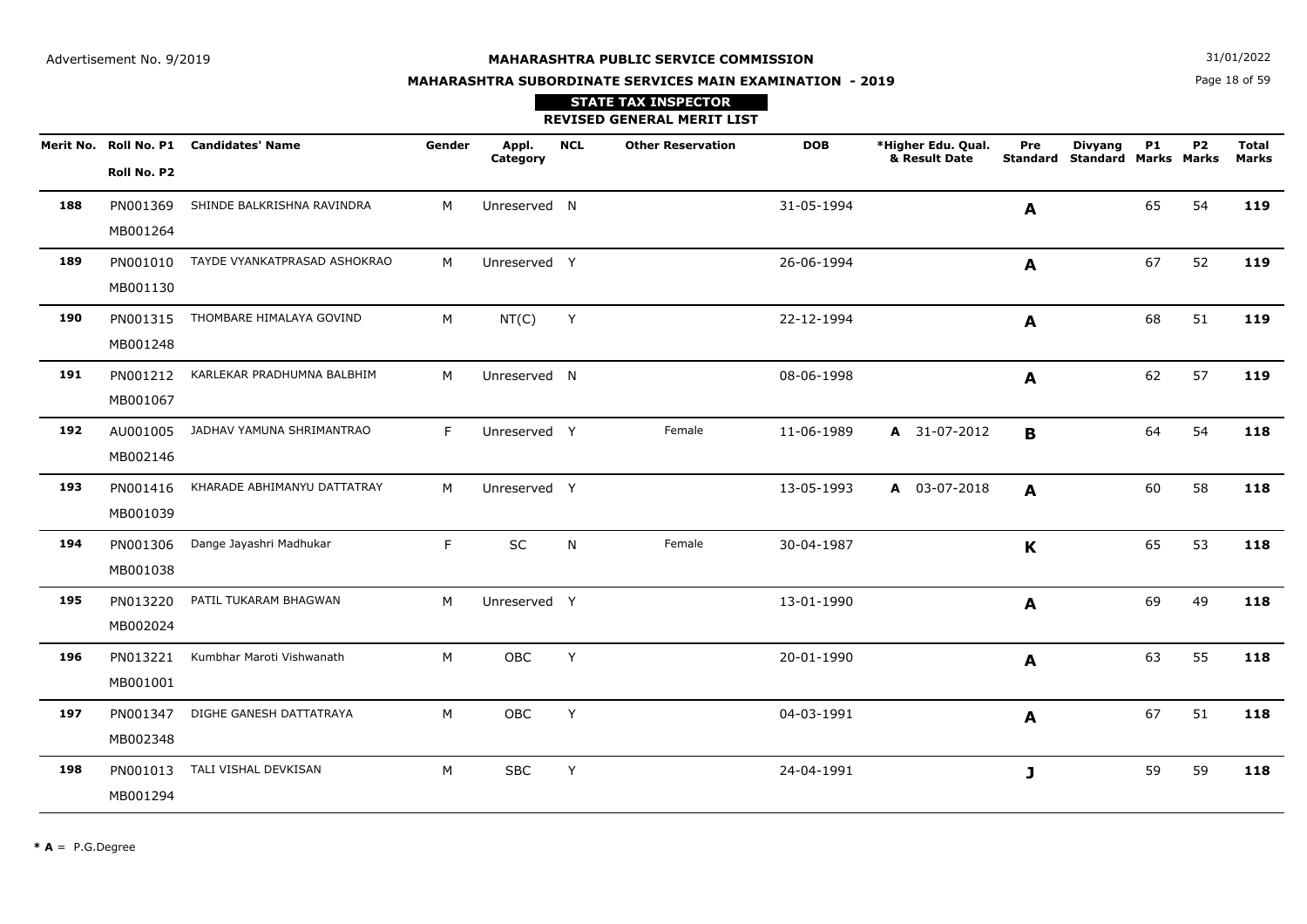Advertisement No. 9/2019

**MAHARASHTRA PUBLIC SERVICE COMMISSION**

**MAHARASHTRA SUBORDINATE SERVICES MAIN EXAMINATION - 2019**

31/01/2022

**STATE TAX INSPECTOR**

**REVISED GENERAL MERIT LIST**

| Merit No. | Roll No. P1 / Roll No. P2 | Candidates' Name | Gender | Appl. Category | NCL | Other Reservation | DOB | *Higher Edu. Qual. & Result Date | Pre Standard | Divyang Standard | P1 Marks | P2 Marks | Total Marks |
|---|---|---|---|---|---|---|---|---|---|---|---|---|---|
| **188** | PN001369 MB001264 | SHINDE BALKRISHNA RAVINDRA | M | Unreserved | N | | 31-05-1994 | | **A** | | 65 | 54 | **119** |
| **189** | PN001010 MB001130 | TAYDE VYANKATPRASAD ASHOKRAO | M | Unreserved | Y | | 26-06-1994 | | **A** | | 67 | 52 | **119** |
| **190** | PN001315 MB001248 | THOMBARE HIMALAYA GOVIND | M | NT(C) | Y | | 22-12-1994 | | **A** | | 68 | 51 | **119** |
| **191** | PN001212 MB001067 | KARLEKAR PRADHUMNA BALBHIM | M | Unreserved | N | | 08-06-1998 | | **A** | | 62 | 57 | **119** |
| **192** | AU001005 MB002146 | JADHAV YAMUNA SHRIMANTRAO | F | Unreserved | Y | Female | 11-06-1989 | **A** 31-07-2012 | **B** | | 64 | 54 | **118** |
| **193** | PN001416 MB001039 | KHARADE ABHIMANYU DATTATRAY | M | Unreserved | Y | | 13-05-1993 | **A** 03-07-2018 | **A** | | 60 | 58 | **118** |
| **194** | PN001306 MB001038 | Dange Jayashri Madhukar | F | SC | N | Female | 30-04-1987 | | **K** | | 65 | 53 | **118** |
| **195** | PN013220 MB002024 | PATIL TUKARAM BHAGWAN | M | Unreserved | Y | | 13-01-1990 | | **A** | | 69 | 49 | **118** |
| **196** | PN013221 MB001001 | Kumbhar Maroti Vishwanath | M | OBC | Y | | 20-01-1990 | | **A** | | 63 | 55 | **118** |
| **197** | PN001347 MB002348 | DIGHE GANESH DATTATRAYA | M | OBC | Y | | 04-03-1991 | | **A** | | 67 | 51 | **118** |
| **198** | PN001013 MB001294 | TALI VISHAL DEVKISAN | M | SBC | Y | | 24-04-1991 | | **J** | | 59 | 59 | **118** |

*** A** = P.G.Degree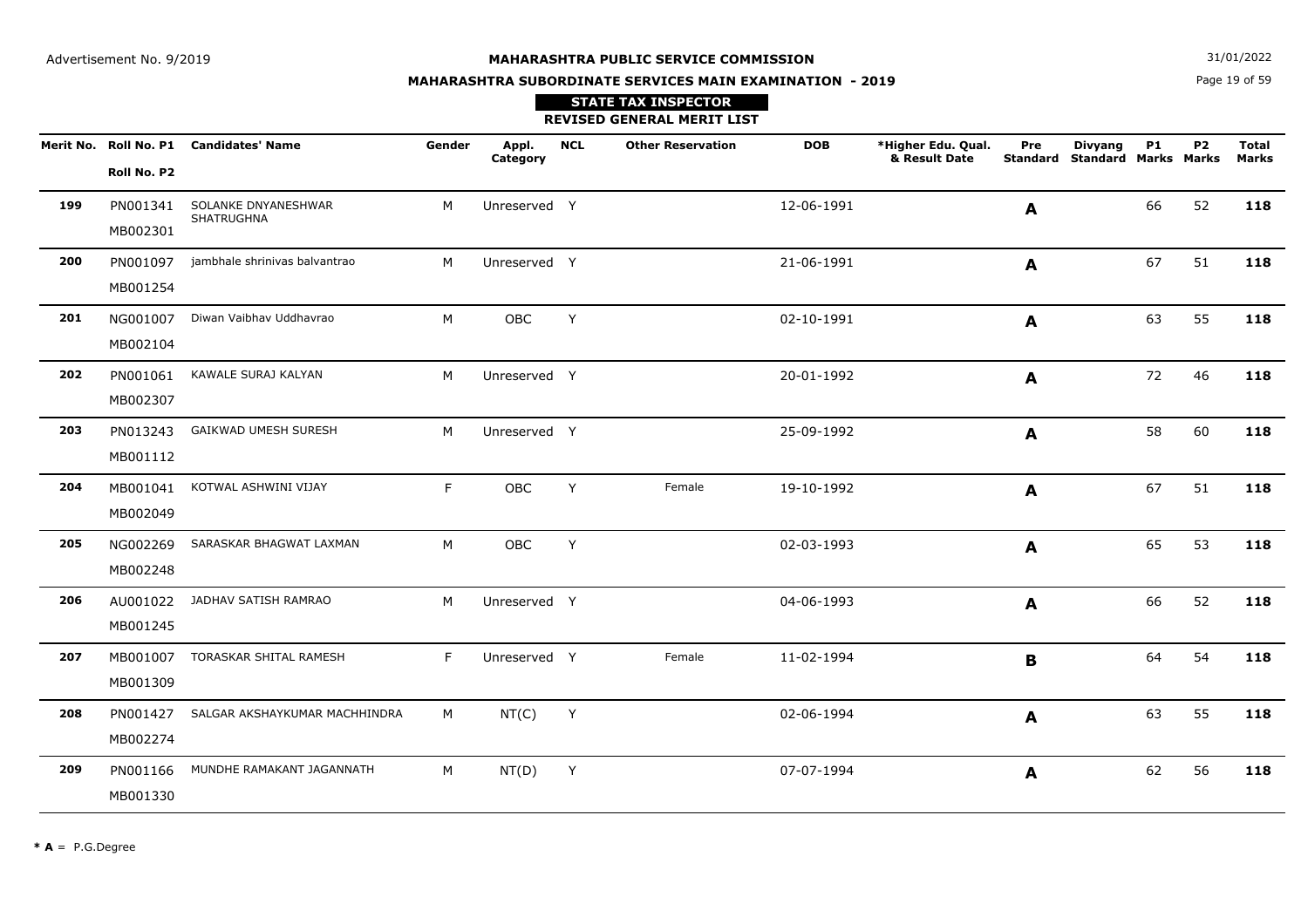Advertisement No. 9/2019

**MAHARASHTRA PUBLIC SERVICE COMMISSION**

**MAHARASHTRA SUBORDINATE SERVICES MAIN EXAMINATION - 2019**

31/01/2022

**STATE TAX INSPECTOR**

**REVISED GENERAL MERIT LIST**

| Merit No. | Roll No. P1 / Roll No. P2 | Candidates' Name | Gender | Appl. Category | NCL | Other Reservation | DOB | *Higher Edu. Qual. & Result Date | Pre Standard | Divyang Standard | P1 Marks | P2 Marks | Total Marks |
|---|---|---|---|---|---|---|---|---|---|---|---|---|---|
| **199** | PN001341 MB002301 | SOLANKE DNYANESHWAR SHATRUGHNA | M | Unreserved | Y | | 12-06-1991 | | **A** | | 66 | 52 | **118** |
| **200** | PN001097 MB001254 | jambhale shrinivas balvantrao | M | Unreserved | Y | | 21-06-1991 | | **A** | | 67 | 51 | **118** |
| **201** | NG001007 MB002104 | Diwan Vaibhav Uddhavrao | M | OBC | Y | | 02-10-1991 | | **A** | | 63 | 55 | **118** |
| **202** | PN001061 MB002307 | KAWALE SURAJ KALYAN | M | Unreserved | Y | | 20-01-1992 | | **A** | | 72 | 46 | **118** |
| **203** | PN013243 MB001112 | GAIKWAD UMESH SURESH | M | Unreserved | Y | | 25-09-1992 | | **A** | | 58 | 60 | **118** |
| **204** | MB001041 MB002049 | KOTWAL ASHWINI VIJAY | F | OBC | Y | Female | 19-10-1992 | | **A** | | 67 | 51 | **118** |
| **205** | NG002269 MB002248 | SARASKAR BHAGWAT LAXMAN | M | OBC | Y | | 02-03-1993 | | **A** | | 65 | 53 | **118** |
| **206** | AU001022 MB001245 | JADHAV SATISH RAMRAO | M | Unreserved | Y | | 04-06-1993 | | **A** | | 66 | 52 | **118** |
| **207** | MB001007 MB001309 | TORASKAR SHITAL RAMESH | F | Unreserved | Y | Female | 11-02-1994 | | **B** | | 64 | 54 | **118** |
| **208** | PN001427 MB002274 | SALGAR AKSHAYKUMAR MACHHINDRA | M | NT(C) | Y | | 02-06-1994 | | **A** | | 63 | 55 | **118** |
| **209** | PN001166 MB001330 | MUNDHE RAMAKANT JAGANNATH | M | NT(D) | Y | | 07-07-1994 | | **A** | | 62 | 56 | **118** |

**\* A** = P.G.Degree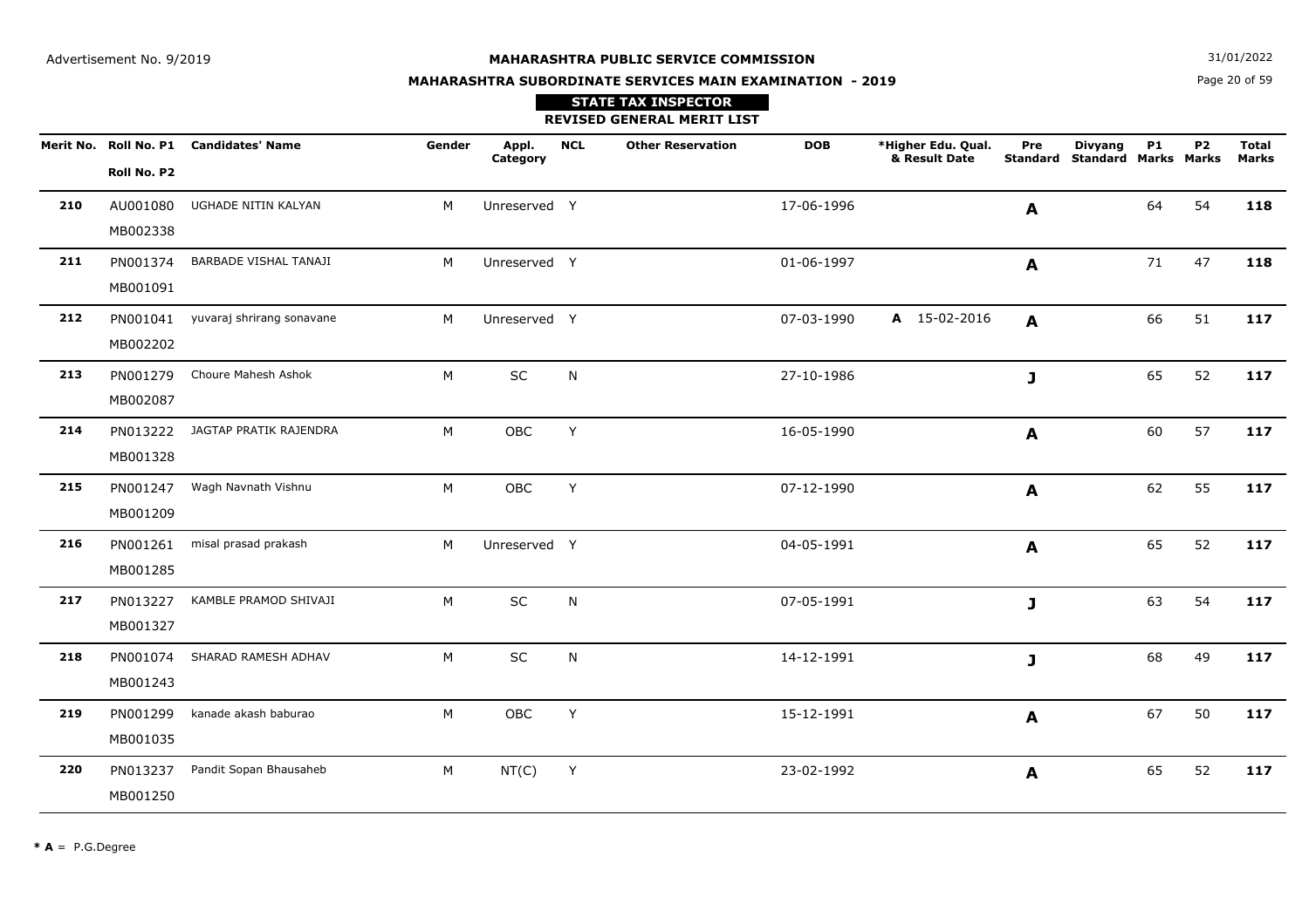Advertisement No. 9/2019

31/01/2022

# MAHARASHTRA PUBLIC SERVICE COMMISSION

## MAHARASHTRA SUBORDINATE SERVICES MAIN EXAMINATION - 2019

### STATE TAX INSPECTOR

### REVISED GENERAL MERIT LIST

| Merit No. | Roll No. P1 / Roll No. P2 | Candidates' Name | Gender | Appl. Category | NCL | Other Reservation | DOB | *Higher Edu. Qual. & Result Date | Pre Standard | Divyang Standard | P1 Marks | P2 Marks | Total Marks |
|---|---|---|---|---|---|---|---|---|---|---|---|---|---|
| **210** | AU001080 MB002338 | UGHADE NITIN KALYAN | M | Unreserved | Y | | 17-06-1996 | | **A** | | 64 | 54 | **118** |
| **211** | PN001374 MB001091 | BARBADE VISHAL TANAJI | M | Unreserved | Y | | 01-06-1997 | | **A** | | 71 | 47 | **118** |
| **212** | PN001041 MB002202 | yuvaraj shrirang sonavane | M | Unreserved | Y | | 07-03-1990 | **A** 15-02-2016 | **A** | | 66 | 51 | **117** |
| **213** | PN001279 MB002087 | Choure Mahesh Ashok | M | SC | N | | 27-10-1986 | | **J** | | 65 | 52 | **117** |
| **214** | PN013222 MB001328 | JAGTAP PRATIK RAJENDRA | M | OBC | Y | | 16-05-1990 | | **A** | | 60 | 57 | **117** |
| **215** | PN001247 MB001209 | Wagh Navnath Vishnu | M | OBC | Y | | 07-12-1990 | | **A** | | 62 | 55 | **117** |
| **216** | PN001261 MB001285 | misal prasad prakash | M | Unreserved | Y | | 04-05-1991 | | **A** | | 65 | 52 | **117** |
| **217** | PN013227 MB001327 | KAMBLE PRAMOD SHIVAJI | M | SC | N | | 07-05-1991 | | **J** | | 63 | 54 | **117** |
| **218** | PN001074 MB001243 | SHARAD RAMESH ADHAV | M | SC | N | | 14-12-1991 | | **J** | | 68 | 49 | **117** |
| **219** | PN001299 MB001035 | kanade akash baburao | M | OBC | Y | | 15-12-1991 | | **A** | | 67 | 50 | **117** |
| **220** | PN013237 MB001250 | Pandit Sopan Bhausaheb | M | NT(C) | Y | | 23-02-1992 | | **A** | | 65 | 52 | **117** |

**\* A** = P.G.Degree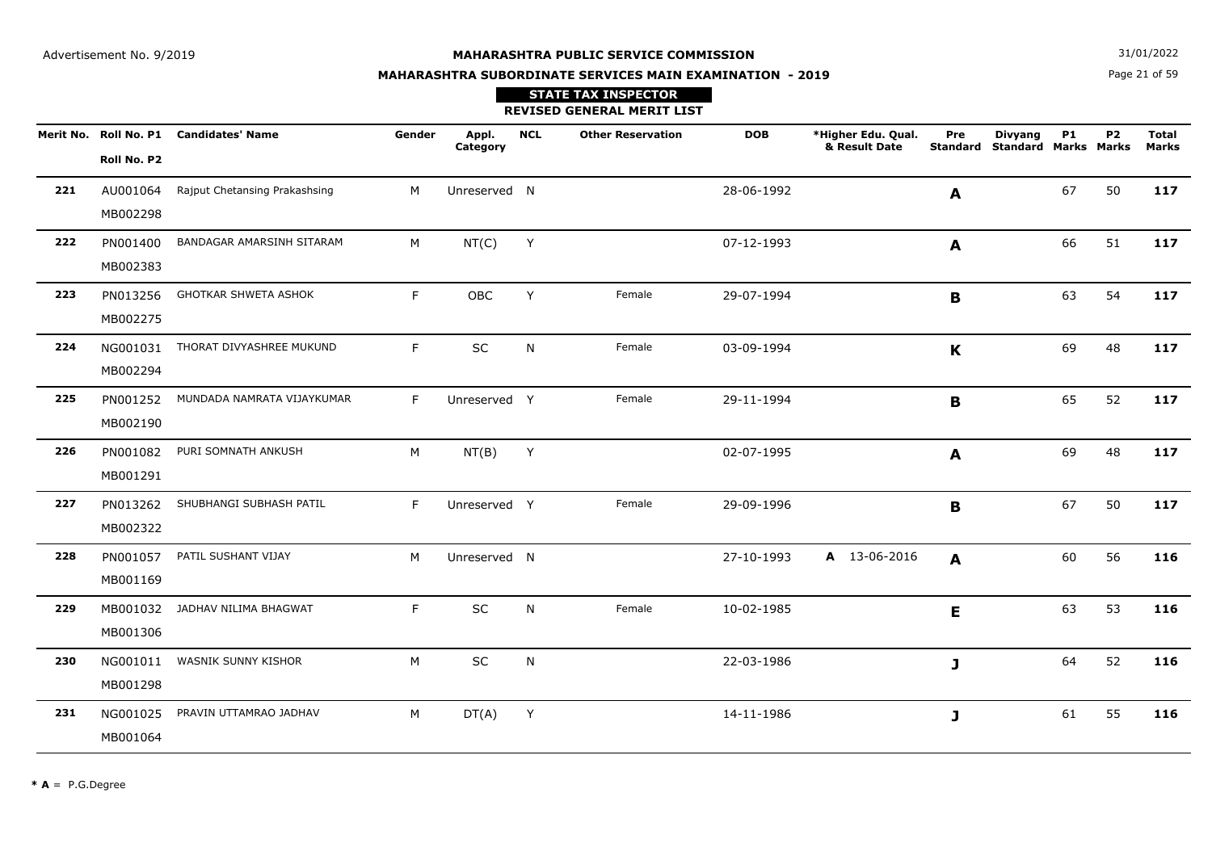Advertisement No. 9/2019

# MAHARASHTRA PUBLIC SERVICE COMMISSION

## MAHARASHTRA SUBORDINATE SERVICES MAIN EXAMINATION - 2019

### STATE TAX INSPECTOR

### REVISED GENERAL MERIT LIST

31/01/2022

| Merit No. | Roll No. P1 / Roll No. P2 | Candidates' Name | Gender | Appl. Category | NCL | Other Reservation | DOB | *Higher Edu. Qual. & Result Date | Pre Standard | Divyang Standard | P1 Marks | P2 Marks | Total Marks |
|---|---|---|---|---|---|---|---|---|---|---|---|---|---|
| 221 | AU001064 MB002298 | Rajput Chetansing Prakashsing | M | Unreserved | N | | 28-06-1992 | | **A** | | 67 | 50 | **117** |
| 222 | PN001400 MB002383 | BANDAGAR AMARSINH SITARAM | M | NT(C) | Y | | 07-12-1993 | | **A** | | 66 | 51 | **117** |
| 223 | PN013256 MB002275 | GHOTKAR SHWETA ASHOK | F | OBC | Y | Female | 29-07-1994 | | **B** | | 63 | 54 | **117** |
| 224 | NG001031 MB002294 | THORAT DIVYASHREE MUKUND | F | SC | N | Female | 03-09-1994 | | **K** | | 69 | 48 | **117** |
| 225 | PN001252 MB002190 | MUNDADA NAMRATA VIJAYKUMAR | F | Unreserved | Y | Female | 29-11-1994 | | **B** | | 65 | 52 | **117** |
| 226 | PN001082 MB001291 | PURI SOMNATH ANKUSH | M | NT(B) | Y | | 02-07-1995 | | **A** | | 69 | 48 | **117** |
| 227 | PN013262 MB002322 | SHUBHANGI SUBHASH PATIL | F | Unreserved | Y | Female | 29-09-1996 | | **B** | | 67 | 50 | **117** |
| 228 | PN001057 MB001169 | PATIL SUSHANT VIJAY | M | Unreserved | N | | 27-10-1993 | **A** 13-06-2016 | **A** | | 60 | 56 | **116** |
| 229 | MB001032 MB001306 | JADHAV NILIMA BHAGWAT | F | SC | N | Female | 10-02-1985 | | **E** | | 63 | 53 | **116** |
| 230 | NG001011 MB001298 | WASNIK SUNNY KISHOR | M | SC | N | | 22-03-1986 | | **J** | | 64 | 52 | **116** |
| 231 | NG001025 MB001064 | PRAVIN UTTAMRAO JADHAV | M | DT(A) | Y | | 14-11-1986 | | **J** | | 61 | 55 | **116** |

* **A** = P.G.Degree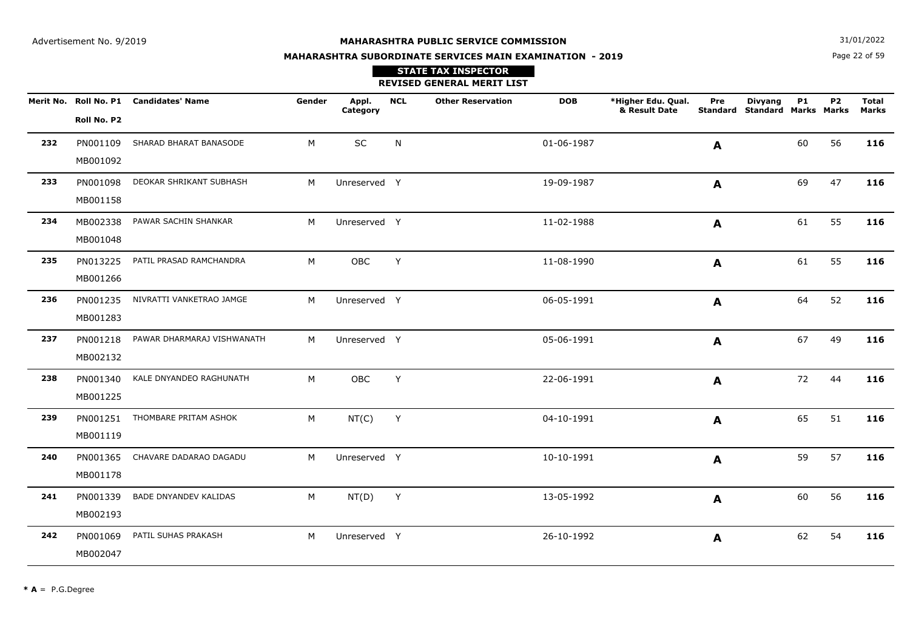Advertisement No. 9/2019

31/01/2022

# MAHARASHTRA PUBLIC SERVICE COMMISSION

## MAHARASHTRA SUBORDINATE SERVICES MAIN EXAMINATION - 2019

### STATE TAX INSPECTOR

### REVISED GENERAL MERIT LIST

| Merit No. | Roll No. P1 / Roll No. P2 | Candidates' Name | Gender | Appl. Category | NCL | Other Reservation | DOB | *Higher Edu. Qual. & Result Date | Pre Standard | Divyang Standard | P1 Marks | P2 Marks | Total Marks |
|---|---|---|---|---|---|---|---|---|---|---|---|---|---|
| **232** | PN001109 MB001092 | SHARAD BHARAT BANASODE | M | SC | N | | 01-06-1987 | | **A** | | 60 | 56 | **116** |
| **233** | PN001098 MB001158 | DEOKAR SHRIKANT SUBHASH | M | Unreserved | Y | | 19-09-1987 | | **A** | | 69 | 47 | **116** |
| **234** | MB002338 MB001048 | PAWAR SACHIN SHANKAR | M | Unreserved | Y | | 11-02-1988 | | **A** | | 61 | 55 | **116** |
| **235** | PN013225 MB001266 | PATIL PRASAD RAMCHANDRA | M | OBC | Y | | 11-08-1990 | | **A** | | 61 | 55 | **116** |
| **236** | PN001235 MB001283 | NIVRATTI VANKETRAO JAMGE | M | Unreserved | Y | | 06-05-1991 | | **A** | | 64 | 52 | **116** |
| **237** | PN001218 MB002132 | PAWAR DHARMARAJ VISHWANATH | M | Unreserved | Y | | 05-06-1991 | | **A** | | 67 | 49 | **116** |
| **238** | PN001340 MB001225 | KALE DNYANDEO RAGHUNATH | M | OBC | Y | | 22-06-1991 | | **A** | | 72 | 44 | **116** |
| **239** | PN001251 MB001119 | THOMBARE PRITAM ASHOK | M | NT(C) | Y | | 04-10-1991 | | **A** | | 65 | 51 | **116** |
| **240** | PN001365 MB001178 | CHAVARE DADARAO DAGADU | M | Unreserved | Y | | 10-10-1991 | | **A** | | 59 | 57 | **116** |
| **241** | PN001339 MB002193 | BADE DNYANDEV KALIDAS | M | NT(D) | Y | | 13-05-1992 | | **A** | | 60 | 56 | **116** |
| **242** | PN001069 MB002047 | PATIL SUHAS PRAKASH | M | Unreserved | Y | | 26-10-1992 | | **A** | | 62 | 54 | **116** |

*** A** = P.G.Degree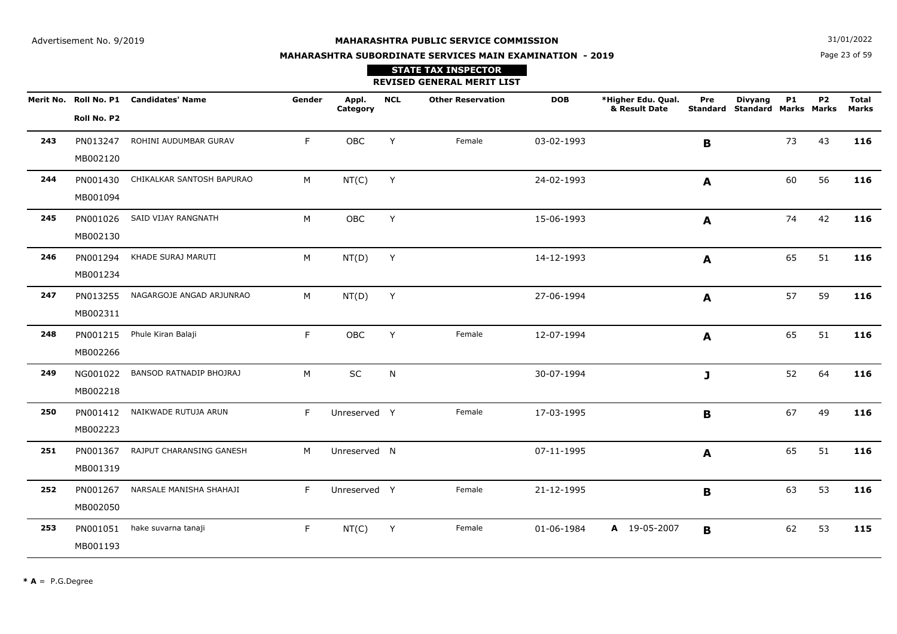Advertisement No. 9/2019

**MAHARASHTRA PUBLIC SERVICE COMMISSION**

**MAHARASHTRA SUBORDINATE SERVICES MAIN EXAMINATION - 2019**

31/01/2022

**STATE TAX INSPECTOR**

**REVISED GENERAL MERIT LIST**

| Merit No. | Roll No. P1 / Roll No. P2 | Candidates' Name | Gender | Appl. Category | NCL | Other Reservation | DOB | *Higher Edu. Qual. & Result Date | Pre Standard | Divyang Standard | P1 Marks | P2 Marks | Total Marks |
|---|---|---|---|---|---|---|---|---|---|---|---|---|---|
| **243** | PN013247 MB002120 | ROHINI AUDUMBAR GURAV | F | OBC | Y | Female | 03-02-1993 | | **B** | | 73 | 43 | **116** |
| **244** | PN001430 MB001094 | CHIKALKAR SANTOSH BAPURAO | M | NT(C) | Y | | 24-02-1993 | | **A** | | 60 | 56 | **116** |
| **245** | PN001026 MB002130 | SAID VIJAY RANGNATH | M | OBC | Y | | 15-06-1993 | | **A** | | 74 | 42 | **116** |
| **246** | PN001294 MB001234 | KHADE SURAJ MARUTI | M | NT(D) | Y | | 14-12-1993 | | **A** | | 65 | 51 | **116** |
| **247** | PN013255 MB002311 | NAGARGOJE ANGAD ARJUNRAO | M | NT(D) | Y | | 27-06-1994 | | **A** | | 57 | 59 | **116** |
| **248** | PN001215 MB002266 | Phule Kiran Balaji | F | OBC | Y | Female | 12-07-1994 | | **A** | | 65 | 51 | **116** |
| **249** | NG001022 MB002218 | BANSOD RATNADIP BHOJRAJ | M | SC | N | | 30-07-1994 | | **J** | | 52 | 64 | **116** |
| **250** | PN001412 MB002223 | NAIKWADE RUTUJA ARUN | F | Unreserved | Y | Female | 17-03-1995 | | **B** | | 67 | 49 | **116** |
| **251** | PN001367 MB001319 | RAJPUT CHARANSING GANESH | M | Unreserved | N | | 07-11-1995 | | **A** | | 65 | 51 | **116** |
| **252** | PN001267 MB002050 | NARSALE MANISHA SHAHAJI | F | Unreserved | Y | Female | 21-12-1995 | | **B** | | 63 | 53 | **116** |
| **253** | PN001051 MB001193 | hake suvarna tanaji | F | NT(C) | Y | Female | 01-06-1984 | **A** 19-05-2007 | **B** | | 62 | 53 | **115** |

**\* A** = P.G.Degree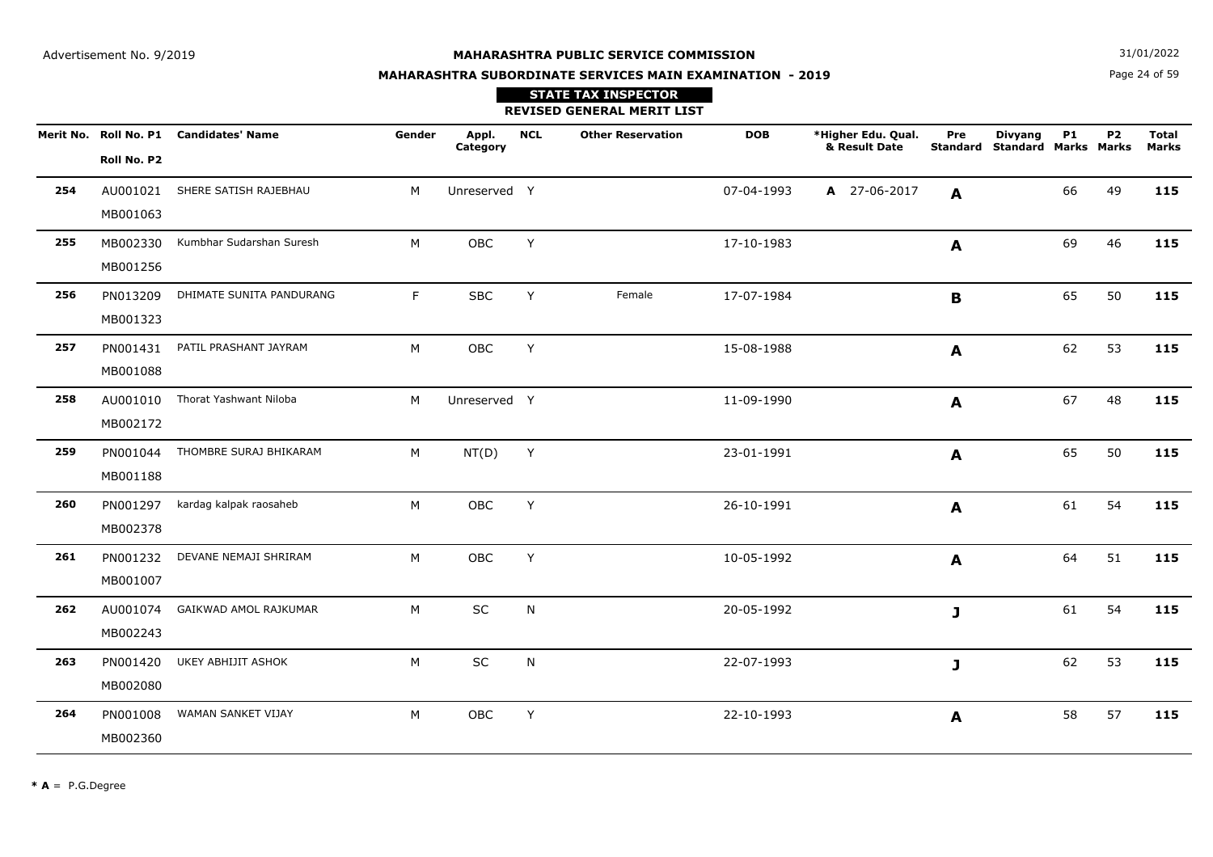Advertisement No. 9/2019

**MAHARASHTRA PUBLIC SERVICE COMMISSION**

**MAHARASHTRA SUBORDINATE SERVICES MAIN EXAMINATION - 2019**

31/01/2022

**STATE TAX INSPECTOR**

**REVISED GENERAL MERIT LIST**

| Merit No. | Roll No. P1 / Roll No. P2 | Candidates' Name | Gender | Appl. Category | NCL | Other Reservation | DOB | *Higher Edu. Qual. & Result Date | Pre Standard | Divyang Standard | P1 Marks | P2 Marks | Total Marks |
|---|---|---|---|---|---|---|---|---|---|---|---|---|---|
| **254** | AU001021 MB001063 | SHERE SATISH RAJEBHAU | M | Unreserved | Y | | 07-04-1993 | **A** 27-06-2017 | **A** | | 66 | 49 | **115** |
| **255** | MB002330 MB001256 | Kumbhar Sudarshan Suresh | M | OBC | Y | | 17-10-1983 | | **A** | | 69 | 46 | **115** |
| **256** | PN013209 MB001323 | DHIMATE SUNITA PANDURANG | F | SBC | Y | Female | 17-07-1984 | | **B** | | 65 | 50 | **115** |
| **257** | PN001431 MB001088 | PATIL PRASHANT JAYRAM | M | OBC | Y | | 15-08-1988 | | **A** | | 62 | 53 | **115** |
| **258** | AU001010 MB002172 | Thorat Yashwant Niloba | M | Unreserved | Y | | 11-09-1990 | | **A** | | 67 | 48 | **115** |
| **259** | PN001044 MB001188 | THOMBRE SURAJ BHIKARAM | M | NT(D) | Y | | 23-01-1991 | | **A** | | 65 | 50 | **115** |
| **260** | PN001297 MB002378 | kardag kalpak raosaheb | M | OBC | Y | | 26-10-1991 | | **A** | | 61 | 54 | **115** |
| **261** | PN001232 MB001007 | DEVANE NEMAJI SHRIRAM | M | OBC | Y | | 10-05-1992 | | **A** | | 64 | 51 | **115** |
| **262** | AU001074 MB002243 | GAIKWAD AMOL RAJKUMAR | M | SC | N | | 20-05-1992 | | **J** | | 61 | 54 | **115** |
| **263** | PN001420 MB002080 | UKEY ABHIJIT ASHOK | M | SC | N | | 22-07-1993 | | **J** | | 62 | 53 | **115** |
| **264** | PN001008 MB002360 | WAMAN SANKET VIJAY | M | OBC | Y | | 22-10-1993 | | **A** | | 58 | 57 | **115** |

* **A** = P.G.Degree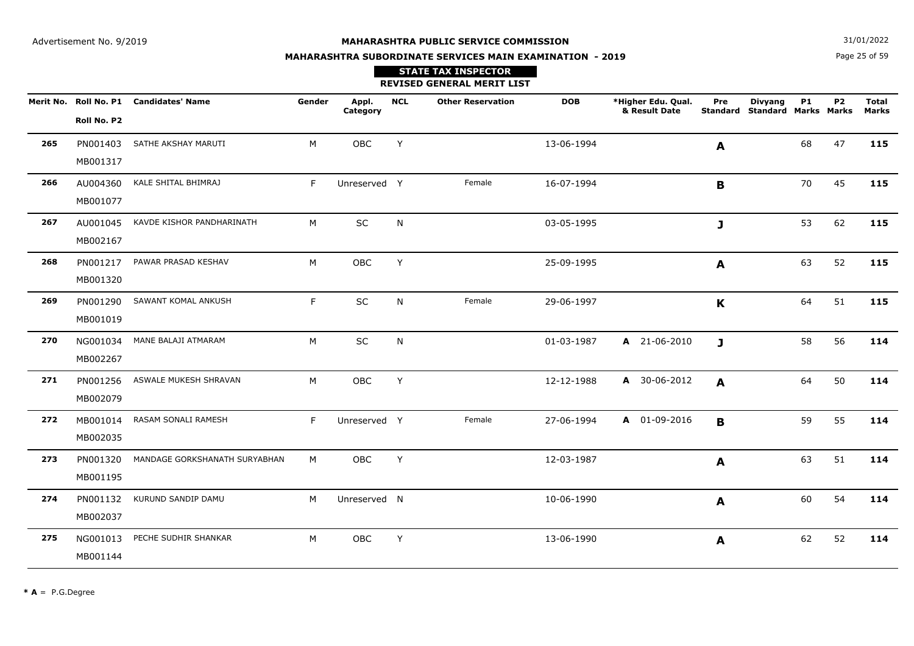Advertisement No. 9/2019

**MAHARASHTRA PUBLIC SERVICE COMMISSION**

**MAHARASHTRA SUBORDINATE SERVICES MAIN EXAMINATION - 2019**

31/01/2022

**STATE TAX INSPECTOR**

**REVISED GENERAL MERIT LIST**

| Merit No. | Roll No. P1 / Roll No. P2 | Candidates' Name | Gender | Appl. Category | NCL | Other Reservation | DOB | *Higher Edu. Qual. & Result Date | Pre Standard | Divyang Standard | P1 Marks | P2 Marks | Total Marks |
|---|---|---|---|---|---|---|---|---|---|---|---|---|---|
| **265** | PN001403 MB001317 | SATHE AKSHAY MARUTI | M | OBC | Y | | 13-06-1994 | | **A** | | 68 | 47 | **115** |
| **266** | AU004360 MB001077 | KALE SHITAL BHIMRAJ | F | Unreserved | Y | Female | 16-07-1994 | | **B** | | 70 | 45 | **115** |
| **267** | AU001045 MB002167 | KAVDE KISHOR PANDHARINATH | M | SC | N | | 03-05-1995 | | **J** | | 53 | 62 | **115** |
| **268** | PN001217 MB001320 | PAWAR PRASAD KESHAV | M | OBC | Y | | 25-09-1995 | | **A** | | 63 | 52 | **115** |
| **269** | PN001290 MB001019 | SAWANT KOMAL ANKUSH | F | SC | N | Female | 29-06-1997 | | **K** | | 64 | 51 | **115** |
| **270** | NG001034 MB002267 | MANE BALAJI ATMARAM | M | SC | N | | 01-03-1987 | **A** 21-06-2010 | **J** | | 58 | 56 | **114** |
| **271** | PN001256 MB002079 | ASWALE MUKESH SHRAVAN | M | OBC | Y | | 12-12-1988 | **A** 30-06-2012 | **A** | | 64 | 50 | **114** |
| **272** | MB001014 MB002035 | RASAM SONALI RAMESH | F | Unreserved | Y | Female | 27-06-1994 | **A** 01-09-2016 | **B** | | 59 | 55 | **114** |
| **273** | PN001320 MB001195 | MANDAGE GORKSHANATH SURYABHAN | M | OBC | Y | | 12-03-1987 | | **A** | | 63 | 51 | **114** |
| **274** | PN001132 MB002037 | KURUND SANDIP DAMU | M | Unreserved | N | | 10-06-1990 | | **A** | | 60 | 54 | **114** |
| **275** | NG001013 MB001144 | PECHE SUDHIR SHANKAR | M | OBC | Y | | 13-06-1990 | | **A** | | 62 | 52 | **114** |

*** A** = P.G.Degree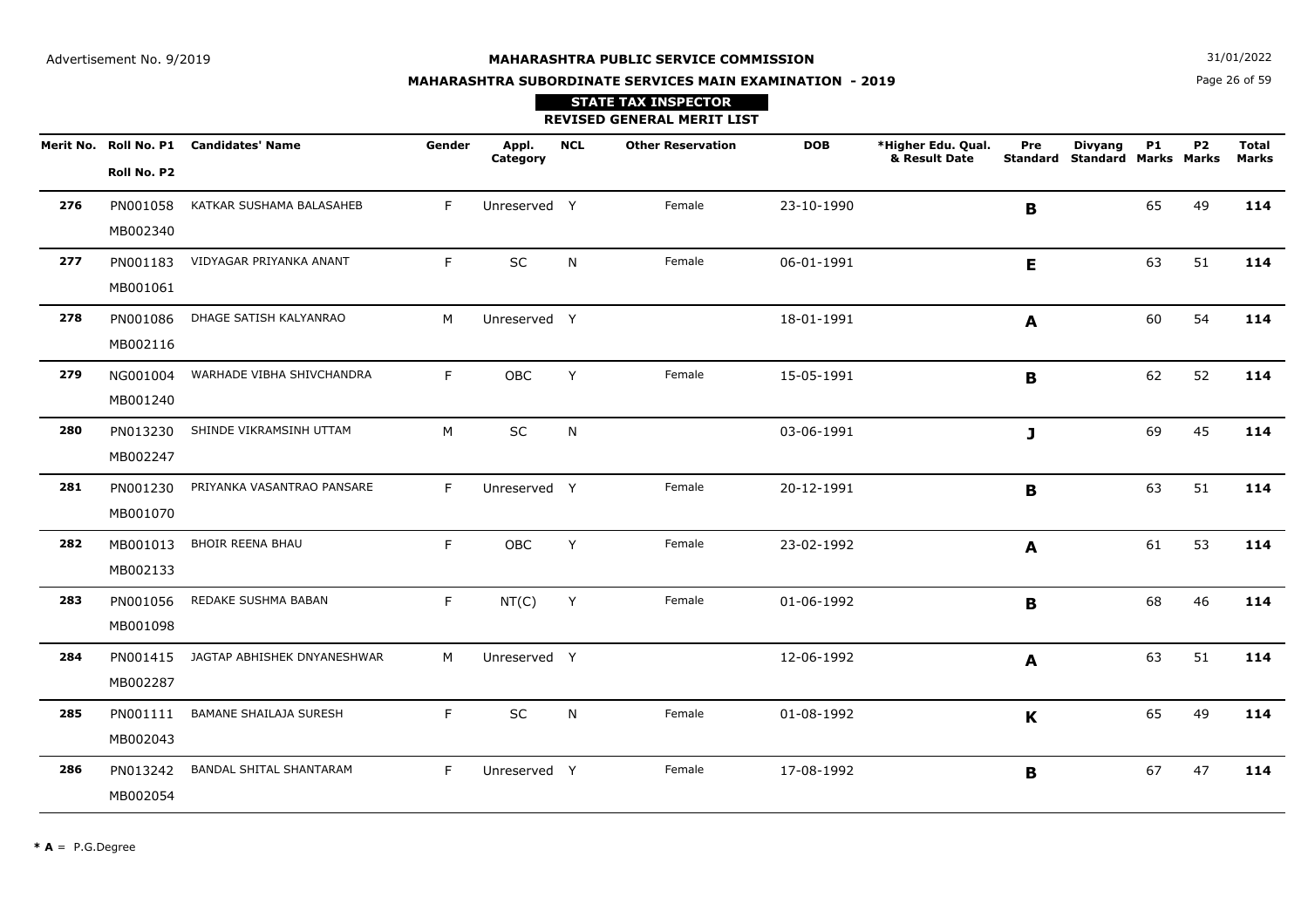Advertisement No. 9/2019

# MAHARASHTRA PUBLIC SERVICE COMMISSION

31/01/2022

## MAHARASHTRA SUBORDINATE SERVICES MAIN EXAMINATION - 2019

### STATE TAX INSPECTOR

### REVISED GENERAL MERIT LIST

| Merit No. | Roll No. P1 / Roll No. P2 | Candidates' Name | Gender | Appl. Category | NCL | Other Reservation | DOB | *Higher Edu. Qual. & Result Date | Pre Standard | Divyang Standard | P1 Marks | P2 Marks | Total Marks |
|---|---|---|---|---|---|---|---|---|---|---|---|---|---|
| **276** | PN001058 MB002340 | KATKAR SUSHAMA BALASAHEB | F | Unreserved | Y | Female | 23-10-1990 | | **B** | | 65 | 49 | **114** |
| **277** | PN001183 MB001061 | VIDYAGAR PRIYANKA ANANT | F | SC | N | Female | 06-01-1991 | | **E** | | 63 | 51 | **114** |
| **278** | PN001086 MB002116 | DHAGE SATISH KALYANRAO | M | Unreserved | Y | | 18-01-1991 | | **A** | | 60 | 54 | **114** |
| **279** | NG001004 MB001240 | WARHADE VIBHA SHIVCHANDRA | F | OBC | Y | Female | 15-05-1991 | | **B** | | 62 | 52 | **114** |
| **280** | PN013230 MB002247 | SHINDE VIKRAMSINH UTTAM | M | SC | N | | 03-06-1991 | | **J** | | 69 | 45 | **114** |
| **281** | PN001230 MB001070 | PRIYANKA VASANTRAO PANSARE | F | Unreserved | Y | Female | 20-12-1991 | | **B** | | 63 | 51 | **114** |
| **282** | MB001013 MB002133 | BHOIR REENA BHAU | F | OBC | Y | Female | 23-02-1992 | | **A** | | 61 | 53 | **114** |
| **283** | PN001056 MB001098 | REDAKE SUSHMA BABAN | F | NT(C) | Y | Female | 01-06-1992 | | **B** | | 68 | 46 | **114** |
| **284** | PN001415 MB002287 | JAGTAP ABHISHEK DNYANESHWAR | M | Unreserved | Y | | 12-06-1992 | | **A** | | 63 | 51 | **114** |
| **285** | PN001111 MB002043 | BAMANE SHAILAJA SURESH | F | SC | N | Female | 01-08-1992 | | **K** | | 65 | 49 | **114** |
| **286** | PN013242 MB002054 | BANDAL SHITAL SHANTARAM | F | Unreserved | Y | Female | 17-08-1992 | | **B** | | 67 | 47 | **114** |

* **A** = P.G.Degree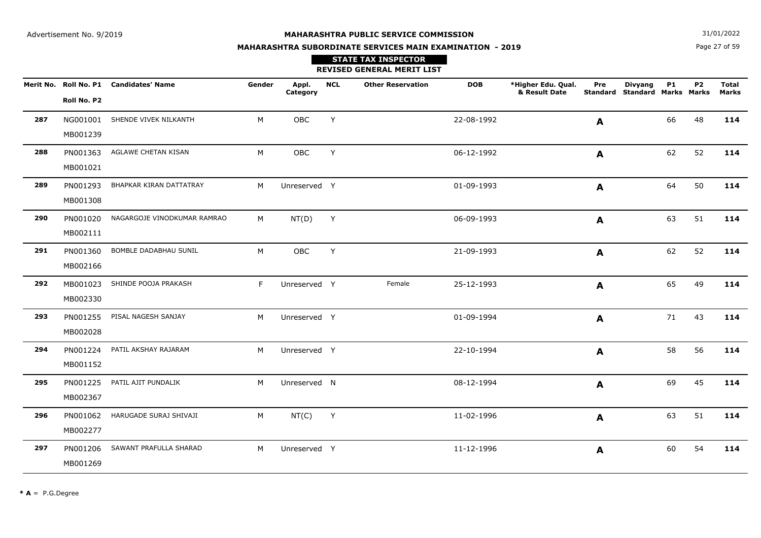Advertisement No. 9/2019

**MAHARASHTRA PUBLIC SERVICE COMMISSION**

**MAHARASHTRA SUBORDINATE SERVICES MAIN EXAMINATION - 2019**

31/01/2022

**STATE TAX INSPECTOR**

**REVISED GENERAL MERIT LIST**

| Merit No. | Roll No. P1 / Roll No. P2 | Candidates' Name | Gender | Appl. Category | NCL | Other Reservation | DOB | *Higher Edu. Qual. & Result Date | Pre Standard | Divyang Standard | P1 Marks | P2 Marks | Total Marks |
|---|---|---|---|---|---|---|---|---|---|---|---|---|---|
| **287** | NG001001 MB001239 | SHENDE VIVEK NILKANTH | M | OBC | Y | | 22-08-1992 | | **A** | | 66 | 48 | **114** |
| **288** | PN001363 MB001021 | AGLAWE CHETAN KISAN | M | OBC | Y | | 06-12-1992 | | **A** | | 62 | 52 | **114** |
| **289** | PN001293 MB001308 | BHAPKAR KIRAN DATTATRAY | M | Unreserved | Y | | 01-09-1993 | | **A** | | 64 | 50 | **114** |
| **290** | PN001020 MB002111 | NAGARGOJE VINODKUMAR RAMRAO | M | NT(D) | Y | | 06-09-1993 | | **A** | | 63 | 51 | **114** |
| **291** | PN001360 MB002166 | BOMBLE DADABHAU SUNIL | M | OBC | Y | | 21-09-1993 | | **A** | | 62 | 52 | **114** |
| **292** | MB001023 MB002330 | SHINDE POOJA PRAKASH | F | Unreserved | Y | Female | 25-12-1993 | | **A** | | 65 | 49 | **114** |
| **293** | PN001255 MB002028 | PISAL NAGESH SANJAY | M | Unreserved | Y | | 01-09-1994 | | **A** | | 71 | 43 | **114** |
| **294** | PN001224 MB001152 | PATIL AKSHAY RAJARAM | M | Unreserved | Y | | 22-10-1994 | | **A** | | 58 | 56 | **114** |
| **295** | PN001225 MB002367 | PATIL AJIT PUNDALIK | M | Unreserved | N | | 08-12-1994 | | **A** | | 69 | 45 | **114** |
| **296** | PN001062 MB002277 | HARUGADE SURAJ SHIVAJI | M | NT(C) | Y | | 11-02-1996 | | **A** | | 63 | 51 | **114** |
| **297** | PN001206 MB001269 | SAWANT PRAFULLA SHARAD | M | Unreserved | Y | | 11-12-1996 | | **A** | | 60 | 54 | **114** |

**\* A** = P.G.Degree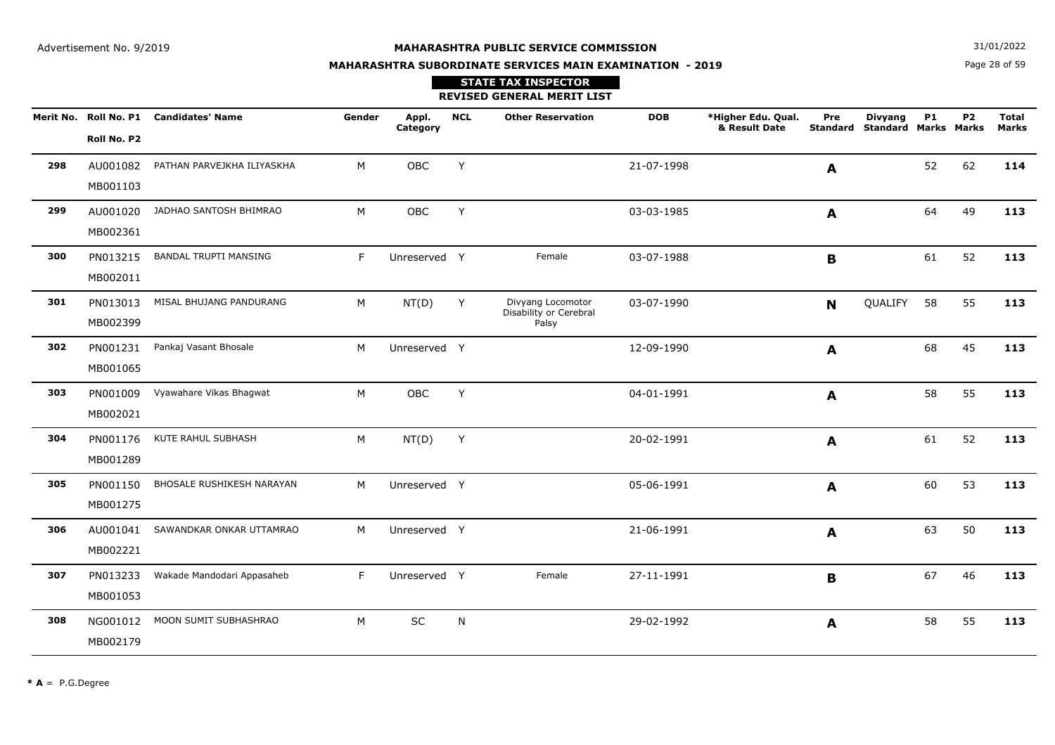Advertisement No. 9/2019

**MAHARASHTRA PUBLIC SERVICE COMMISSION**

31/01/2022

**MAHARASHTRA SUBORDINATE SERVICES MAIN EXAMINATION - 2019**

**STATE TAX INSPECTOR**

**REVISED GENERAL MERIT LIST**

| Merit No. | Roll No. P1 / Roll No. P2 | Candidates' Name | Gender | Appl. Category | NCL | Other Reservation | DOB | *Higher Edu. Qual. & Result Date | Pre Standard | Divyang Standard | P1 Marks | P2 Marks | Total Marks |
|---|---|---|---|---|---|---|---|---|---|---|---|---|---|
| **298** | AU001082 MB001103 | PATHAN PARVEJKHA ILIYASKHA | M | OBC | Y | | 21-07-1998 | | **A** | | 52 | 62 | **114** |
| **299** | AU001020 MB002361 | JADHAO SANTOSH BHIMRAO | M | OBC | Y | | 03-03-1985 | | **A** | | 64 | 49 | **113** |
| **300** | PN013215 MB002011 | BANDAL TRUPTI MANSING | F | Unreserved | Y | Female | 03-07-1988 | | **B** | | 61 | 52 | **113** |
| **301** | PN013013 MB002399 | MISAL BHUJANG PANDURANG | M | NT(D) | Y | Divyang Locomotor Disability or Cerebral Palsy | 03-07-1990 | | **N** | QUALIFY | 58 | 55 | **113** |
| **302** | PN001231 MB001065 | Pankaj Vasant Bhosale | M | Unreserved | Y | | 12-09-1990 | | **A** | | 68 | 45 | **113** |
| **303** | PN001009 MB002021 | Vyawahare Vikas Bhagwat | M | OBC | Y | | 04-01-1991 | | **A** | | 58 | 55 | **113** |
| **304** | PN001176 MB001289 | KUTE RAHUL SUBHASH | M | NT(D) | Y | | 20-02-1991 | | **A** | | 61 | 52 | **113** |
| **305** | PN001150 MB001275 | BHOSALE RUSHIKESH NARAYAN | M | Unreserved | Y | | 05-06-1991 | | **A** | | 60 | 53 | **113** |
| **306** | AU001041 MB002221 | SAWANDKAR ONKAR UTTAMRAO | M | Unreserved | Y | | 21-06-1991 | | **A** | | 63 | 50 | **113** |
| **307** | PN013233 MB001053 | Wakade Mandodari Appasaheb | F | Unreserved | Y | Female | 27-11-1991 | | **B** | | 67 | 46 | **113** |
| **308** | NG001012 MB002179 | MOON SUMIT SUBHASHRAO | M | SC | N | | 29-02-1992 | | **A** | | 58 | 55 | **113** |

**\* A** = P.G.Degree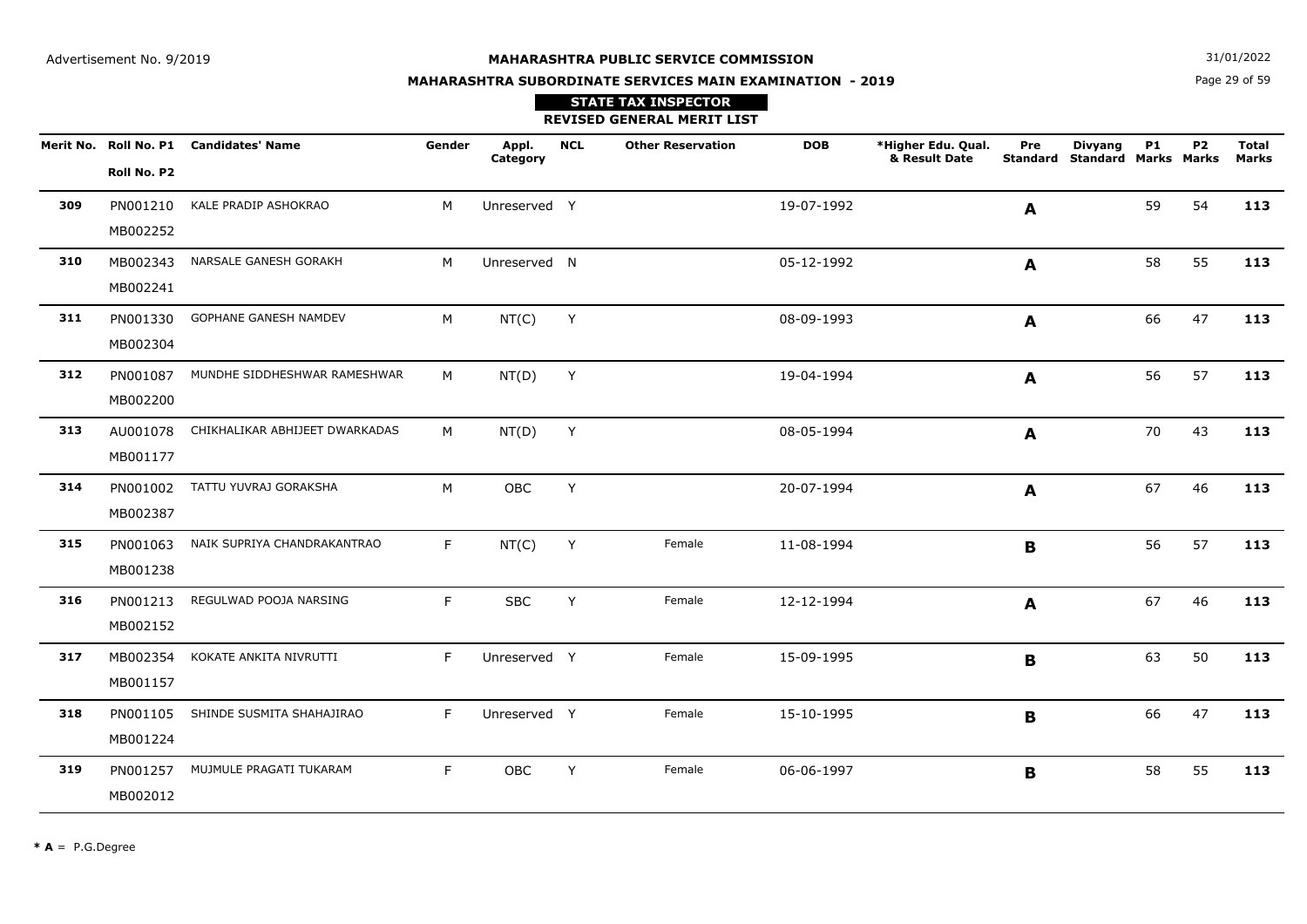Advertisement No. 9/2019

**MAHARASHTRA PUBLIC SERVICE COMMISSION**

**MAHARASHTRA SUBORDINATE SERVICES MAIN EXAMINATION - 2019**

31/01/2022

**STATE TAX INSPECTOR**

**REVISED GENERAL MERIT LIST**

| Merit No. | Roll No. P1 / Roll No. P2 | Candidates' Name | Gender | Appl. Category | NCL | Other Reservation | DOB | *Higher Edu. Qual. & Result Date | Pre Standard | Divyang Standard | P1 Marks | P2 Marks | Total Marks |
|---|---|---|---|---|---|---|---|---|---|---|---|---|---|
| **309** | PN001210 MB002252 | KALE PRADIP ASHOKRAO | M | Unreserved | Y | | 19-07-1992 | | **A** | | 59 | 54 | **113** |
| **310** | MB002343 MB002241 | NARSALE GANESH GORAKH | M | Unreserved | N | | 05-12-1992 | | **A** | | 58 | 55 | **113** |
| **311** | PN001330 MB002304 | GOPHANE GANESH NAMDEV | M | NT(C) | Y | | 08-09-1993 | | **A** | | 66 | 47 | **113** |
| **312** | PN001087 MB002200 | MUNDHE SIDDHESHWAR RAMESHWAR | M | NT(D) | Y | | 19-04-1994 | | **A** | | 56 | 57 | **113** |
| **313** | AU001078 MB001177 | CHIKHALIKAR ABHIJEET DWARKADAS | M | NT(D) | Y | | 08-05-1994 | | **A** | | 70 | 43 | **113** |
| **314** | PN001002 MB002387 | TATTU YUVRAJ GORAKSHA | M | OBC | Y | | 20-07-1994 | | **A** | | 67 | 46 | **113** |
| **315** | PN001063 MB001238 | NAIK SUPRIYA CHANDRAKANTRAO | F | NT(C) | Y | Female | 11-08-1994 | | **B** | | 56 | 57 | **113** |
| **316** | PN001213 MB002152 | REGULWAD POOJA NARSING | F | SBC | Y | Female | 12-12-1994 | | **A** | | 67 | 46 | **113** |
| **317** | MB002354 MB001157 | KOKATE ANKITA NIVRUTTI | F | Unreserved | Y | Female | 15-09-1995 | | **B** | | 63 | 50 | **113** |
| **318** | PN001105 MB001224 | SHINDE SUSMITA SHAHAJIRAO | F | Unreserved | Y | Female | 15-10-1995 | | **B** | | 66 | 47 | **113** |
| **319** | PN001257 MB002012 | MUJMULE PRAGATI TUKARAM | F | OBC | Y | Female | 06-06-1997 | | **B** | | 58 | 55 | **113** |

**\* A** = P.G.Degree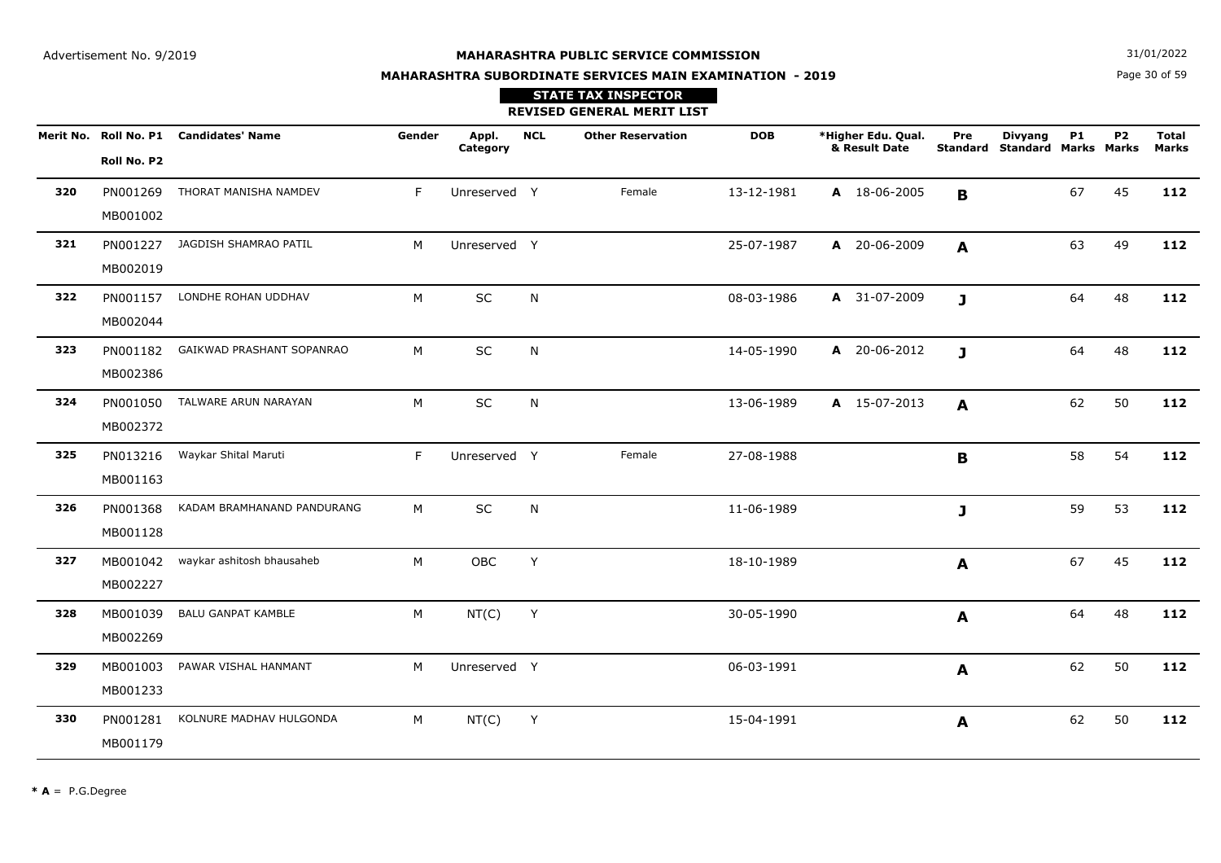Advertisement No. 9/2019

**MAHARASHTRA PUBLIC SERVICE COMMISSION**

**MAHARASHTRA SUBORDINATE SERVICES MAIN EXAMINATION - 2019**

31/01/2022

**STATE TAX INSPECTOR**

**REVISED GENERAL MERIT LIST**

| Merit No. | Roll No. P1 / Roll No. P2 | Candidates' Name | Gender | Appl. Category | NCL | Other Reservation | DOB | *Higher Edu. Qual. & Result Date | Pre Standard | Divyang Standard | P1 Marks | P2 Marks | Total Marks |
|---|---|---|---|---|---|---|---|---|---|---|---|---|---|
| **320** | PN001269 MB001002 | THORAT MANISHA NAMDEV | F | Unreserved | Y | Female | 13-12-1981 | **A** 18-06-2005 | **B** | | 67 | 45 | **112** |
| **321** | PN001227 MB002019 | JAGDISH SHAMRAO PATIL | M | Unreserved | Y | | 25-07-1987 | **A** 20-06-2009 | **A** | | 63 | 49 | **112** |
| **322** | PN001157 MB002044 | LONDHE ROHAN UDDHAV | M | SC | N | | 08-03-1986 | **A** 31-07-2009 | **J** | | 64 | 48 | **112** |
| **323** | PN001182 MB002386 | GAIKWAD PRASHANT SOPANRAO | M | SC | N | | 14-05-1990 | **A** 20-06-2012 | **J** | | 64 | 48 | **112** |
| **324** | PN001050 MB002372 | TALWARE ARUN NARAYAN | M | SC | N | | 13-06-1989 | **A** 15-07-2013 | **A** | | 62 | 50 | **112** |
| **325** | PN013216 MB001163 | Waykar Shital Maruti | F | Unreserved | Y | Female | 27-08-1988 | | **B** | | 58 | 54 | **112** |
| **326** | PN001368 MB001128 | KADAM BRAMHANAND PANDURANG | M | SC | N | | 11-06-1989 | | **J** | | 59 | 53 | **112** |
| **327** | MB001042 MB002227 | waykar ashitosh bhausaheb | M | OBC | Y | | 18-10-1989 | | **A** | | 67 | 45 | **112** |
| **328** | MB001039 MB002269 | BALU GANPAT KAMBLE | M | NT(C) | Y | | 30-05-1990 | | **A** | | 64 | 48 | **112** |
| **329** | MB001003 MB001233 | PAWAR VISHAL HANMANT | M | Unreserved | Y | | 06-03-1991 | | **A** | | 62 | 50 | **112** |
| **330** | PN001281 MB001179 | KOLNURE MADHAV HULGONDA | M | NT(C) | Y | | 15-04-1991 | | **A** | | 62 | 50 | **112** |

*** A** = P.G.Degree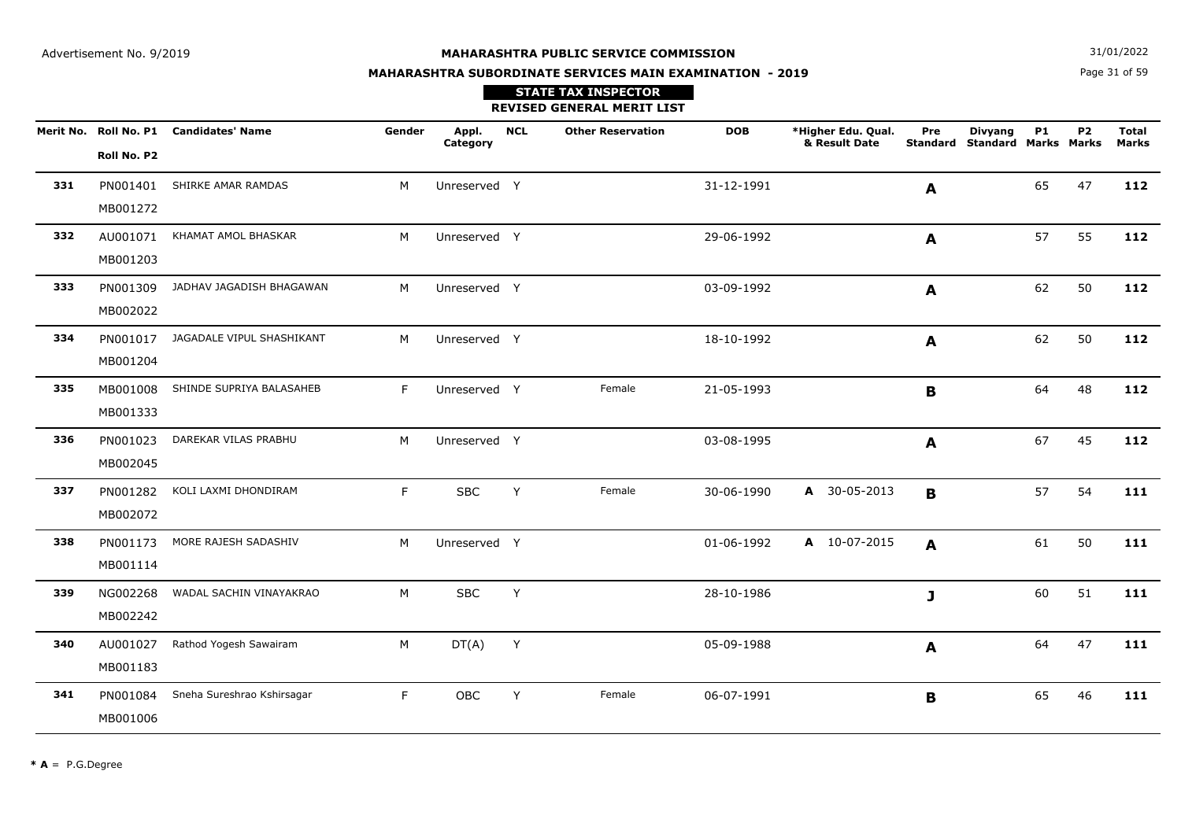Advertisement No. 9/2019

**MAHARASHTRA PUBLIC SERVICE COMMISSION**

31/01/2022

**MAHARASHTRA SUBORDINATE SERVICES MAIN EXAMINATION - 2019**

**STATE TAX INSPECTOR**

**REVISED GENERAL MERIT LIST**

| Merit No. | Roll No. P1 / Roll No. P2 | Candidates' Name | Gender | Appl. Category | NCL | Other Reservation | DOB | *Higher Edu. Qual. & Result Date | Pre Standard | Divyang Standard | P1 Marks | P2 Marks | Total Marks |
|---|---|---|---|---|---|---|---|---|---|---|---|---|---|
| **331** | PN001401 MB001272 | SHIRKE AMAR RAMDAS | M | Unreserved | Y | | 31-12-1991 | | **A** | | 65 | 47 | **112** |
| **332** | AU001071 MB001203 | KHAMAT AMOL BHASKAR | M | Unreserved | Y | | 29-06-1992 | | **A** | | 57 | 55 | **112** |
| **333** | PN001309 MB002022 | JADHAV JAGADISH BHAGAWAN | M | Unreserved | Y | | 03-09-1992 | | **A** | | 62 | 50 | **112** |
| **334** | PN001017 MB001204 | JAGADALE VIPUL SHASHIKANT | M | Unreserved | Y | | 18-10-1992 | | **A** | | 62 | 50 | **112** |
| **335** | MB001008 MB001333 | SHINDE SUPRIYA BALASAHEB | F | Unreserved | Y | Female | 21-05-1993 | | **B** | | 64 | 48 | **112** |
| **336** | PN001023 MB002045 | DAREKAR VILAS PRABHU | M | Unreserved | Y | | 03-08-1995 | | **A** | | 67 | 45 | **112** |
| **337** | PN001282 MB002072 | KOLI LAXMI DHONDIRAM | F | SBC | Y | Female | 30-06-1990 | **A** 30-05-2013 | **B** | | 57 | 54 | **111** |
| **338** | PN001173 MB001114 | MORE RAJESH SADASHIV | M | Unreserved | Y | | 01-06-1992 | **A** 10-07-2015 | **A** | | 61 | 50 | **111** |
| **339** | NG002268 MB002242 | WADAL SACHIN VINAYAKRAO | M | SBC | Y | | 28-10-1986 | | **J** | | 60 | 51 | **111** |
| **340** | AU001027 MB001183 | Rathod Yogesh Sawairam | M | DT(A) | Y | | 05-09-1988 | | **A** | | 64 | 47 | **111** |
| **341** | PN001084 MB001006 | Sneha Sureshrao Kshirsagar | F | OBC | Y | Female | 06-07-1991 | | **B** | | 65 | 46 | **111** |

**\* A** = P.G.Degree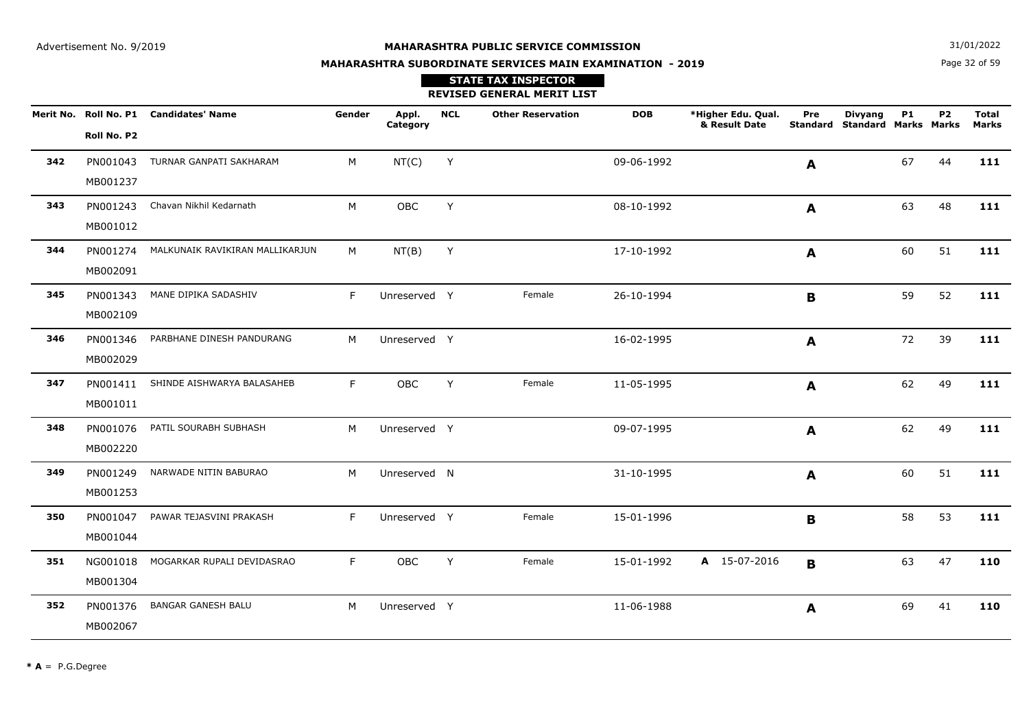Advertisement No. 9/2019

# MAHARASHTRA PUBLIC SERVICE COMMISSION

## MAHARASHTRA SUBORDINATE SERVICES MAIN EXAMINATION - 2019

### STATE TAX INSPECTOR

### REVISED GENERAL MERIT LIST

31/01/2022

| Merit No. | Roll No. P1 / Roll No. P2 | Candidates' Name | Gender | Appl. Category | NCL | Other Reservation | DOB | *Higher Edu. Qual. & Result Date | Pre Standard | Divyang Standard | P1 Marks | P2 Marks | Total Marks |
|---|---|---|---|---|---|---|---|---|---|---|---|---|---|
| **342** | PN001043 MB001237 | TURNAR GANPATI SAKHARAM | M | NT(C) | Y | | 09-06-1992 | | **A** | | 67 | 44 | **111** |
| **343** | PN001243 MB001012 | Chavan Nikhil Kedarnath | M | OBC | Y | | 08-10-1992 | | **A** | | 63 | 48 | **111** |
| **344** | PN001274 MB002091 | MALKUNAIK RAVIKIRAN MALLIKARJUN | M | NT(B) | Y | | 17-10-1992 | | **A** | | 60 | 51 | **111** |
| **345** | PN001343 MB002109 | MANE DIPIKA SADASHIV | F | Unreserved | Y | Female | 26-10-1994 | | **B** | | 59 | 52 | **111** |
| **346** | PN001346 MB002029 | PARBHANE DINESH PANDURANG | M | Unreserved | Y | | 16-02-1995 | | **A** | | 72 | 39 | **111** |
| **347** | PN001411 MB001011 | SHINDE AISHWARYA BALASAHEB | F | OBC | Y | Female | 11-05-1995 | | **A** | | 62 | 49 | **111** |
| **348** | PN001076 MB002220 | PATIL SOURABH SUBHASH | M | Unreserved | Y | | 09-07-1995 | | **A** | | 62 | 49 | **111** |
| **349** | PN001249 MB001253 | NARWADE NITIN BABURAO | M | Unreserved | N | | 31-10-1995 | | **A** | | 60 | 51 | **111** |
| **350** | PN001047 MB001044 | PAWAR TEJASVINI PRAKASH | F | Unreserved | Y | Female | 15-01-1996 | | **B** | | 58 | 53 | **111** |
| **351** | NG001018 MB001304 | MOGARKAR RUPALI DEVIDASRAO | F | OBC | Y | Female | 15-01-1992 | **A** 15-07-2016 | **B** | | 63 | 47 | **110** |
| **352** | PN001376 MB002067 | BANGAR GANESH BALU | M | Unreserved | Y | | 11-06-1988 | | **A** | | 69 | 41 | **110** |

**\* A** = P.G.Degree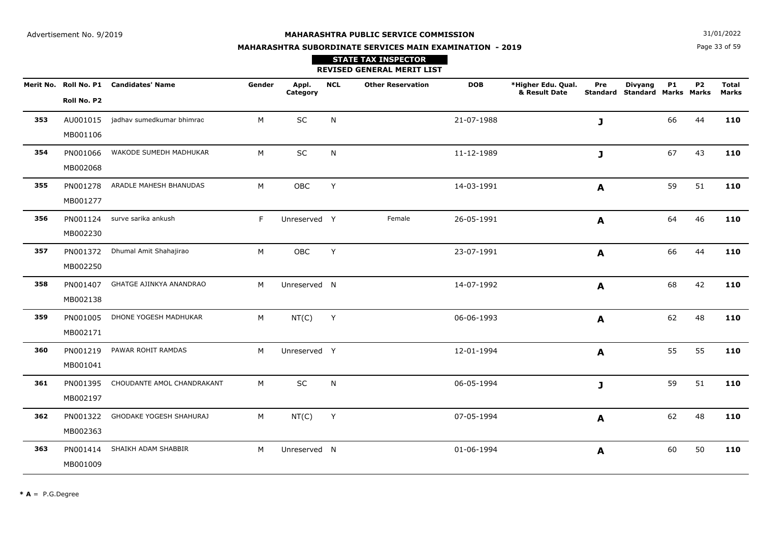Advertisement No. 9/2019

31/01/2022

# MAHARASHTRA PUBLIC SERVICE COMMISSION

## MAHARASHTRA SUBORDINATE SERVICES MAIN EXAMINATION - 2019

### STATE TAX INSPECTOR

### REVISED GENERAL MERIT LIST

| Merit No. | Roll No. P1 / Roll No. P2 | Candidates' Name | Gender | Appl. Category | NCL | Other Reservation | DOB | *Higher Edu. Qual. & Result Date | Pre Standard | Divyang Standard | P1 Marks | P2 Marks | Total Marks |
|---|---|---|---|---|---|---|---|---|---|---|---|---|---|
| **353** | AU001015 MB001106 | jadhav sumedkumar bhimrao | M | SC | N | | 21-07-1988 | | **J** | | 66 | 44 | **110** |
| **354** | PN001066 MB002068 | WAKODE SUMEDH MADHUKAR | M | SC | N | | 11-12-1989 | | **J** | | 67 | 43 | **110** |
| **355** | PN001278 MB001277 | ARADLE MAHESH BHANUDAS | M | OBC | Y | | 14-03-1991 | | **A** | | 59 | 51 | **110** |
| **356** | PN001124 MB002230 | surve sarika ankush | F | Unreserved | Y | Female | 26-05-1991 | | **A** | | 64 | 46 | **110** |
| **357** | PN001372 MB002250 | Dhumal Amit Shahajirao | M | OBC | Y | | 23-07-1991 | | **A** | | 66 | 44 | **110** |
| **358** | PN001407 MB002138 | GHATGE AJINKYA ANANDRAO | M | Unreserved | N | | 14-07-1992 | | **A** | | 68 | 42 | **110** |
| **359** | PN001005 MB002171 | DHONE YOGESH MADHUKAR | M | NT(C) | Y | | 06-06-1993 | | **A** | | 62 | 48 | **110** |
| **360** | PN001219 MB001041 | PAWAR ROHIT RAMDAS | M | Unreserved | Y | | 12-01-1994 | | **A** | | 55 | 55 | **110** |
| **361** | PN001395 MB002197 | CHOUDANTE AMOL CHANDRAKANT | M | SC | N | | 06-05-1994 | | **J** | | 59 | 51 | **110** |
| **362** | PN001322 MB002363 | GHODAKE YOGESH SHAHURAJ | M | NT(C) | Y | | 07-05-1994 | | **A** | | 62 | 48 | **110** |
| **363** | PN001414 MB001009 | SHAIKH ADAM SHABBIR | M | Unreserved | N | | 01-06-1994 | | **A** | | 60 | 50 | **110** |

**\* A** = P.G.Degree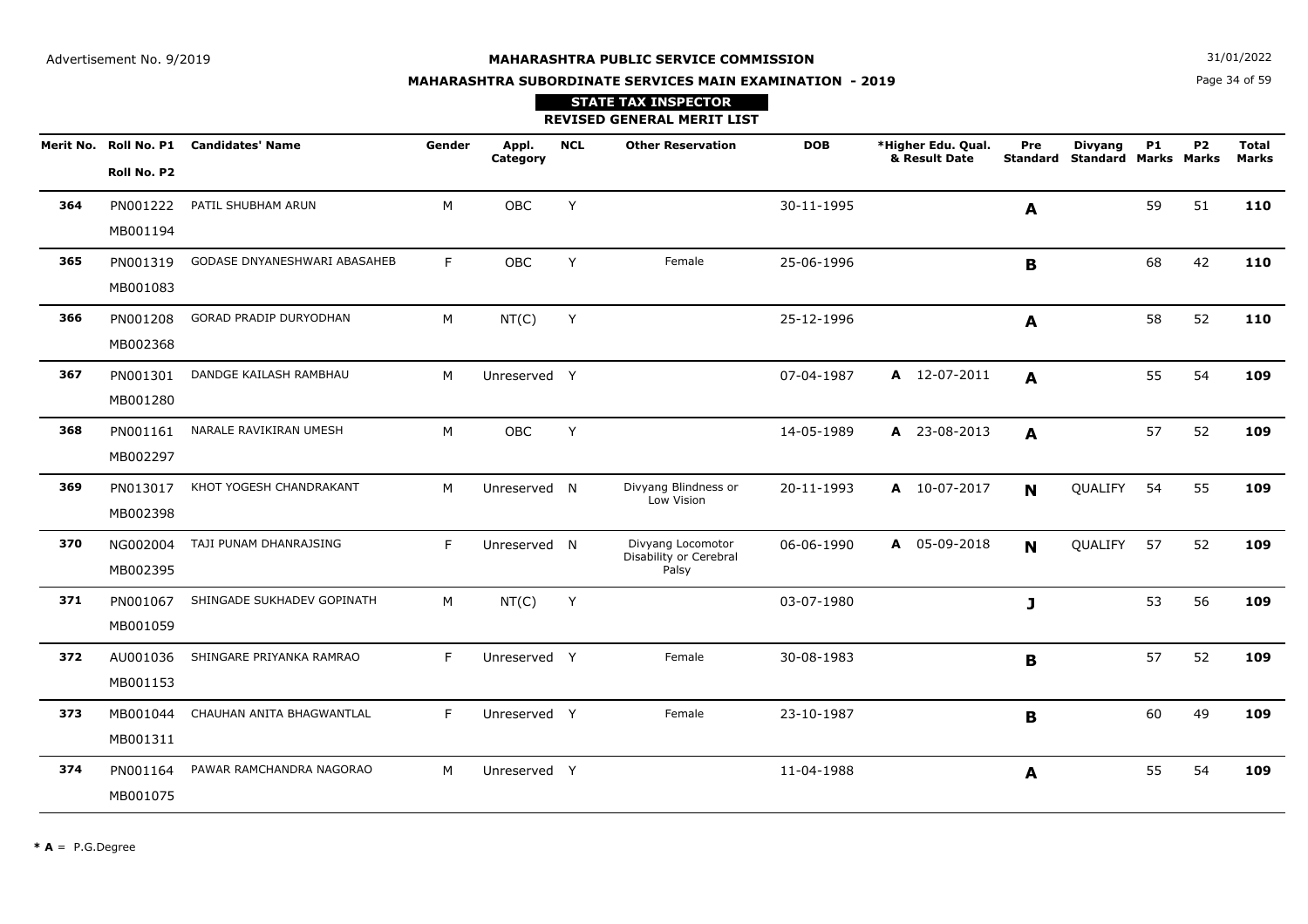Advertisement No. 9/2019

**MAHARASHTRA PUBLIC SERVICE COMMISSION**

**MAHARASHTRA SUBORDINATE SERVICES MAIN EXAMINATION - 2019**

31/01/2022

**STATE TAX INSPECTOR**

**REVISED GENERAL MERIT LIST**

| Merit No. | Roll No. P1 / Roll No. P2 | Candidates' Name | Gender | Appl. Category | NCL | Other Reservation | DOB | *Higher Edu. Qual. & Result Date | Pre Standard | Divyang Standard | P1 Marks | P2 Marks | Total Marks |
|---|---|---|---|---|---|---|---|---|---|---|---|---|---|
| **364** | PN001222 MB001194 | PATIL SHUBHAM ARUN | M | OBC | Y | | 30-11-1995 | | **A** | | 59 | 51 | **110** |
| **365** | PN001319 MB001083 | GODASE DNYANESHWARI ABASAHEB | F | OBC | Y | Female | 25-06-1996 | | **B** | | 68 | 42 | **110** |
| **366** | PN001208 MB002368 | GORAD PRADIP DURYODHAN | M | NT(C) | Y | | 25-12-1996 | | **A** | | 58 | 52 | **110** |
| **367** | PN001301 MB001280 | DANDGE KAILASH RAMBHAU | M | Unreserved | Y | | 07-04-1987 | **A** 12-07-2011 | **A** | | 55 | 54 | **109** |
| **368** | PN001161 MB002297 | NARALE RAVIKIRAN UMESH | M | OBC | Y | | 14-05-1989 | **A** 23-08-2013 | **A** | | 57 | 52 | **109** |
| **369** | PN013017 MB002398 | KHOT YOGESH CHANDRAKANT | M | Unreserved | N | Divyang Blindness or Low Vision | 20-11-1993 | **A** 10-07-2017 | **N** | QUALIFY | 54 | 55 | **109** |
| **370** | NG002004 MB002395 | TAJI PUNAM DHANRAJSING | F | Unreserved | N | Divyang Locomotor Disability or Cerebral Palsy | 06-06-1990 | **A** 05-09-2018 | **N** | QUALIFY | 57 | 52 | **109** |
| **371** | PN001067 MB001059 | SHINGADE SUKHADEV GOPINATH | M | NT(C) | Y | | 03-07-1980 | | **J** | | 53 | 56 | **109** |
| **372** | AU001036 MB001153 | SHINGARE PRIYANKA RAMRAO | F | Unreserved | Y | Female | 30-08-1983 | | **B** | | 57 | 52 | **109** |
| **373** | MB001044 MB001311 | CHAUHAN ANITA BHAGWANTLAL | F | Unreserved | Y | Female | 23-10-1987 | | **B** | | 60 | 49 | **109** |
| **374** | PN001164 MB001075 | PAWAR RAMCHANDRA NAGORAO | M | Unreserved | Y | | 11-04-1988 | | **A** | | 55 | 54 | **109** |

**\* A** = P.G.Degree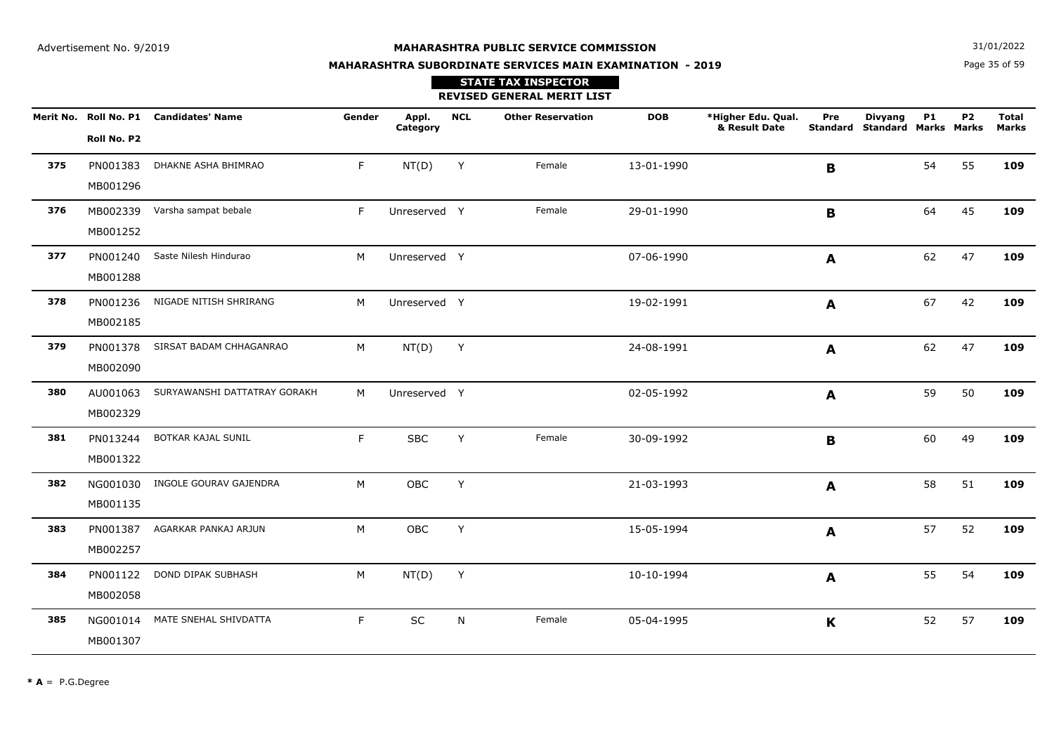Advertisement No. 9/2019

**MAHARASHTRA PUBLIC SERVICE COMMISSION**

**MAHARASHTRA SUBORDINATE SERVICES MAIN EXAMINATION - 2019**

31/01/2022

**STATE TAX INSPECTOR**

**REVISED GENERAL MERIT LIST**

| Merit No. | Roll No. P1 / Roll No. P2 | Candidates' Name | Gender | Appl. Category | NCL | Other Reservation | DOB | *Higher Edu. Qual. & Result Date | Pre Standard | Divyang Standard | P1 Marks | P2 Marks | Total Marks |
|---|---|---|---|---|---|---|---|---|---|---|---|---|---|
| **375** | PN001383 MB001296 | DHAKNE ASHA BHIMRAO | F | NT(D) | Y | Female | 13-01-1990 | | **B** | | 54 | 55 | **109** |
| **376** | MB002339 MB001252 | Varsha sampat bebale | F | Unreserved | Y | Female | 29-01-1990 | | **B** | | 64 | 45 | **109** |
| **377** | PN001240 MB001288 | Saste Nilesh Hindurao | M | Unreserved | Y | | 07-06-1990 | | **A** | | 62 | 47 | **109** |
| **378** | PN001236 MB002185 | NIGADE NITISH SHRIRANG | M | Unreserved | Y | | 19-02-1991 | | **A** | | 67 | 42 | **109** |
| **379** | PN001378 MB002090 | SIRSAT BADAM CHHAGANRAO | M | NT(D) | Y | | 24-08-1991 | | **A** | | 62 | 47 | **109** |
| **380** | AU001063 MB002329 | SURYAWANSHI DATTATRAY GORAKH | M | Unreserved | Y | | 02-05-1992 | | **A** | | 59 | 50 | **109** |
| **381** | PN013244 MB001322 | BOTKAR KAJAL SUNIL | F | SBC | Y | Female | 30-09-1992 | | **B** | | 60 | 49 | **109** |
| **382** | NG001030 MB001135 | INGOLE GOURAV GAJENDRA | M | OBC | Y | | 21-03-1993 | | **A** | | 58 | 51 | **109** |
| **383** | PN001387 MB002257 | AGARKAR PANKAJ ARJUN | M | OBC | Y | | 15-05-1994 | | **A** | | 57 | 52 | **109** |
| **384** | PN001122 MB002058 | DOND DIPAK SUBHASH | M | NT(D) | Y | | 10-10-1994 | | **A** | | 55 | 54 | **109** |
| **385** | NG001014 MB001307 | MATE SNEHAL SHIVDATTA | F | SC | N | Female | 05-04-1995 | | **K** | | 52 | 57 | **109** |

*** A** = P.G.Degree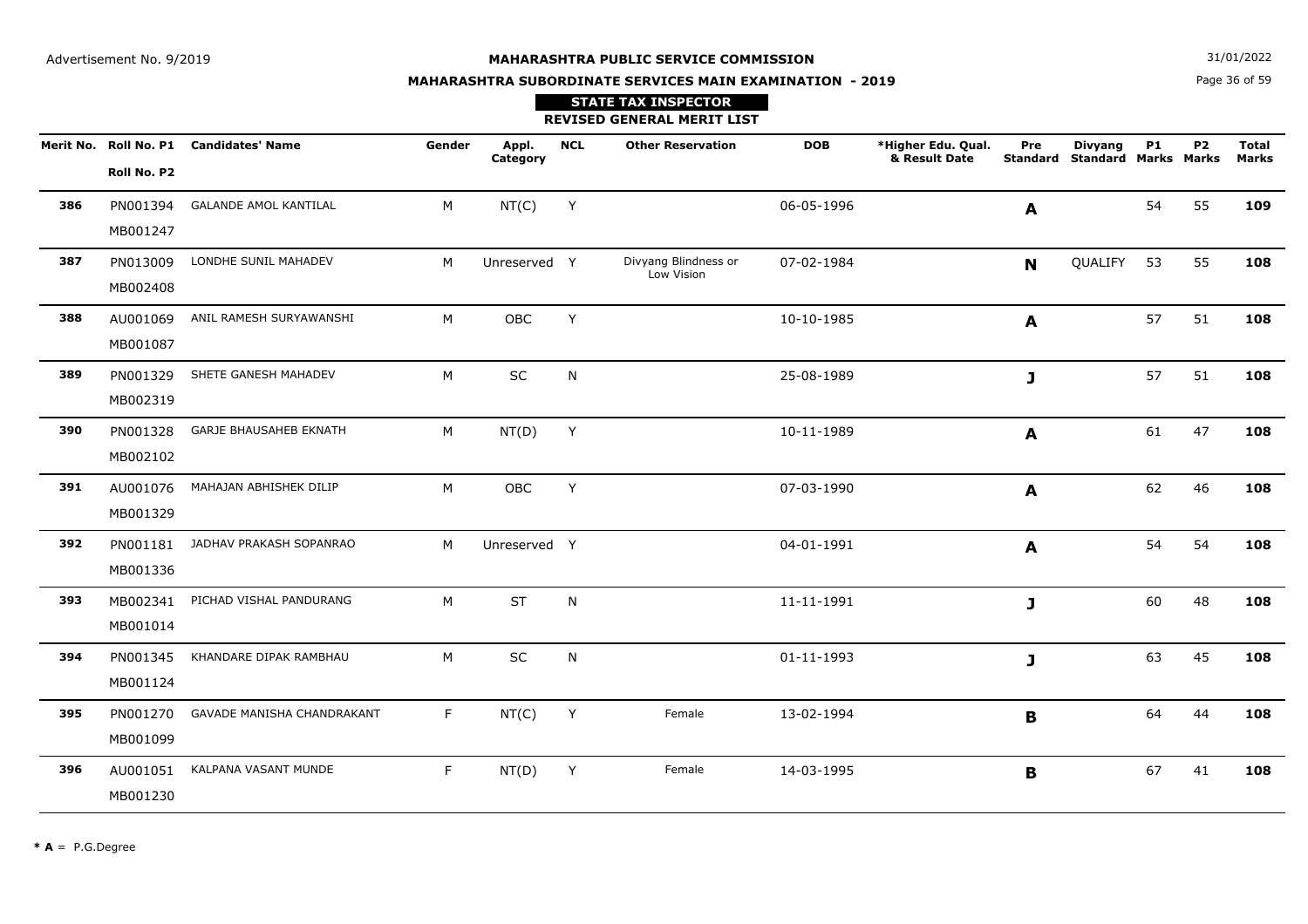Advertisement No. 9/2019

**MAHARASHTRA PUBLIC SERVICE COMMISSION**

31/01/2022

**MAHARASHTRA SUBORDINATE SERVICES MAIN EXAMINATION - 2019**

## STATE TAX INSPECTOR

### REVISED GENERAL MERIT LIST

| Merit No. | Roll No. P1 / Roll No. P2 | Candidates' Name | Gender | Appl. Category | NCL | Other Reservation | DOB | *Higher Edu. Qual. & Result Date | Pre Standard | Divyang Standard | P1 Marks | P2 Marks | Total Marks |
|---|---|---|---|---|---|---|---|---|---|---|---|---|---|
| **386** | PN001394 MB001247 | GALANDE AMOL KANTILAL | M | NT(C) | Y | | 06-05-1996 | | **A** | | 54 | 55 | **109** |
| **387** | PN013009 MB002408 | LONDHE SUNIL MAHADEV | M | Unreserved | Y | Divyang Blindness or Low Vision | 07-02-1984 | | **N** | QUALIFY | 53 | 55 | **108** |
| **388** | AU001069 MB001087 | ANIL RAMESH SURYAWANSHI | M | OBC | Y | | 10-10-1985 | | **A** | | 57 | 51 | **108** |
| **389** | PN001329 MB002319 | SHETE GANESH MAHADEV | M | SC | N | | 25-08-1989 | | **J** | | 57 | 51 | **108** |
| **390** | PN001328 MB002102 | GARJE BHAUSAHEB EKNATH | M | NT(D) | Y | | 10-11-1989 | | **A** | | 61 | 47 | **108** |
| **391** | AU001076 MB001329 | MAHAJAN ABHISHEK DILIP | M | OBC | Y | | 07-03-1990 | | **A** | | 62 | 46 | **108** |
| **392** | PN001181 MB001336 | JADHAV PRAKASH SOPANRAO | M | Unreserved | Y | | 04-01-1991 | | **A** | | 54 | 54 | **108** |
| **393** | MB002341 MB001014 | PICHAD VISHAL PANDURANG | M | ST | N | | 11-11-1991 | | **J** | | 60 | 48 | **108** |
| **394** | PN001345 MB001124 | KHANDARE DIPAK RAMBHAU | M | SC | N | | 01-11-1993 | | **J** | | 63 | 45 | **108** |
| **395** | PN001270 MB001099 | GAVADE MANISHA CHANDRAKANT | F | NT(C) | Y | Female | 13-02-1994 | | **B** | | 64 | 44 | **108** |
| **396** | AU001051 MB001230 | KALPANA VASANT MUNDE | F | NT(D) | Y | Female | 14-03-1995 | | **B** | | 67 | 41 | **108** |

**\* A** = P.G.Degree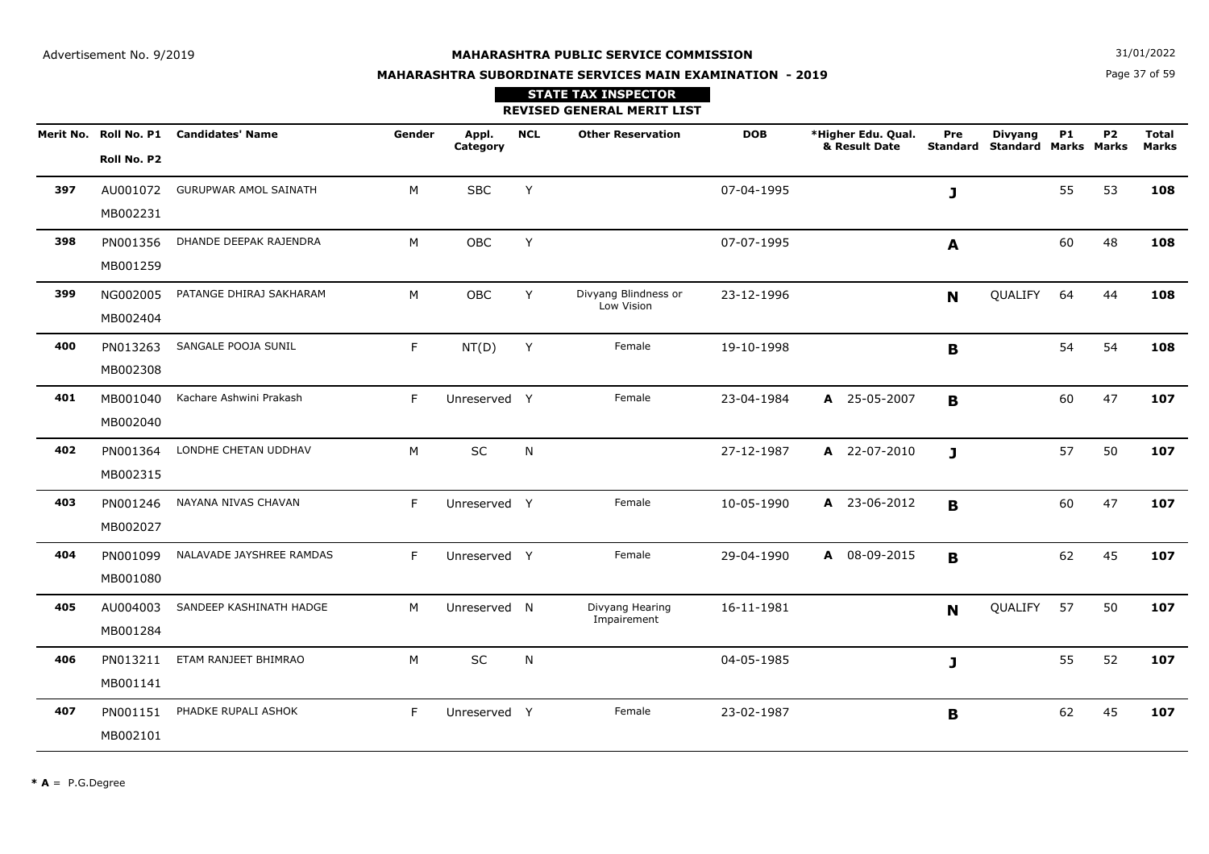Advertisement No. 9/2019

**MAHARASHTRA PUBLIC SERVICE COMMISSION**

**MAHARASHTRA SUBORDINATE SERVICES MAIN EXAMINATION - 2019**

31/01/2022

**STATE TAX INSPECTOR**

**REVISED GENERAL MERIT LIST**

| Merit No. | Roll No. P1 / Roll No. P2 | Candidates' Name | Gender | Appl. Category | NCL | Other Reservation | DOB | *Higher Edu. Qual. & Result Date | Pre Standard | Divyang Standard | P1 Marks | P2 Marks | Total Marks |
|---|---|---|---|---|---|---|---|---|---|---|---|---|---|
| **397** | AU001072 / MB002231 | GURUPWAR AMOL SAINATH | M | SBC | Y | | 07-04-1995 | | **J** | | 55 | 53 | **108** |
| **398** | PN001356 / MB001259 | DHANDE DEEPAK RAJENDRA | M | OBC | Y | | 07-07-1995 | | **A** | | 60 | 48 | **108** |
| **399** | NG002005 / MB002404 | PATANGE DHIRAJ SAKHARAM | M | OBC | Y | Divyang Blindness or Low Vision | 23-12-1996 | | **N** | QUALIFY | 64 | 44 | **108** |
| **400** | PN013263 / MB002308 | SANGALE POOJA SUNIL | F | NT(D) | Y | Female | 19-10-1998 | | **B** | | 54 | 54 | **108** |
| **401** | MB001040 / MB002040 | Kachare Ashwini Prakash | F | Unreserved | Y | Female | 23-04-1984 | **A** 25-05-2007 | **B** | | 60 | 47 | **107** |
| **402** | PN001364 / MB002315 | LONDHE CHETAN UDDHAV | M | SC | N | | 27-12-1987 | **A** 22-07-2010 | **J** | | 57 | 50 | **107** |
| **403** | PN001246 / MB002027 | NAYANA NIVAS CHAVAN | F | Unreserved | Y | Female | 10-05-1990 | **A** 23-06-2012 | **B** | | 60 | 47 | **107** |
| **404** | PN001099 / MB001080 | NALAVADE JAYSHREE RAMDAS | F | Unreserved | Y | Female | 29-04-1990 | **A** 08-09-2015 | **B** | | 62 | 45 | **107** |
| **405** | AU004003 / MB001284 | SANDEEP KASHINATH HADGE | M | Unreserved | N | Divyang Hearing Impairement | 16-11-1981 | | **N** | QUALIFY | 57 | 50 | **107** |
| **406** | PN013211 / MB001141 | ETAM RANJEET BHIMRAO | M | SC | N | | 04-05-1985 | | **J** | | 55 | 52 | **107** |
| **407** | PN001151 / MB002101 | PHADKE RUPALI ASHOK | F | Unreserved | Y | Female | 23-02-1987 | | **B** | | 62 | 45 | **107** |

*** A** = P.G.Degree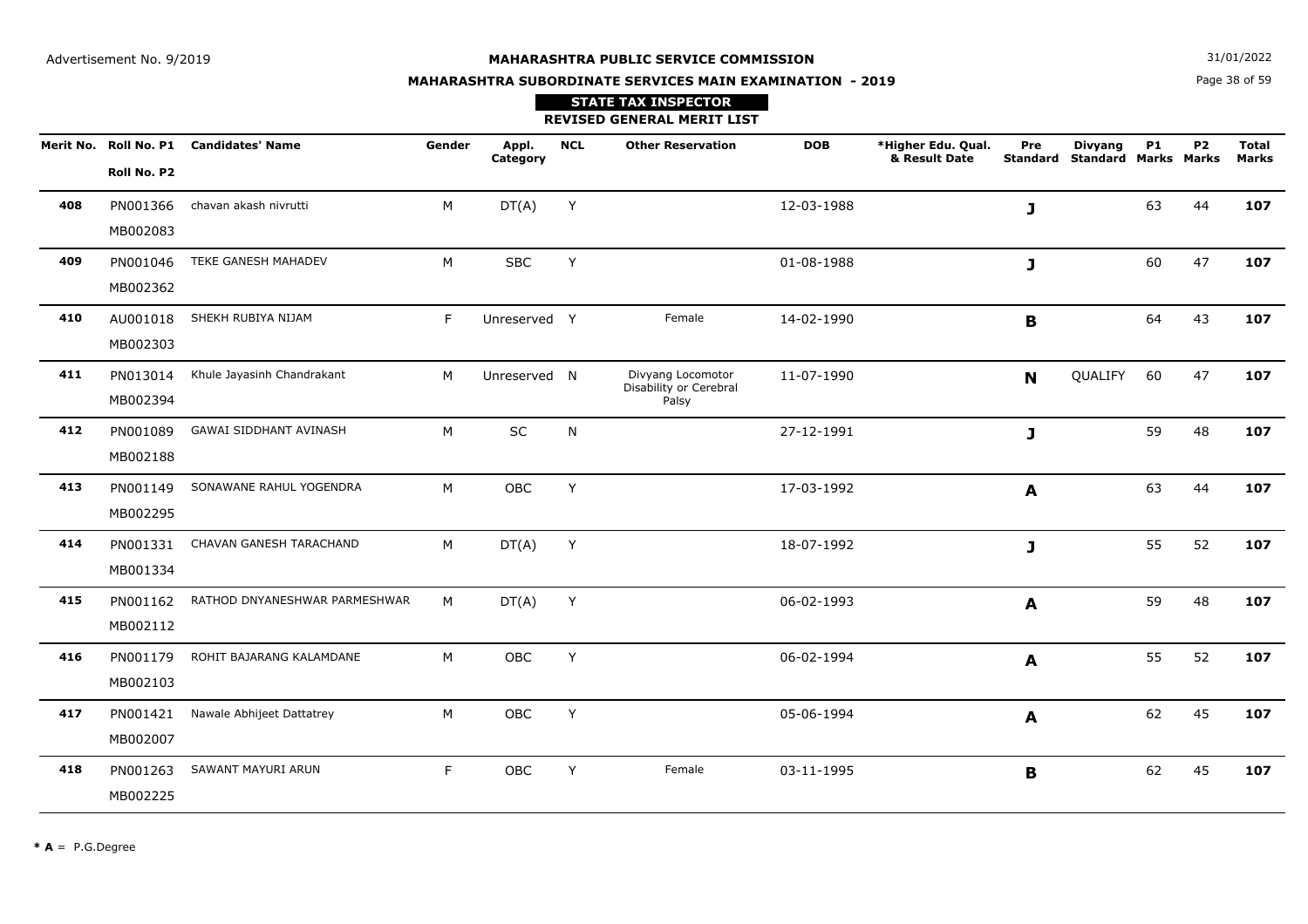Advertisement No. 9/2019

**MAHARASHTRA PUBLIC SERVICE COMMISSION**

**MAHARASHTRA SUBORDINATE SERVICES MAIN EXAMINATION - 2019**

31/01/2022

**STATE TAX INSPECTOR**

**REVISED GENERAL MERIT LIST**

| Merit No. | Roll No. P1 / Roll No. P2 | Candidates' Name | Gender | Appl. Category | NCL | Other Reservation | DOB | *Higher Edu. Qual. & Result Date | Pre Standard | Divyang Standard | P1 Marks | P2 Marks | Total Marks |
|---|---|---|---|---|---|---|---|---|---|---|---|---|---|
| **408** | PN001366 MB002083 | chavan akash nivrutti | M | DT(A) | Y | | 12-03-1988 | | **J** | | 63 | 44 | **107** |
| **409** | PN001046 MB002362 | TEKE GANESH MAHADEV | M | SBC | Y | | 01-08-1988 | | **J** | | 60 | 47 | **107** |
| **410** | AU001018 MB002303 | SHEKH RUBIYA NIJAM | F | Unreserved | Y | Female | 14-02-1990 | | **B** | | 64 | 43 | **107** |
| **411** | PN013014 MB002394 | Khule Jayasinh Chandrakant | M | Unreserved | N | Divyang Locomotor Disability or Cerebral Palsy | 11-07-1990 | | **N** | QUALIFY | 60 | 47 | **107** |
| **412** | PN001089 MB002188 | GAWAI SIDDHANT AVINASH | M | SC | N | | 27-12-1991 | | **J** | | 59 | 48 | **107** |
| **413** | PN001149 MB002295 | SONAWANE RAHUL YOGENDRA | M | OBC | Y | | 17-03-1992 | | **A** | | 63 | 44 | **107** |
| **414** | PN001331 MB001334 | CHAVAN GANESH TARACHAND | M | DT(A) | Y | | 18-07-1992 | | **J** | | 55 | 52 | **107** |
| **415** | PN001162 MB002112 | RATHOD DNYANESHWAR PARMESHWAR | M | DT(A) | Y | | 06-02-1993 | | **A** | | 59 | 48 | **107** |
| **416** | PN001179 MB002103 | ROHIT BAJARANG KALAMDANE | M | OBC | Y | | 06-02-1994 | | **A** | | 55 | 52 | **107** |
| **417** | PN001421 MB002007 | Nawale Abhijeet Dattatrey | M | OBC | Y | | 05-06-1994 | | **A** | | 62 | 45 | **107** |
| **418** | PN001263 MB002225 | SAWANT MAYURI ARUN | F | OBC | Y | Female | 03-11-1995 | | **B** | | 62 | 45 | **107** |

*** A** = P.G.Degree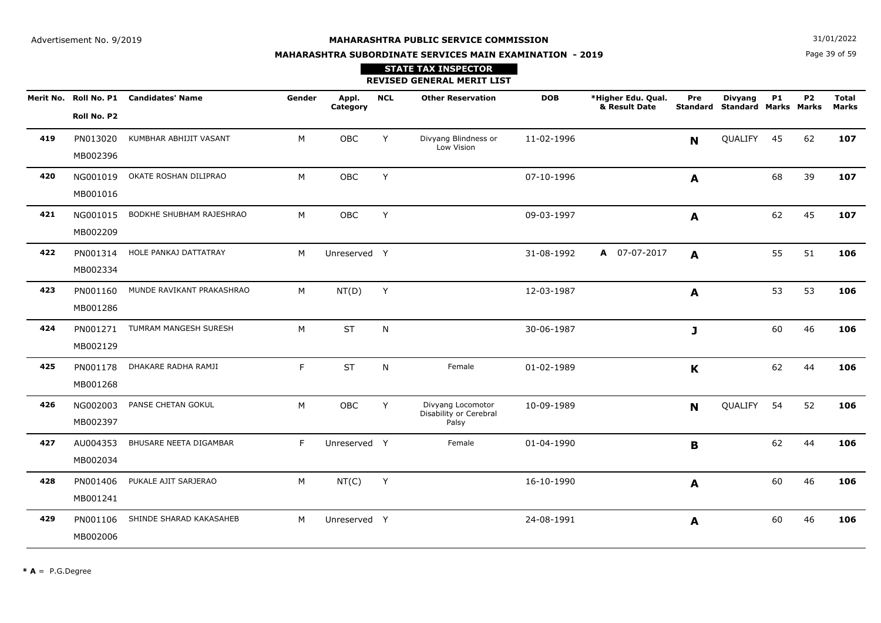Advertisement No. 9/2019

**MAHARASHTRA PUBLIC SERVICE COMMISSION**

**MAHARASHTRA SUBORDINATE SERVICES MAIN EXAMINATION - 2019**

31/01/2022

**STATE TAX INSPECTOR**

**REVISED GENERAL MERIT LIST**

| Merit No. | Roll No. P1 / Roll No. P2 | Candidates' Name | Gender | Appl. Category | NCL | Other Reservation | DOB | *Higher Edu. Qual. & Result Date | Pre Standard | Divyang Standard | P1 Marks | P2 Marks | Total Marks |
|---|---|---|---|---|---|---|---|---|---|---|---|---|---|
| **419** | PN013020 MB002396 | KUMBHAR ABHIJIT VASANT | M | OBC | Y | Divyang Blindness or Low Vision | 11-02-1996 | | **N** | QUALIFY | 45 | 62 | **107** |
| **420** | NG001019 MB001016 | OKATE ROSHAN DILIPRAO | M | OBC | Y | | 07-10-1996 | | **A** | | 68 | 39 | **107** |
| **421** | NG001015 MB002209 | BODKHE SHUBHAM RAJESHRAO | M | OBC | Y | | 09-03-1997 | | **A** | | 62 | 45 | **107** |
| **422** | PN001314 MB002334 | HOLE PANKAJ DATTATRAY | M | Unreserved | Y | | 31-08-1992 | **A** 07-07-2017 | **A** | | 55 | 51 | **106** |
| **423** | PN001160 MB001286 | MUNDE RAVIKANT PRAKASHRAO | M | NT(D) | Y | | 12-03-1987 | | **A** | | 53 | 53 | **106** |
| **424** | PN001271 MB002129 | TUMRAM MANGESH SURESH | M | ST | N | | 30-06-1987 | | **J** | | 60 | 46 | **106** |
| **425** | PN001178 MB001268 | DHAKARE RADHA RAMJI | F | ST | N | Female | 01-02-1989 | | **K** | | 62 | 44 | **106** |
| **426** | NG002003 MB002397 | PANSE CHETAN GOKUL | M | OBC | Y | Divyang Locomotor Disability or Cerebral Palsy | 10-09-1989 | | **N** | QUALIFY | 54 | 52 | **106** |
| **427** | AU004353 MB002034 | BHUSARE NEETA DIGAMBAR | F | Unreserved | Y | Female | 01-04-1990 | | **B** | | 62 | 44 | **106** |
| **428** | PN001406 MB001241 | PUKALE AJIT SARJERAO | M | NT(C) | Y | | 16-10-1990 | | **A** | | 60 | 46 | **106** |
| **429** | PN001106 MB002006 | SHINDE SHARAD KAKASAHEB | M | Unreserved | Y | | 24-08-1991 | | **A** | | 60 | 46 | **106** |

**\* A** = P.G.Degree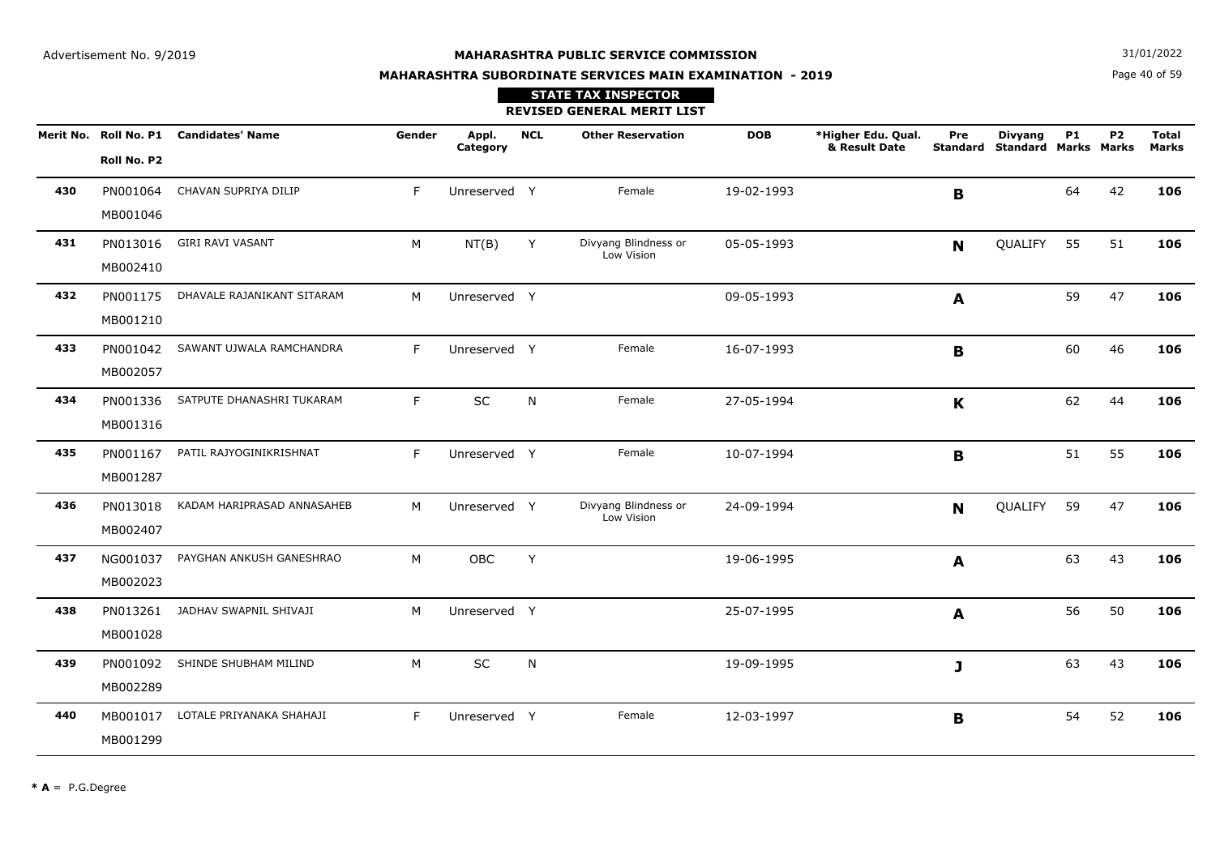Advertisement No. 9/2019

# MAHARASHTRA PUBLIC SERVICE COMMISSION

## MAHARASHTRA SUBORDINATE SERVICES MAIN EXAMINATION - 2019

31/01/2022

### STATE TAX INSPECTOR

### REVISED GENERAL MERIT LIST

| Merit No. | Roll No. P1 / Roll No. P2 | Candidates' Name | Gender | Appl. Category | NCL | Other Reservation | DOB | *Higher Edu. Qual. & Result Date | Pre Standard | Divyang Standard | P1 Marks | P2 Marks | Total Marks |
|---|---|---|---|---|---|---|---|---|---|---|---|---|---|
| **430** | PN001064 MB001046 | CHAVAN SUPRIYA DILIP | F | Unreserved | Y | Female | 19-02-1993 | | **B** | | 64 | 42 | **106** |
| **431** | PN013016 MB002410 | GIRI RAVI VASANT | M | NT(B) | Y | Divyang Blindness or Low Vision | 05-05-1993 | | **N** | QUALIFY | 55 | 51 | **106** |
| **432** | PN001175 MB001210 | DHAVALE RAJANIKANT SITARAM | M | Unreserved | Y | | 09-05-1993 | | **A** | | 59 | 47 | **106** |
| **433** | PN001042 MB002057 | SAWANT UJWALA RAMCHANDRA | F | Unreserved | Y | Female | 16-07-1993 | | **B** | | 60 | 46 | **106** |
| **434** | PN001336 MB001316 | SATPUTE DHANASHRI TUKARAM | F | SC | N | Female | 27-05-1994 | | **K** | | 62 | 44 | **106** |
| **435** | PN001167 MB001287 | PATIL RAJYOGINIKRISHNAT | F | Unreserved | Y | Female | 10-07-1994 | | **B** | | 51 | 55 | **106** |
| **436** | PN013018 MB002407 | KADAM HARIPRASAD ANNASAHEB | M | Unreserved | Y | Divyang Blindness or Low Vision | 24-09-1994 | | **N** | QUALIFY | 59 | 47 | **106** |
| **437** | NG001037 MB002023 | PAYGHAN ANKUSH GANESHRAO | M | OBC | Y | | 19-06-1995 | | **A** | | 63 | 43 | **106** |
| **438** | PN013261 MB001028 | JADHAV SWAPNIL SHIVAJI | M | Unreserved | Y | | 25-07-1995 | | **A** | | 56 | 50 | **106** |
| **439** | PN001092 MB002289 | SHINDE SHUBHAM MILIND | M | SC | N | | 19-09-1995 | | **J** | | 63 | 43 | **106** |
| **440** | MB001017 MB001299 | LOTALE PRIYANAKA SHAHAJI | F | Unreserved | Y | Female | 12-03-1997 | | **B** | | 54 | 52 | **106** |

**\* A** = P.G.Degree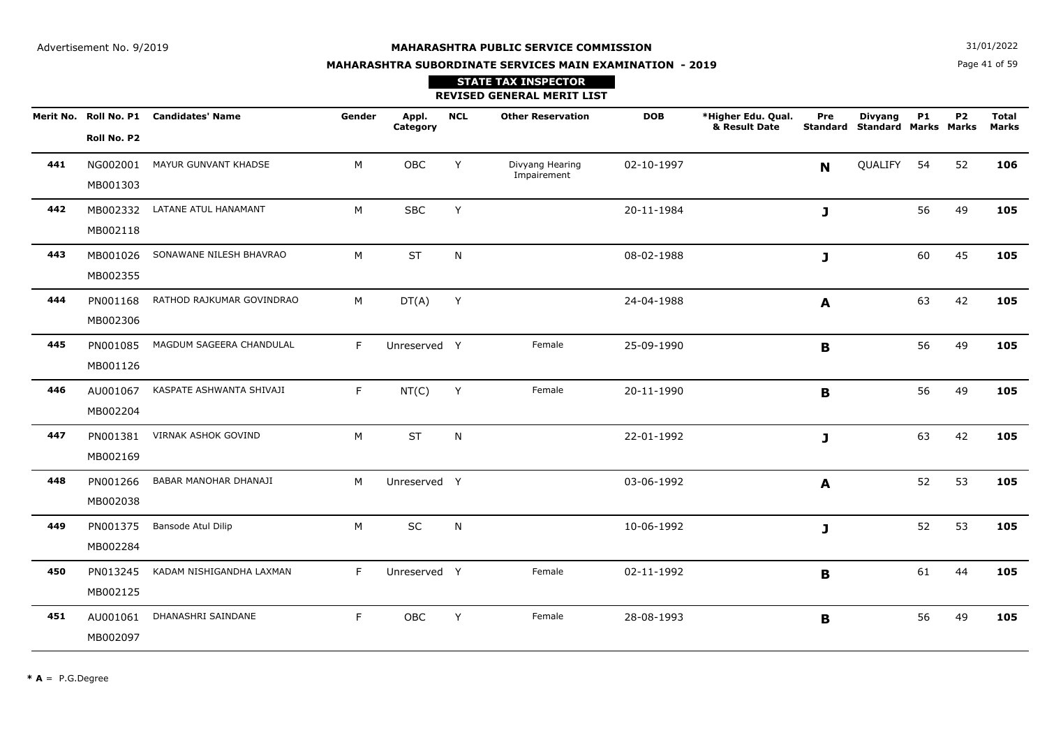Advertisement No. 9/2019

31/01/2022

**MAHARASHTRA PUBLIC SERVICE COMMISSION**

**MAHARASHTRA SUBORDINATE SERVICES MAIN EXAMINATION - 2019**

**STATE TAX INSPECTOR**

**REVISED GENERAL MERIT LIST**

| Merit No. | Roll No. P1 / Roll No. P2 | Candidates' Name | Gender | Appl. Category | NCL | Other Reservation | DOB | *Higher Edu. Qual. & Result Date | Pre Standard | Divyang Standard | P1 Marks | P2 Marks | Total Marks |
|---|---|---|---|---|---|---|---|---|---|---|---|---|---|
| **441** | NG002001 MB001303 | MAYUR GUNVANT KHADSE | M | OBC | Y | Divyang Hearing Impairement | 02-10-1997 | | **N** | QUALIFY | 54 | 52 | **106** |
| **442** | MB002332 MB002118 | LATANE ATUL HANAMANT | M | SBC | Y | | 20-11-1984 | | **J** | | 56 | 49 | **105** |
| **443** | MB001026 MB002355 | SONAWANE NILESH BHAVRAO | M | ST | N | | 08-02-1988 | | **J** | | 60 | 45 | **105** |
| **444** | PN001168 MB002306 | RATHOD RAJKUMAR GOVINDRAO | M | DT(A) | Y | | 24-04-1988 | | **A** | | 63 | 42 | **105** |
| **445** | PN001085 MB001126 | MAGDUM SAGEERA CHANDULAL | F | Unreserved | Y | Female | 25-09-1990 | | **B** | | 56 | 49 | **105** |
| **446** | AU001067 MB002204 | KASPATE ASHWANTA SHIVAJI | F | NT(C) | Y | Female | 20-11-1990 | | **B** | | 56 | 49 | **105** |
| **447** | PN001381 MB002169 | VIRNAK ASHOK GOVIND | M | ST | N | | 22-01-1992 | | **J** | | 63 | 42 | **105** |
| **448** | PN001266 MB002038 | BABAR MANOHAR DHANAJI | M | Unreserved | Y | | 03-06-1992 | | **A** | | 52 | 53 | **105** |
| **449** | PN001375 MB002284 | Bansode Atul Dilip | M | SC | N | | 10-06-1992 | | **J** | | 52 | 53 | **105** |
| **450** | PN013245 MB002125 | KADAM NISHIGANDHA LAXMAN | F | Unreserved | Y | Female | 02-11-1992 | | **B** | | 61 | 44 | **105** |
| **451** | AU001061 MB002097 | DHANASHRI SAINDANE | F | OBC | Y | Female | 28-08-1993 | | **B** | | 56 | 49 | **105** |

**\* A** = P.G.Degree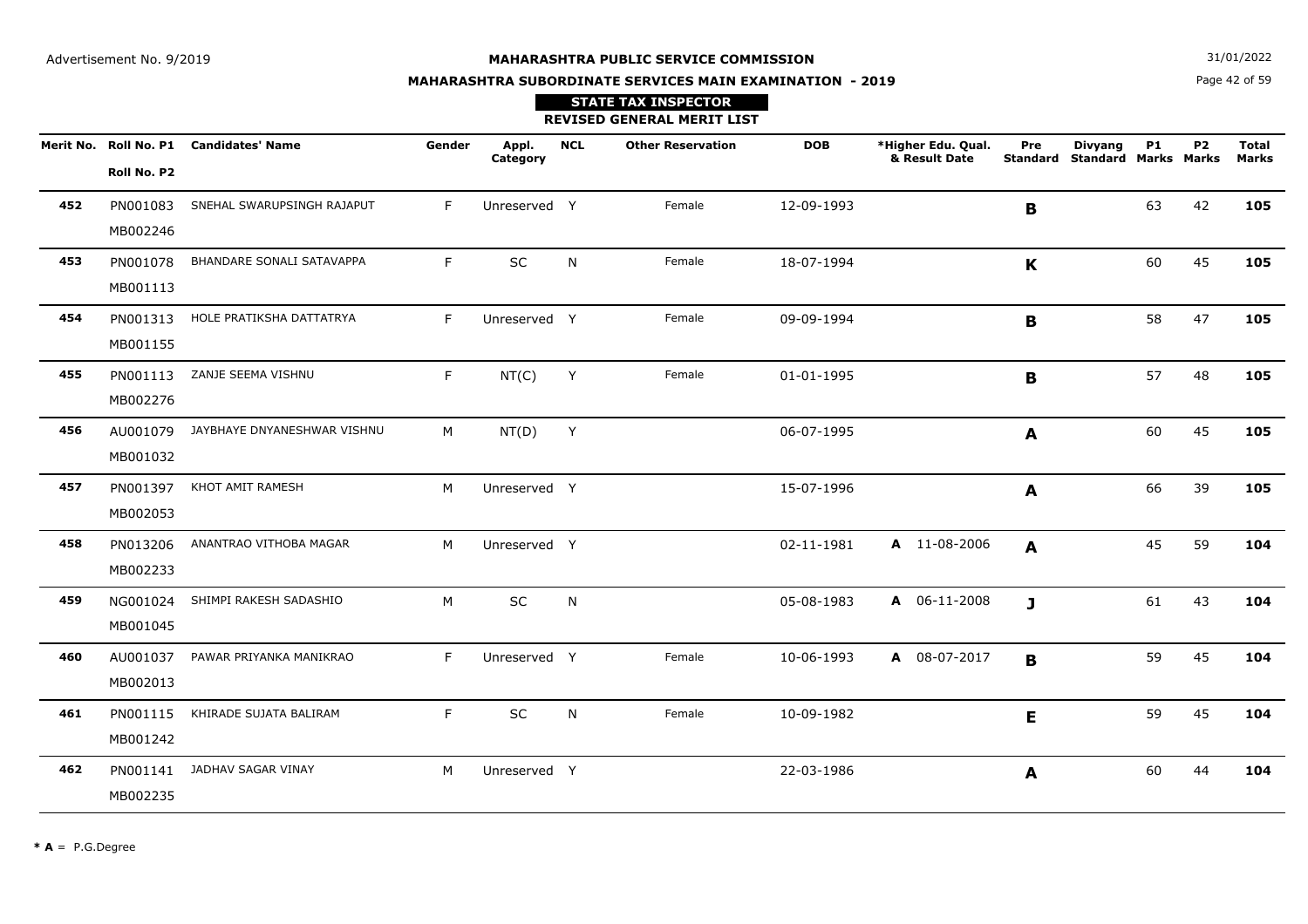Advertisement No. 9/2019

**MAHARASHTRA PUBLIC SERVICE COMMISSION**

**MAHARASHTRA SUBORDINATE SERVICES MAIN EXAMINATION - 2019**

31/01/2022

**STATE TAX INSPECTOR**

**REVISED GENERAL MERIT LIST**

| Merit No. | Roll No. P1 / Roll No. P2 | Candidates' Name | Gender | Appl. Category | NCL | Other Reservation | DOB | *Higher Edu. Qual. & Result Date | Pre Standard | Divyang Standard | P1 Marks | P2 Marks | Total Marks |
|---|---|---|---|---|---|---|---|---|---|---|---|---|---|
| **452** | PN001083 MB002246 | SNEHAL SWARUPSINGH RAJAPUT | F | Unreserved | Y | Female | 12-09-1993 | | **B** | | 63 | 42 | **105** |
| **453** | PN001078 MB001113 | BHANDARE SONALI SATAVAPPA | F | SC | N | Female | 18-07-1994 | | **K** | | 60 | 45 | **105** |
| **454** | PN001313 MB001155 | HOLE PRATIKSHA DATTATRYA | F | Unreserved | Y | Female | 09-09-1994 | | **B** | | 58 | 47 | **105** |
| **455** | PN001113 MB002276 | ZANJE SEEMA VISHNU | F | NT(C) | Y | Female | 01-01-1995 | | **B** | | 57 | 48 | **105** |
| **456** | AU001079 MB001032 | JAYBHAYE DNYANESHWAR VISHNU | M | NT(D) | Y | | 06-07-1995 | | **A** | | 60 | 45 | **105** |
| **457** | PN001397 MB002053 | KHOT AMIT RAMESH | M | Unreserved | Y | | 15-07-1996 | | **A** | | 66 | 39 | **105** |
| **458** | PN013206 MB002233 | ANANTRAO VITHOBA MAGAR | M | Unreserved | Y | | 02-11-1981 | **A** 11-08-2006 | **A** | | 45 | 59 | **104** |
| **459** | NG001024 MB001045 | SHIMPI RAKESH SADASHIO | M | SC | N | | 05-08-1983 | **A** 06-11-2008 | **J** | | 61 | 43 | **104** |
| **460** | AU001037 MB002013 | PAWAR PRIYANKA MANIKRAO | F | Unreserved | Y | Female | 10-06-1993 | **A** 08-07-2017 | **B** | | 59 | 45 | **104** |
| **461** | PN001115 MB001242 | KHIRADE SUJATA BALIRAM | F | SC | N | Female | 10-09-1982 | | **E** | | 59 | 45 | **104** |
| **462** | PN001141 MB002235 | JADHAV SAGAR VINAY | M | Unreserved | Y | | 22-03-1986 | | **A** | | 60 | 44 | **104** |

*** A** = P.G.Degree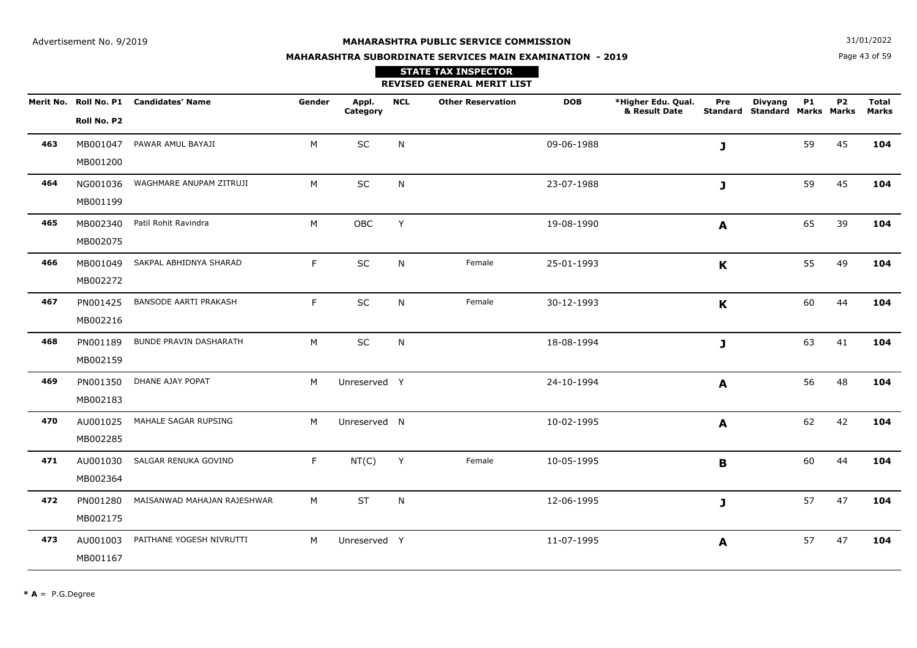Advertisement No. 9/2019

# MAHARASHTRA PUBLIC SERVICE COMMISSION

31/01/2022

## MAHARASHTRA SUBORDINATE SERVICES MAIN EXAMINATION - 2019

### STATE TAX INSPECTOR

### REVISED GENERAL MERIT LIST

| Merit No. | Roll No. P1 / Roll No. P2 | Candidates' Name | Gender | Appl. Category | NCL | Other Reservation | DOB | *Higher Edu. Qual. & Result Date | Pre Standard | Divyang Standard | P1 Marks | P2 Marks | Total Marks |
|---|---|---|---|---|---|---|---|---|---|---|---|---|---|
| 463 | MB001047 MB001200 | PAWAR AMUL BAYAJI | M | SC | N | | 09-06-1988 | | J | | 59 | 45 | **104** |
| 464 | NG001036 MB001199 | WAGHMARE ANUPAM ZITRUJI | M | SC | N | | 23-07-1988 | | J | | 59 | 45 | **104** |
| 465 | MB002340 MB002075 | Patil Rohit Ravindra | M | OBC | Y | | 19-08-1990 | | A | | 65 | 39 | **104** |
| 466 | MB001049 MB002272 | SAKPAL ABHIDNYA SHARAD | F | SC | N | Female | 25-01-1993 | | K | | 55 | 49 | **104** |
| 467 | PN001425 MB002216 | BANSODE AARTI PRAKASH | F | SC | N | Female | 30-12-1993 | | K | | 60 | 44 | **104** |
| 468 | PN001189 MB002159 | BUNDE PRAVIN DASHARATH | M | SC | N | | 18-08-1994 | | J | | 63 | 41 | **104** |
| 469 | PN001350 MB002183 | DHANE AJAY POPAT | M | Unreserved | Y | | 24-10-1994 | | A | | 56 | 48 | **104** |
| 470 | AU001025 MB002285 | MAHALE SAGAR RUPSING | M | Unreserved | N | | 10-02-1995 | | A | | 62 | 42 | **104** |
| 471 | AU001030 MB002364 | SALGAR RENUKA GOVIND | F | NT(C) | Y | Female | 10-05-1995 | | B | | 60 | 44 | **104** |
| 472 | PN001280 MB002175 | MAISANWAD MAHAJAN RAJESHWAR | M | ST | N | | 12-06-1995 | | J | | 57 | 47 | **104** |
| 473 | AU001003 MB001167 | PAITHANE YOGESH NIVRUTTI | M | Unreserved | Y | | 11-07-1995 | | A | | 57 | 47 | **104** |

**\* A** = P.G.Degree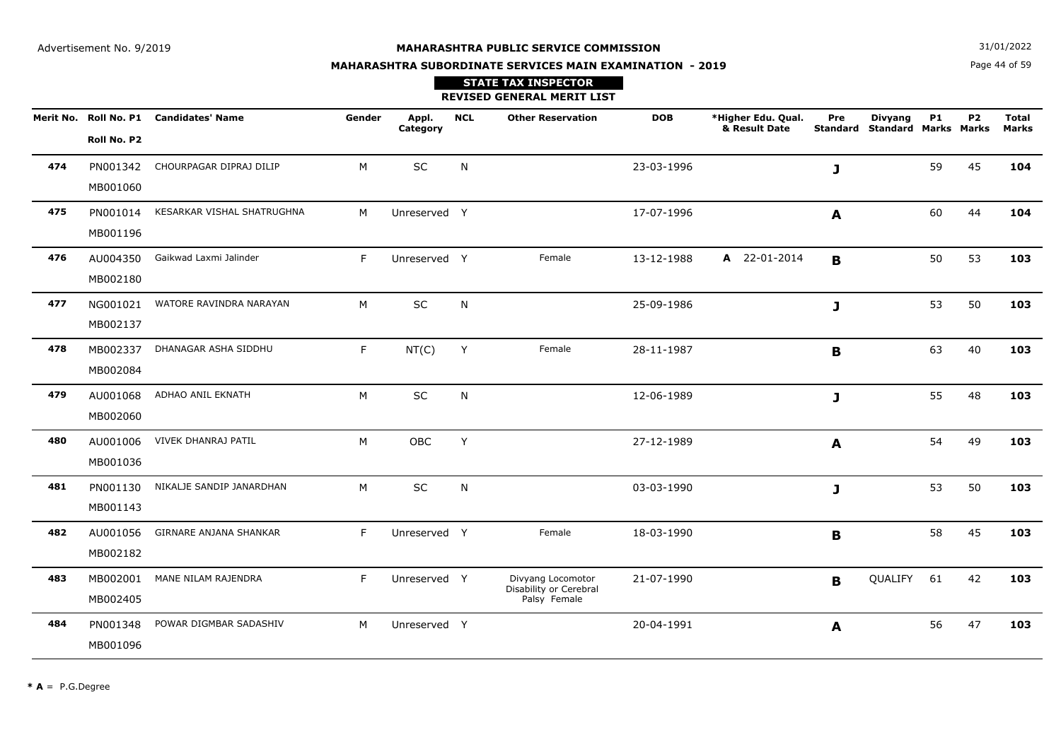Advertisement No. 9/2019

**MAHARASHTRA PUBLIC SERVICE COMMISSION**

31/01/2022

**MAHARASHTRA SUBORDINATE SERVICES MAIN EXAMINATION - 2019**

**STATE TAX INSPECTOR**

**REVISED GENERAL MERIT LIST**

| Merit No. | Roll No. P1 / Roll No. P2 | Candidates' Name | Gender | Appl. Category | NCL | Other Reservation | DOB | *Higher Edu. Qual. & Result Date | Pre Standard | Divyang Standard | P1 Marks | P2 Marks | Total Marks |
|---|---|---|---|---|---|---|---|---|---|---|---|---|---|
| **474** | PN001342 MB001060 | CHOURPAGAR DIPRAJ DILIP | M | SC | N | | 23-03-1996 | | **J** | | 59 | 45 | **104** |
| **475** | PN001014 MB001196 | KESARKAR VISHAL SHATRUGHNA | M | Unreserved | Y | | 17-07-1996 | | **A** | | 60 | 44 | **104** |
| **476** | AU004350 MB002180 | Gaikwad Laxmi Jalinder | F | Unreserved | Y | Female | 13-12-1988 | **A** 22-01-2014 | **B** | | 50 | 53 | **103** |
| **477** | NG001021 MB002137 | WATORE RAVINDRA NARAYAN | M | SC | N | | 25-09-1986 | | **J** | | 53 | 50 | **103** |
| **478** | MB002337 MB002084 | DHANAGAR ASHA SIDDHU | F | NT(C) | Y | Female | 28-11-1987 | | **B** | | 63 | 40 | **103** |
| **479** | AU001068 MB002060 | ADHAO ANIL EKNATH | M | SC | N | | 12-06-1989 | | **J** | | 55 | 48 | **103** |
| **480** | AU001006 MB001036 | VIVEK DHANRAJ PATIL | M | OBC | Y | | 27-12-1989 | | **A** | | 54 | 49 | **103** |
| **481** | PN001130 MB001143 | NIKALJE SANDIP JANARDHAN | M | SC | N | | 03-03-1990 | | **J** | | 53 | 50 | **103** |
| **482** | AU001056 MB002182 | GIRNARE ANJANA SHANKAR | F | Unreserved | Y | Female | 18-03-1990 | | **B** | | 58 | 45 | **103** |
| **483** | MB002001 MB002405 | MANE NILAM RAJENDRA | F | Unreserved | Y | Divyang Locomotor Disability or Cerebral Palsy Female | 21-07-1990 | | **B** | QUALIFY | 61 | 42 | **103** |
| **484** | PN001348 MB001096 | POWAR DIGMBAR SADASHIV | M | Unreserved | Y | | 20-04-1991 | | **A** | | 56 | 47 | **103** |

**\* A** = P.G.Degree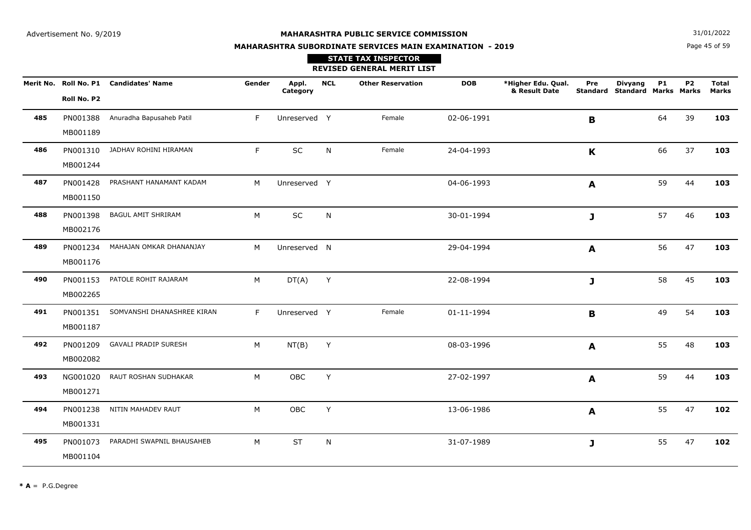Advertisement No. 9/2019

**MAHARASHTRA PUBLIC SERVICE COMMISSION**

31/01/2022

**MAHARASHTRA SUBORDINATE SERVICES MAIN EXAMINATION - 2019**

**STATE TAX INSPECTOR**

**REVISED GENERAL MERIT LIST**

| Merit No. | Roll No. P1 / Roll No. P2 | Candidates' Name | Gender | Appl. Category | NCL | Other Reservation | DOB | *Higher Edu. Qual. & Result Date | Pre Standard | Divyang Standard | P1 Marks | P2 Marks | Total Marks |
|---|---|---|---|---|---|---|---|---|---|---|---|---|---|
| **485** | PN001388 MB001189 | Anuradha Bapusaheb Patil | F | Unreserved | Y | Female | 02-06-1991 | | **B** | | 64 | 39 | **103** |
| **486** | PN001310 MB001244 | JADHAV ROHINI HIRAMAN | F | SC | N | Female | 24-04-1993 | | **K** | | 66 | 37 | **103** |
| **487** | PN001428 MB001150 | PRASHANT HANAMANT KADAM | M | Unreserved | Y | | 04-06-1993 | | **A** | | 59 | 44 | **103** |
| **488** | PN001398 MB002176 | BAGUL AMIT SHRIRAM | M | SC | N | | 30-01-1994 | | **J** | | 57 | 46 | **103** |
| **489** | PN001234 MB001176 | MAHAJAN OMKAR DHANANJAY | M | Unreserved | N | | 29-04-1994 | | **A** | | 56 | 47 | **103** |
| **490** | PN001153 MB002265 | PATOLE ROHIT RAJARAM | M | DT(A) | Y | | 22-08-1994 | | **J** | | 58 | 45 | **103** |
| **491** | PN001351 MB001187 | SOMVANSHI DHANASHREE KIRAN | F | Unreserved | Y | Female | 01-11-1994 | | **B** | | 49 | 54 | **103** |
| **492** | PN001209 MB002082 | GAVALI PRADIP SURESH | M | NT(B) | Y | | 08-03-1996 | | **A** | | 55 | 48 | **103** |
| **493** | NG001020 MB001271 | RAUT ROSHAN SUDHAKAR | M | OBC | Y | | 27-02-1997 | | **A** | | 59 | 44 | **103** |
| **494** | PN001238 MB001331 | NITIN MAHADEV RAUT | M | OBC | Y | | 13-06-1986 | | **A** | | 55 | 47 | **102** |
| **495** | PN001073 MB001104 | PARADHI SWAPNIL BHAUSAHEB | M | ST | N | | 31-07-1989 | | **J** | | 55 | 47 | **102** |

**\* A** = P.G.Degree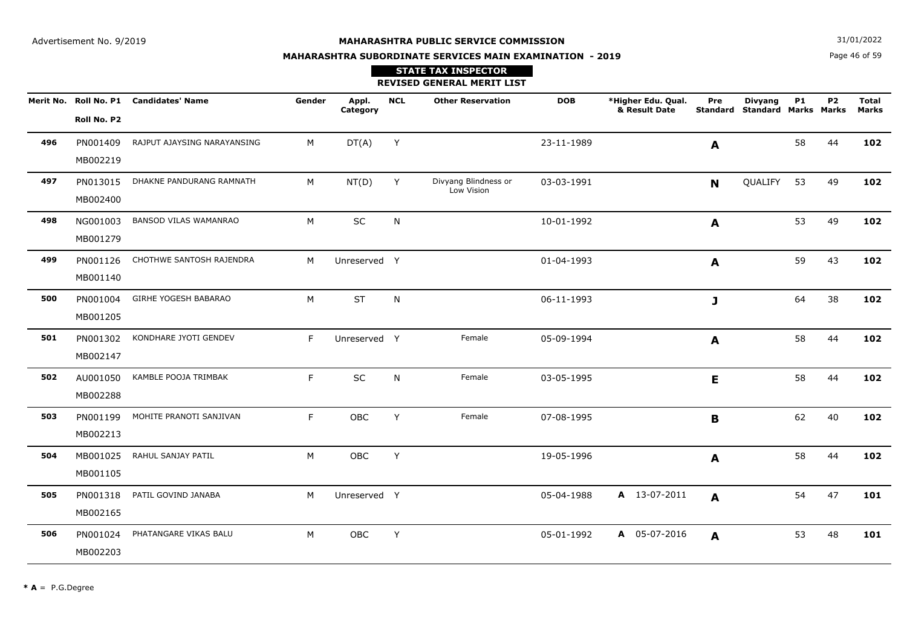Advertisement No. 9/2019

**MAHARASHTRA PUBLIC SERVICE COMMISSION**

**MAHARASHTRA SUBORDINATE SERVICES MAIN EXAMINATION - 2019**

31/01/2022

**STATE TAX INSPECTOR**

**REVISED GENERAL MERIT LIST**

| Merit No. | Roll No. P1 / Roll No. P2 | Candidates' Name | Gender | Appl. Category | NCL | Other Reservation | DOB | *Higher Edu. Qual. & Result Date | Pre Standard | Divyang Standard | P1 Marks | P2 Marks | Total Marks |
|---|---|---|---|---|---|---|---|---|---|---|---|---|---|
| **496** | PN001409 MB002219 | RAJPUT AJAYSING NARAYANSING | M | DT(A) | Y | | 23-11-1989 | | **A** | | 58 | 44 | **102** |
| **497** | PN013015 MB002400 | DHAKNE PANDURANG RAMNATH | M | NT(D) | Y | Divyang Blindness or Low Vision | 03-03-1991 | | **N** | QUALIFY | 53 | 49 | **102** |
| **498** | NG001003 MB001279 | BANSOD VILAS WAMANRAO | M | SC | N | | 10-01-1992 | | **A** | | 53 | 49 | **102** |
| **499** | PN001126 MB001140 | CHOTHWE SANTOSH RAJENDRA | M | Unreserved | Y | | 01-04-1993 | | **A** | | 59 | 43 | **102** |
| **500** | PN001004 MB001205 | GIRHE YOGESH BABARAO | M | ST | N | | 06-11-1993 | | **J** | | 64 | 38 | **102** |
| **501** | PN001302 MB002147 | KONDHARE JYOTI GENDEV | F | Unreserved | Y | Female | 05-09-1994 | | **A** | | 58 | 44 | **102** |
| **502** | AU001050 MB002288 | KAMBLE POOJA TRIMBAK | F | SC | N | Female | 03-05-1995 | | **E** | | 58 | 44 | **102** |
| **503** | PN001199 MB002213 | MOHITE PRANOTI SANJIVAN | F | OBC | Y | Female | 07-08-1995 | | **B** | | 62 | 40 | **102** |
| **504** | MB001025 MB001105 | RAHUL SANJAY PATIL | M | OBC | Y | | 19-05-1996 | | **A** | | 58 | 44 | **102** |
| **505** | PN001318 MB002165 | PATIL GOVIND JANABA | M | Unreserved | Y | | 05-04-1988 | **A** 13-07-2011 | **A** | | 54 | 47 | **101** |
| **506** | PN001024 MB002203 | PHATANGARE VIKAS BALU | M | OBC | Y | | 05-01-1992 | **A** 05-07-2016 | **A** | | 53 | 48 | **101** |

**\* A** = P.G.Degree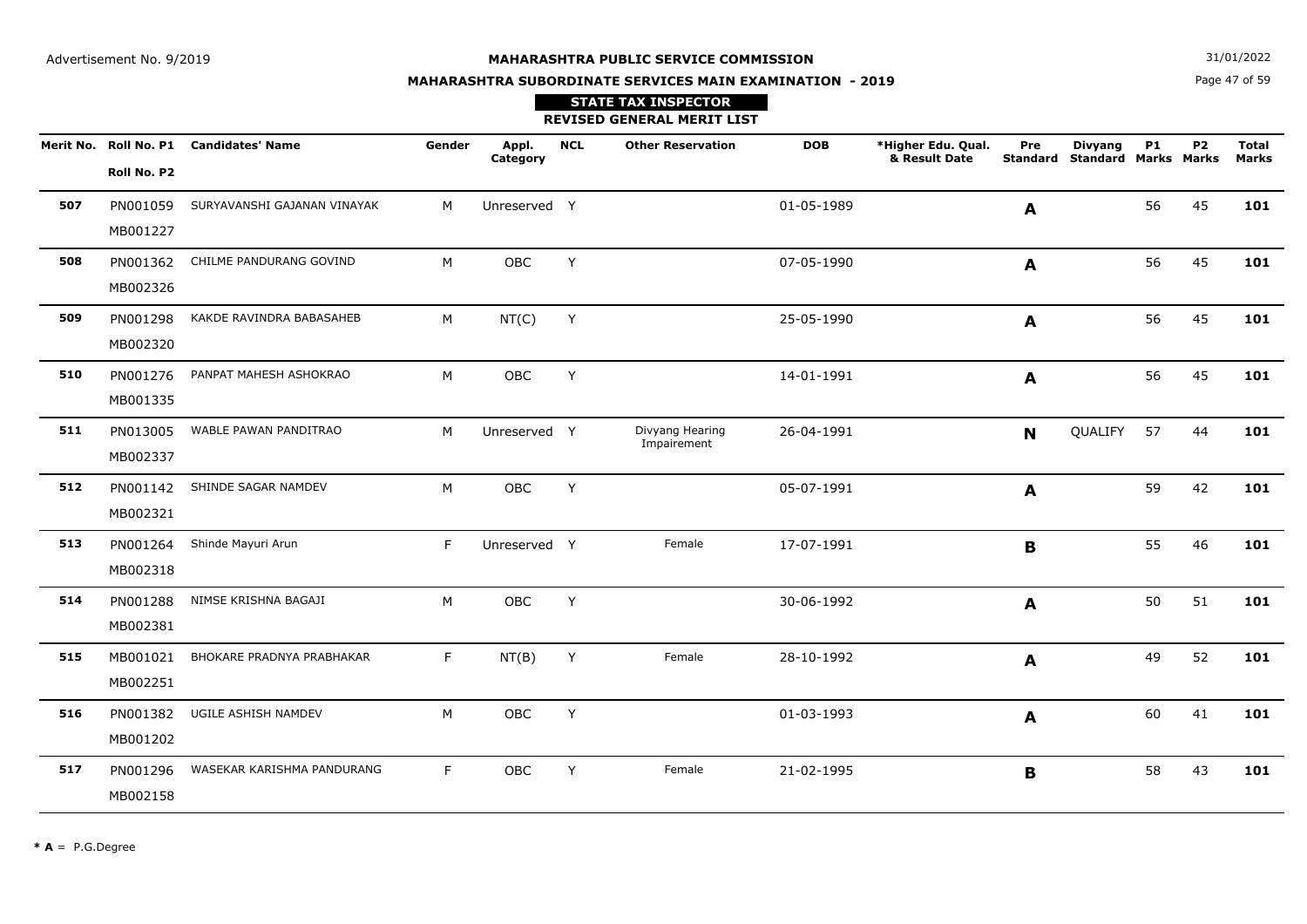Advertisement No. 9/2019

# MAHARASHTRA PUBLIC SERVICE COMMISSION

31/01/2022

## MAHARASHTRA SUBORDINATE SERVICES MAIN EXAMINATION - 2019

### STATE TAX INSPECTOR

### REVISED GENERAL MERIT LIST

| Merit No. | Roll No. P1 / Roll No. P2 | Candidates' Name | Gender | Appl. Category | NCL | Other Reservation | DOB | *Higher Edu. Qual. & Result Date | Pre Standard | Divyang Standard | P1 Marks | P2 Marks | Total Marks |
|---|---|---|---|---|---|---|---|---|---|---|---|---|---|
| **507** | PN001059 MB001227 | SURYAVANSHI GAJANAN VINAYAK | M | Unreserved | Y | | 01-05-1989 | | **A** | | 56 | 45 | **101** |
| **508** | PN001362 MB002326 | CHILME PANDURANG GOVIND | M | OBC | Y | | 07-05-1990 | | **A** | | 56 | 45 | **101** |
| **509** | PN001298 MB002320 | KAKDE RAVINDRA BABASAHEB | M | NT(C) | Y | | 25-05-1990 | | **A** | | 56 | 45 | **101** |
| **510** | PN001276 MB001335 | PANPAT MAHESH ASHOKRAO | M | OBC | Y | | 14-01-1991 | | **A** | | 56 | 45 | **101** |
| **511** | PN013005 MB002337 | WABLE PAWAN PANDITRAO | M | Unreserved | Y | Divyang Hearing Impairement | 26-04-1991 | | **N** | QUALIFY | 57 | 44 | **101** |
| **512** | PN001142 MB002321 | SHINDE SAGAR NAMDEV | M | OBC | Y | | 05-07-1991 | | **A** | | 59 | 42 | **101** |
| **513** | PN001264 MB002318 | Shinde Mayuri Arun | F | Unreserved | Y | Female | 17-07-1991 | | **B** | | 55 | 46 | **101** |
| **514** | PN001288 MB002381 | NIMSE KRISHNA BAGAJI | M | OBC | Y | | 30-06-1992 | | **A** | | 50 | 51 | **101** |
| **515** | MB001021 MB002251 | BHOKARE PRADNYA PRABHAKAR | F | NT(B) | Y | Female | 28-10-1992 | | **A** | | 49 | 52 | **101** |
| **516** | PN001382 MB001202 | UGILE ASHISH NAMDEV | M | OBC | Y | | 01-03-1993 | | **A** | | 60 | 41 | **101** |
| **517** | PN001296 MB002158 | WASEKAR KARISHMA PANDURANG | F | OBC | Y | Female | 21-02-1995 | | **B** | | 58 | 43 | **101** |

**\* A** = P.G.Degree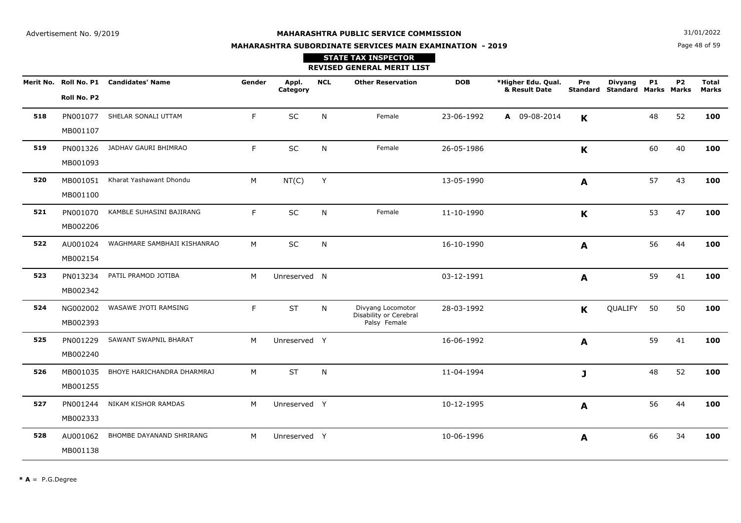Advertisement No. 9/2019

# MAHARASHTRA PUBLIC SERVICE COMMISSION

## MAHARASHTRA SUBORDINATE SERVICES MAIN EXAMINATION - 2019

31/01/2022

### STATE TAX INSPECTOR

### REVISED GENERAL MERIT LIST

| Merit No. | Roll No. P1 / Roll No. P2 | Candidates' Name | Gender | Appl. Category | NCL | Other Reservation | DOB | *Higher Edu. Qual. & Result Date | Pre Standard | Divyang Standard | P1 Marks | P2 Marks | Total Marks |
|---|---|---|---|---|---|---|---|---|---|---|---|---|---|
| 518 | PN001077 MB001107 | SHELAR SONALI UTTAM | F | SC | N | Female | 23-06-1992 | A 09-08-2014 | K | | 48 | 52 | 100 |
| 519 | PN001326 MB001093 | JADHAV GAURI BHIMRAO | F | SC | N | Female | 26-05-1986 | | K | | 60 | 40 | 100 |
| 520 | MB001051 MB001100 | Kharat Yashawant Dhondu | M | NT(C) | Y | | 13-05-1990 | | A | | 57 | 43 | 100 |
| 521 | PN001070 MB002206 | KAMBLE SUHASINI BAJIRANG | F | SC | N | Female | 11-10-1990 | | K | | 53 | 47 | 100 |
| 522 | AU001024 MB002154 | WAGHMARE SAMBHAJI KISHANRAO | M | SC | N | | 16-10-1990 | | A | | 56 | 44 | 100 |
| 523 | PN013234 MB002342 | PATIL PRAMOD JOTIBA | M | Unreserved | N | | 03-12-1991 | | A | | 59 | 41 | 100 |
| 524 | NG002002 MB002393 | WASAWE JYOTI RAMSING | F | ST | N | Divyang Locomotor Disability or Cerebral Palsy Female | 28-03-1992 | | K | QUALIFY | 50 | 50 | 100 |
| 525 | PN001229 MB002240 | SAWANT SWAPNIL BHARAT | M | Unreserved | Y | | 16-06-1992 | | A | | 59 | 41 | 100 |
| 526 | MB001035 MB001255 | BHOYE HARICHANDRA DHARMRAJ | M | ST | N | | 11-04-1994 | | J | | 48 | 52 | 100 |
| 527 | PN001244 MB002333 | NIKAM KISHOR RAMDAS | M | Unreserved | Y | | 10-12-1995 | | A | | 56 | 44 | 100 |
| 528 | AU001062 MB001138 | BHOMBE DAYANAND SHRIRANG | M | Unreserved | Y | | 10-06-1996 | | A | | 66 | 34 | 100 |

* A = P.G.Degree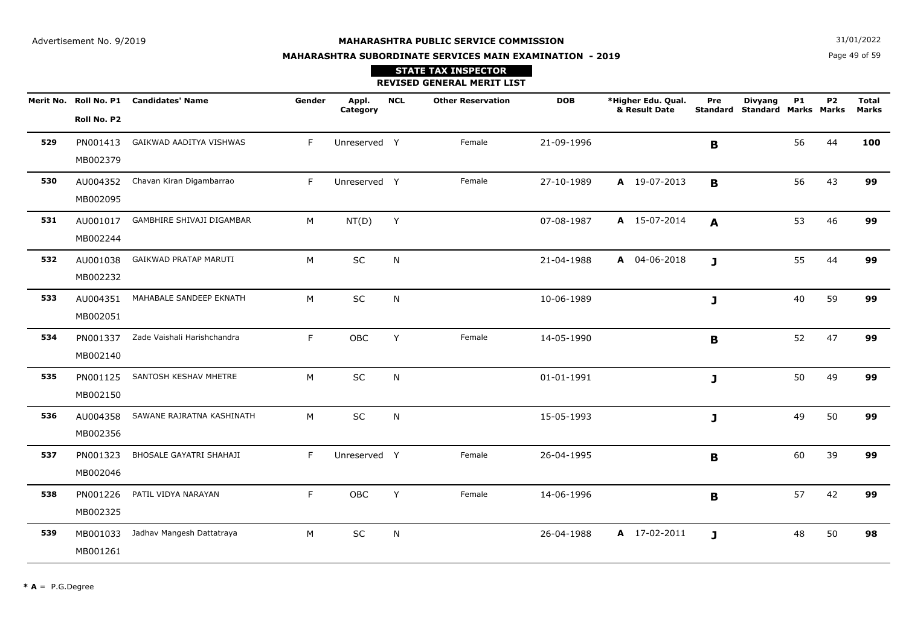Advertisement No. 9/2019

**MAHARASHTRA PUBLIC SERVICE COMMISSION**

**MAHARASHTRA SUBORDINATE SERVICES MAIN EXAMINATION - 2019**

31/01/2022

**STATE TAX INSPECTOR**

**REVISED GENERAL MERIT LIST**

| Merit No. | Roll No. P1 / Roll No. P2 | Candidates' Name | Gender | Appl. Category | NCL | Other Reservation | DOB | *Higher Edu. Qual. & Result Date | Pre Standard | Divyang Standard | P1 Marks | P2 Marks | Total Marks |
|---|---|---|---|---|---|---|---|---|---|---|---|---|---|
| **529** | PN001413 MB002379 | GAIKWAD AADITYA VISHWAS | F | Unreserved | Y | Female | 21-09-1996 | | **B** | | 56 | 44 | **100** |
| **530** | AU004352 MB002095 | Chavan Kiran Digambarrao | F | Unreserved | Y | Female | 27-10-1989 | **A** 19-07-2013 | **B** | | 56 | 43 | **99** |
| **531** | AU001017 MB002244 | GAMBHIRE SHIVAJI DIGAMBAR | M | NT(D) | Y | | 07-08-1987 | **A** 15-07-2014 | **A** | | 53 | 46 | **99** |
| **532** | AU001038 MB002232 | GAIKWAD PRATAP MARUTI | M | SC | N | | 21-04-1988 | **A** 04-06-2018 | **J** | | 55 | 44 | **99** |
| **533** | AU004351 MB002051 | MAHABALE SANDEEP EKNATH | M | SC | N | | 10-06-1989 | | **J** | | 40 | 59 | **99** |
| **534** | PN001337 MB002140 | Zade Vaishali Harishchandra | F | OBC | Y | Female | 14-05-1990 | | **B** | | 52 | 47 | **99** |
| **535** | PN001125 MB002150 | SANTOSH KESHAV MHETRE | M | SC | N | | 01-01-1991 | | **J** | | 50 | 49 | **99** |
| **536** | AU004358 MB002356 | SAWANE RAJRATNA KASHINATH | M | SC | N | | 15-05-1993 | | **J** | | 49 | 50 | **99** |
| **537** | PN001323 MB002046 | BHOSALE GAYATRI SHAHAJI | F | Unreserved | Y | Female | 26-04-1995 | | **B** | | 60 | 39 | **99** |
| **538** | PN001226 MB002325 | PATIL VIDYA NARAYAN | F | OBC | Y | Female | 14-06-1996 | | **B** | | 57 | 42 | **99** |
| **539** | MB001033 MB001261 | Jadhav Mangesh Dattatraya | M | SC | N | | 26-04-1988 | **A** 17-02-2011 | **J** | | 48 | 50 | **98** |

**\* A** = P.G.Degree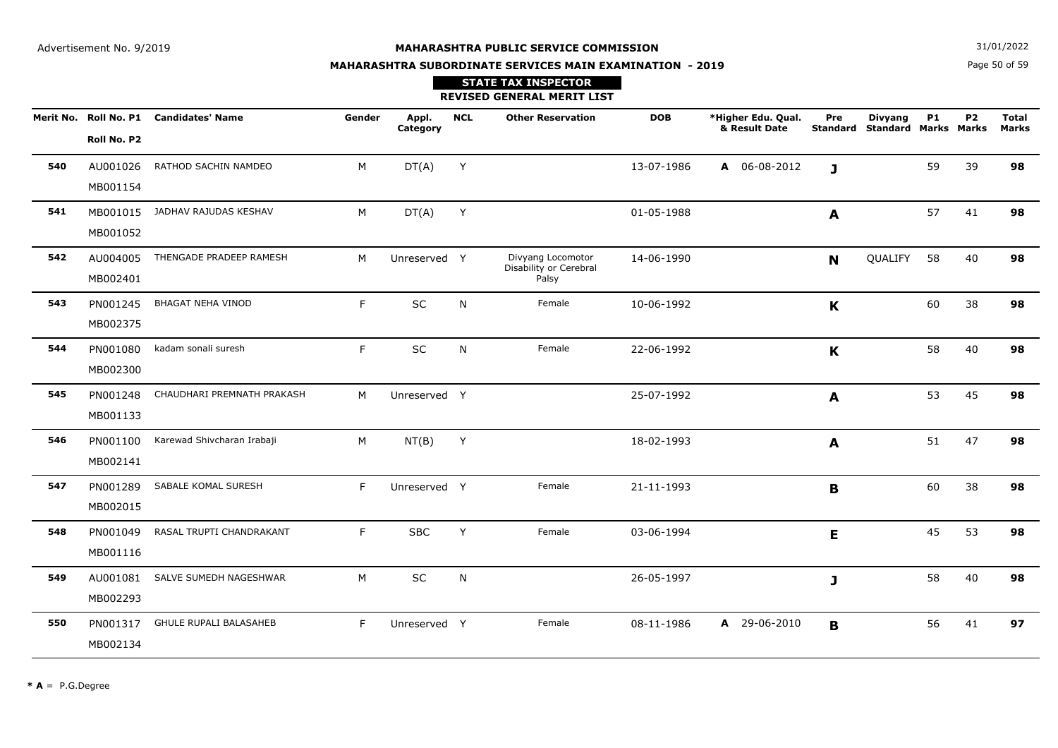Advertisement No. 9/2019

**MAHARASHTRA PUBLIC SERVICE COMMISSION**

31/01/2022

**MAHARASHTRA SUBORDINATE SERVICES MAIN EXAMINATION - 2019**

**STATE TAX INSPECTOR**

**REVISED GENERAL MERIT LIST**

| Merit No. | Roll No. P1 / Roll No. P2 | Candidates' Name | Gender | Appl. Category | NCL | Other Reservation | DOB | *Higher Edu. Qual. & Result Date | Pre Standard | Divyang Standard | P1 Marks | P2 Marks | Total Marks |
|---|---|---|---|---|---|---|---|---|---|---|---|---|---|
| **540** | AU001026 MB001154 | RATHOD SACHIN NAMDEO | M | DT(A) | Y | | 13-07-1986 | **A** 06-08-2012 | **J** | | 59 | 39 | **98** |
| **541** | MB001015 MB001052 | JADHAV RAJUDAS KESHAV | M | DT(A) | Y | | 01-05-1988 | | **A** | | 57 | 41 | **98** |
| **542** | AU004005 MB002401 | THENGADE PRADEEP RAMESH | M | Unreserved | Y | Divyang Locomotor Disability or Cerebral Palsy | 14-06-1990 | | **N** | QUALIFY | 58 | 40 | **98** |
| **543** | PN001245 MB002375 | BHAGAT NEHA VINOD | F | SC | N | Female | 10-06-1992 | | **K** | | 60 | 38 | **98** |
| **544** | PN001080 MB002300 | kadam sonali suresh | F | SC | N | Female | 22-06-1992 | | **K** | | 58 | 40 | **98** |
| **545** | PN001248 MB001133 | CHAUDHARI PREMNATH PRAKASH | M | Unreserved | Y | | 25-07-1992 | | **A** | | 53 | 45 | **98** |
| **546** | PN001100 MB002141 | Karewad Shivcharan Irabaji | M | NT(B) | Y | | 18-02-1993 | | **A** | | 51 | 47 | **98** |
| **547** | PN001289 MB002015 | SABALE KOMAL SURESH | F | Unreserved | Y | Female | 21-11-1993 | | **B** | | 60 | 38 | **98** |
| **548** | PN001049 MB001116 | RASAL TRUPTI CHANDRAKANT | F | SBC | Y | Female | 03-06-1994 | | **E** | | 45 | 53 | **98** |
| **549** | AU001081 MB002293 | SALVE SUMEDH NAGESHWAR | M | SC | N | | 26-05-1997 | | **J** | | 58 | 40 | **98** |
| **550** | PN001317 MB002134 | GHULE RUPALI BALASAHEB | F | Unreserved | Y | Female | 08-11-1986 | **A** 29-06-2010 | **B** | | 56 | 41 | **97** |

**\* A** = P.G.Degree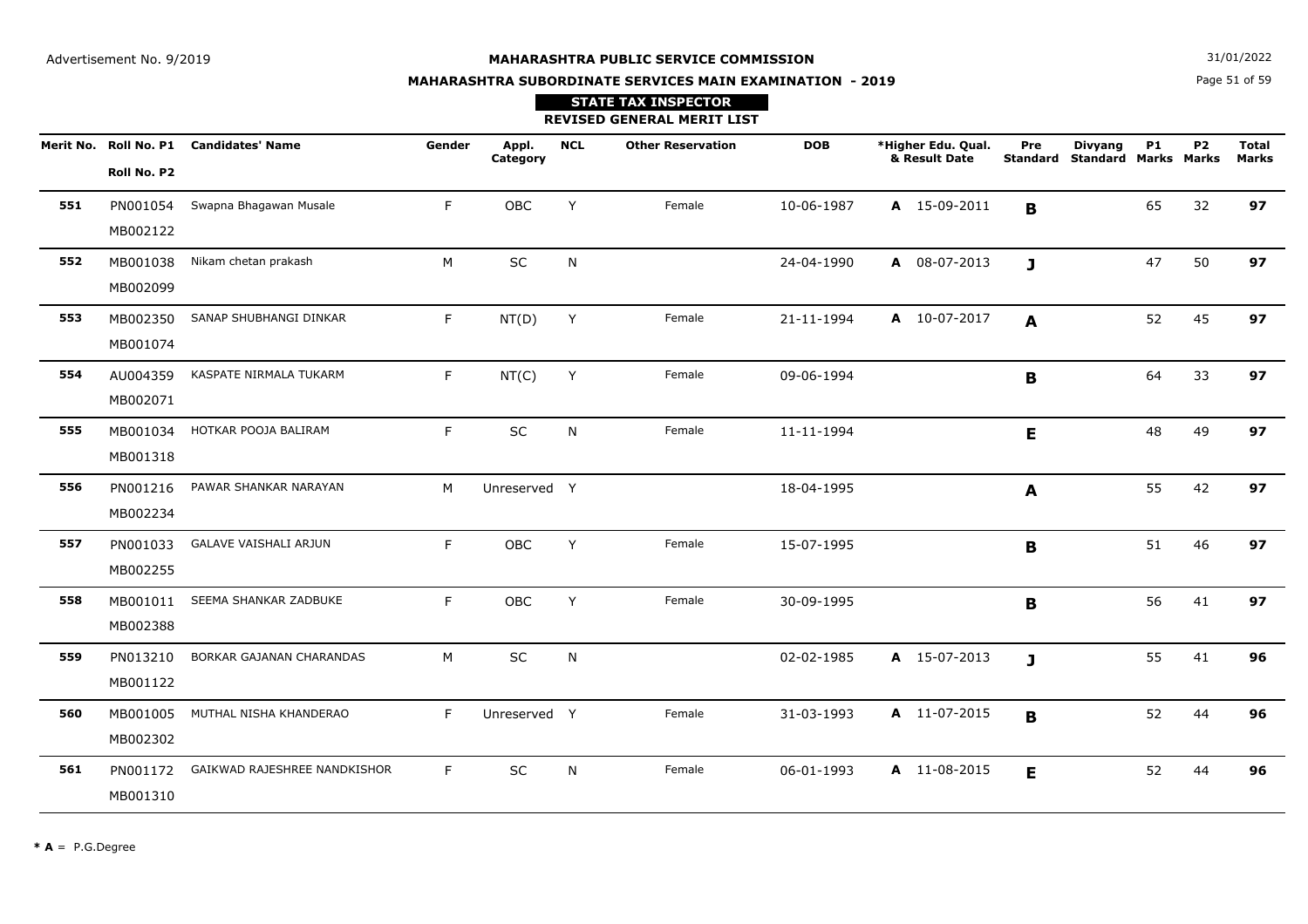Advertisement No. 9/2019

**MAHARASHTRA PUBLIC SERVICE COMMISSION**

31/01/2022

**MAHARASHTRA SUBORDINATE SERVICES MAIN EXAMINATION - 2019**

**STATE TAX INSPECTOR**

**REVISED GENERAL MERIT LIST**

| Merit No. | Roll No. P1 / Roll No. P2 | Candidates' Name | Gender | Appl. Category | NCL | Other Reservation | DOB | *Higher Edu. Qual. & Result Date | Pre Standard | Divyang Standard | P1 Marks | P2 Marks | Total Marks |
|---|---|---|---|---|---|---|---|---|---|---|---|---|---|
| **551** | PN001054 MB002122 | Swapna Bhagawan Musale | F | OBC | Y | Female | 10-06-1987 | **A** 15-09-2011 | **B** | | 65 | 32 | **97** |
| **552** | MB001038 MB002099 | Nikam chetan prakash | M | SC | N | | 24-04-1990 | **A** 08-07-2013 | **J** | | 47 | 50 | **97** |
| **553** | MB002350 MB001074 | SANAP SHUBHANGI DINKAR | F | NT(D) | Y | Female | 21-11-1994 | **A** 10-07-2017 | **A** | | 52 | 45 | **97** |
| **554** | AU004359 MB002071 | KASPATE NIRMALA TUKARM | F | NT(C) | Y | Female | 09-06-1994 | | **B** | | 64 | 33 | **97** |
| **555** | MB001034 MB001318 | HOTKAR POOJA BALIRAM | F | SC | N | Female | 11-11-1994 | | **E** | | 48 | 49 | **97** |
| **556** | PN001216 MB002234 | PAWAR SHANKAR NARAYAN | M | Unreserved | Y | | 18-04-1995 | | **A** | | 55 | 42 | **97** |
| **557** | PN001033 MB002255 | GALAVE VAISHALI ARJUN | F | OBC | Y | Female | 15-07-1995 | | **B** | | 51 | 46 | **97** |
| **558** | MB001011 MB002388 | SEEMA SHANKAR ZADBUKE | F | OBC | Y | Female | 30-09-1995 | | **B** | | 56 | 41 | **97** |
| **559** | PN013210 MB001122 | BORKAR GAJANAN CHARANDAS | M | SC | N | | 02-02-1985 | **A** 15-07-2013 | **J** | | 55 | 41 | **96** |
| **560** | MB001005 MB002302 | MUTHAL NISHA KHANDERAO | F | Unreserved | Y | Female | 31-03-1993 | **A** 11-07-2015 | **B** | | 52 | 44 | **96** |
| **561** | PN001172 MB001310 | GAIKWAD RAJESHREE NANDKISHOR | F | SC | N | Female | 06-01-1993 | **A** 11-08-2015 | **E** | | 52 | 44 | **96** |

* **A** = P.G.Degree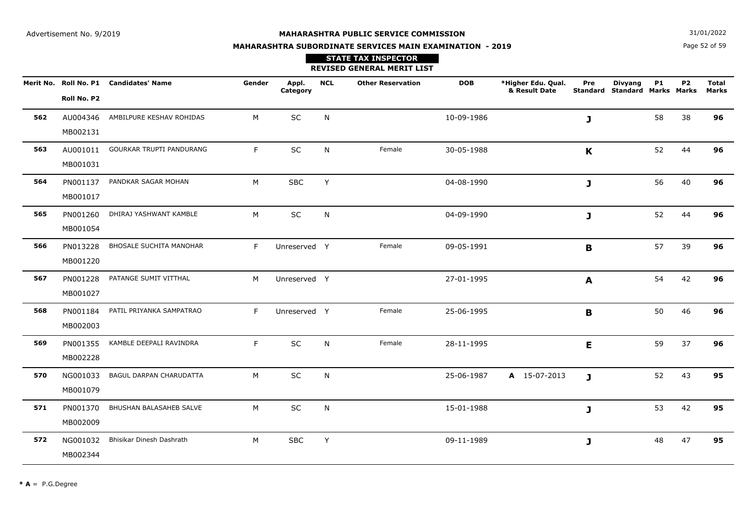Advertisement No. 9/2019

**MAHARASHTRA PUBLIC SERVICE COMMISSION**

**MAHARASHTRA SUBORDINATE SERVICES MAIN EXAMINATION - 2019**

31/01/2022

**STATE TAX INSPECTOR**

**REVISED GENERAL MERIT LIST**

| Merit No. | Roll No. P1 / Roll No. P2 | Candidates' Name | Gender | Appl. Category | NCL | Other Reservation | DOB | *Higher Edu. Qual. & Result Date | Pre Standard | Divyang Standard | P1 Marks | P2 Marks | Total Marks |
|---|---|---|---|---|---|---|---|---|---|---|---|---|---|
| **562** | AU004346 MB002131 | AMBILPURE KESHAV ROHIDAS | M | SC | N | | 10-09-1986 | | **J** | | 58 | 38 | **96** |
| **563** | AU001011 MB001031 | GOURKAR TRUPTI PANDURANG | F | SC | N | Female | 30-05-1988 | | **K** | | 52 | 44 | **96** |
| **564** | PN001137 MB001017 | PANDKAR SAGAR MOHAN | M | SBC | Y | | 04-08-1990 | | **J** | | 56 | 40 | **96** |
| **565** | PN001260 MB001054 | DHIRAJ YASHWANT KAMBLE | M | SC | N | | 04-09-1990 | | **J** | | 52 | 44 | **96** |
| **566** | PN013228 MB001220 | BHOSALE SUCHITA MANOHAR | F | Unreserved | Y | Female | 09-05-1991 | | **B** | | 57 | 39 | **96** |
| **567** | PN001228 MB001027 | PATANGE SUMIT VITTHAL | M | Unreserved | Y | | 27-01-1995 | | **A** | | 54 | 42 | **96** |
| **568** | PN001184 MB002003 | PATIL PRIYANKA SAMPATRAO | F | Unreserved | Y | Female | 25-06-1995 | | **B** | | 50 | 46 | **96** |
| **569** | PN001355 MB002228 | KAMBLE DEEPALI RAVINDRA | F | SC | N | Female | 28-11-1995 | | **E** | | 59 | 37 | **96** |
| **570** | NG001033 MB001079 | BAGUL DARPAN CHARUDATTA | M | SC | N | | 25-06-1987 | **A** 15-07-2013 | **J** | | 52 | 43 | **95** |
| **571** | PN001370 MB002009 | BHUSHAN BALASAHEB SALVE | M | SC | N | | 15-01-1988 | | **J** | | 53 | 42 | **95** |
| **572** | NG001032 MB002344 | Bhisikar Dinesh Dashrath | M | SBC | Y | | 09-11-1989 | | **J** | | 48 | 47 | **95** |

**\* A** = P.G.Degree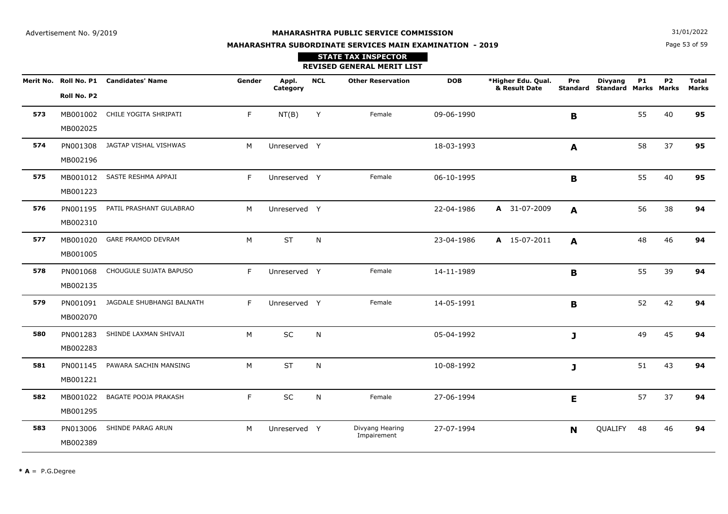Advertisement No. 9/2019

31/01/2022

# MAHARASHTRA PUBLIC SERVICE COMMISSION

## MAHARASHTRA SUBORDINATE SERVICES MAIN EXAMINATION - 2019

### STATE TAX INSPECTOR

### REVISED GENERAL MERIT LIST

| Merit No. | Roll No. P1 / Roll No. P2 | Candidates' Name | Gender | Appl. Category | NCL | Other Reservation | DOB | *Higher Edu. Qual. & Result Date | Pre Standard | Divyang Standard | P1 Marks | P2 Marks | Total Marks |
|---|---|---|---|---|---|---|---|---|---|---|---|---|---|
| **573** | MB001002 / MB002025 | CHILE YOGITA SHRIPATI | F | NT(B) | Y | Female | 09-06-1990 | | **B** | | 55 | 40 | **95** |
| **574** | PN001308 / MB002196 | JAGTAP VISHAL VISHWAS | M | Unreserved | Y | | 18-03-1993 | | **A** | | 58 | 37 | **95** |
| **575** | MB001012 / MB001223 | SASTE RESHMA APPAJI | F | Unreserved | Y | Female | 06-10-1995 | | **B** | | 55 | 40 | **95** |
| **576** | PN001195 / MB002310 | PATIL PRASHANT GULABRAO | M | Unreserved | Y | | 22-04-1986 | **A** 31-07-2009 | **A** | | 56 | 38 | **94** |
| **577** | MB001020 / MB001005 | GARE PRAMOD DEVRAM | M | ST | N | | 23-04-1986 | **A** 15-07-2011 | **A** | | 48 | 46 | **94** |
| **578** | PN001068 / MB002135 | CHOUGULE SUJATA BAPUSO | F | Unreserved | Y | Female | 14-11-1989 | | **B** | | 55 | 39 | **94** |
| **579** | PN001091 / MB002070 | JAGDALE SHUBHANGI BALNATH | F | Unreserved | Y | Female | 14-05-1991 | | **B** | | 52 | 42 | **94** |
| **580** | PN001283 / MB002283 | SHINDE LAXMAN SHIVAJI | M | SC | N | | 05-04-1992 | | **J** | | 49 | 45 | **94** |
| **581** | PN001145 / MB001221 | PAWARA SACHIN MANSING | M | ST | N | | 10-08-1992 | | **J** | | 51 | 43 | **94** |
| **582** | MB001022 / MB001295 | BAGATE POOJA PRAKASH | F | SC | N | Female | 27-06-1994 | | **E** | | 57 | 37 | **94** |
| **583** | PN013006 / MB002389 | SHINDE PARAG ARUN | M | Unreserved | Y | Divyang Hearing Impairement | 27-07-1994 | | **N** | QUALIFY | 48 | 46 | **94** |

**\* A** = P.G.Degree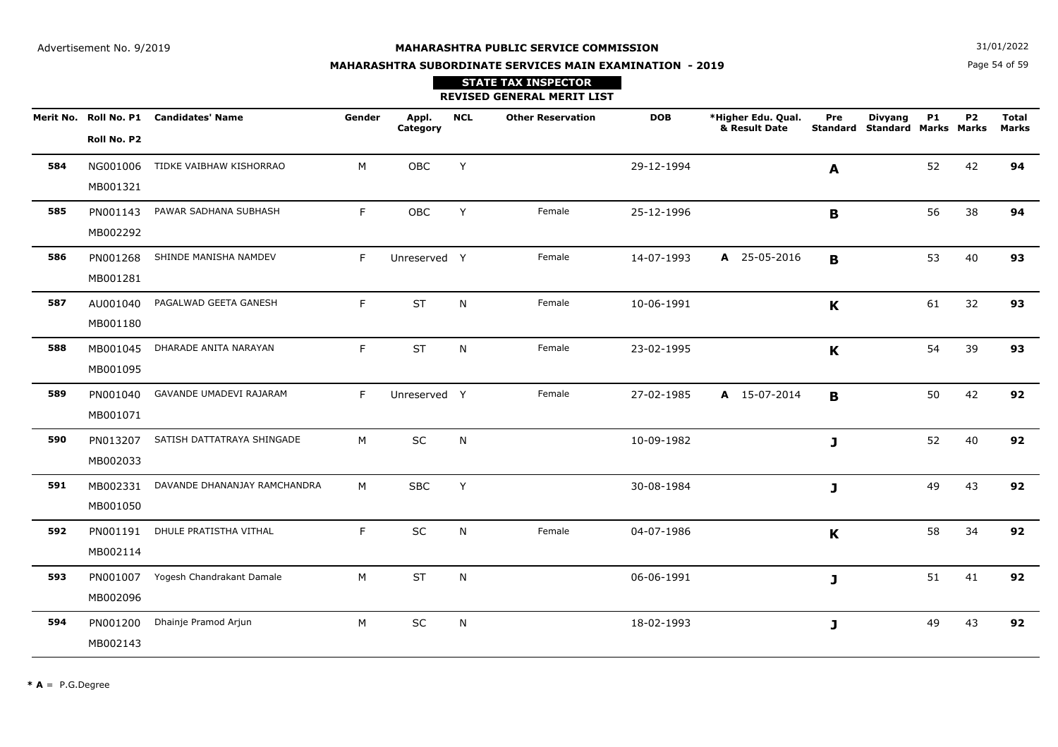Advertisement No. 9/2019

# MAHARASHTRA PUBLIC SERVICE COMMISSION

## MAHARASHTRA SUBORDINATE SERVICES MAIN EXAMINATION - 2019

31/01/2022

### STATE TAX INSPECTOR

### REVISED GENERAL MERIT LIST

| Merit No. | Roll No. P1 / Roll No. P2 | Candidates' Name | Gender | Appl. Category | NCL | Other Reservation | DOB | *Higher Edu. Qual. & Result Date | Pre Standard | Divyang Standard | P1 Marks | P2 Marks | Total Marks |
|---|---|---|---|---|---|---|---|---|---|---|---|---|---|
| **584** | NG001006 MB001321 | TIDKE VAIBHAW KISHORRAO | M | OBC | Y | | 29-12-1994 | | **A** | | 52 | 42 | **94** |
| **585** | PN001143 MB002292 | PAWAR SADHANA SUBHASH | F | OBC | Y | Female | 25-12-1996 | | **B** | | 56 | 38 | **94** |
| **586** | PN001268 MB001281 | SHINDE MANISHA NAMDEV | F | Unreserved | Y | Female | 14-07-1993 | **A** 25-05-2016 | **B** | | 53 | 40 | **93** |
| **587** | AU001040 MB001180 | PAGALWAD GEETA GANESH | F | ST | N | Female | 10-06-1991 | | **K** | | 61 | 32 | **93** |
| **588** | MB001045 MB001095 | DHARADE ANITA NARAYAN | F | ST | N | Female | 23-02-1995 | | **K** | | 54 | 39 | **93** |
| **589** | PN001040 MB001071 | GAVANDE UMADEVI RAJARAM | F | Unreserved | Y | Female | 27-02-1985 | **A** 15-07-2014 | **B** | | 50 | 42 | **92** |
| **590** | PN013207 MB002033 | SATISH DATTATRAYA SHINGADE | M | SC | N | | 10-09-1982 | | **J** | | 52 | 40 | **92** |
| **591** | MB002331 MB001050 | DAVANDE DHANANJAY RAMCHANDRA | M | SBC | Y | | 30-08-1984 | | **J** | | 49 | 43 | **92** |
| **592** | PN001191 MB002114 | DHULE PRATISTHA VITHAL | F | SC | N | Female | 04-07-1986 | | **K** | | 58 | 34 | **92** |
| **593** | PN001007 MB002096 | Yogesh Chandrakant Damale | M | ST | N | | 06-06-1991 | | **J** | | 51 | 41 | **92** |
| **594** | PN001200 MB002143 | Dhainje Pramod Arjun | M | SC | N | | 18-02-1993 | | **J** | | 49 | 43 | **92** |

* **A** = P.G.Degree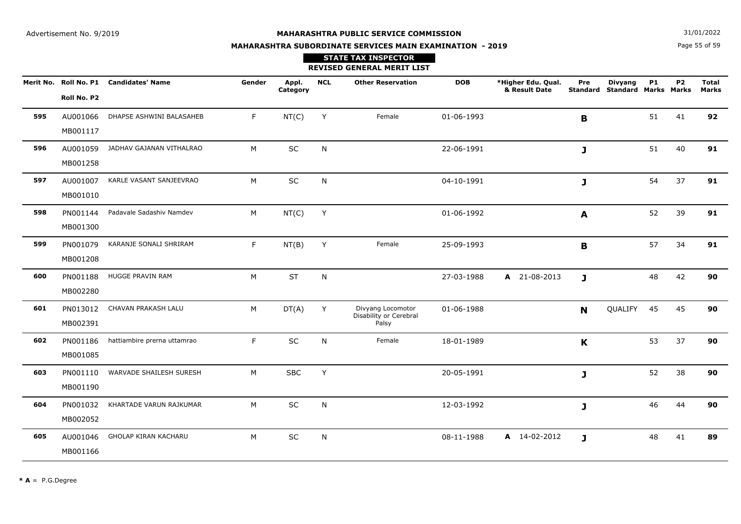Advertisement No. 9/2019

**MAHARASHTRA PUBLIC SERVICE COMMISSION**

31/01/2022

**MAHARASHTRA SUBORDINATE SERVICES MAIN EXAMINATION - 2019**

**STATE TAX INSPECTOR**

**REVISED GENERAL MERIT LIST**

| Merit No. | Roll No. P1 / Roll No. P2 | Candidates' Name | Gender | Appl. Category | NCL | Other Reservation | DOB | *Higher Edu. Qual. & Result Date | Pre Standard | Divyang Standard | P1 Marks | P2 Marks | Total Marks |
|---|---|---|---|---|---|---|---|---|---|---|---|---|---|
| **595** | AU001066 MB001117 | DHAPSE ASHWINI BALASAHEB | F | NT(C) | Y | Female | 01-06-1993 | | **B** | | 51 | 41 | **92** |
| **596** | AU001059 MB001258 | JADHAV GAJANAN VITHALRAO | M | SC | N | | 22-06-1991 | | **J** | | 51 | 40 | **91** |
| **597** | AU001007 MB001010 | KARLE VASANT SANJEEVRAO | M | SC | N | | 04-10-1991 | | **J** | | 54 | 37 | **91** |
| **598** | PN001144 MB001300 | Padavale Sadashiv Namdev | M | NT(C) | Y | | 01-06-1992 | | **A** | | 52 | 39 | **91** |
| **599** | PN001079 MB001208 | KARANJE SONALI SHRIRAM | F | NT(B) | Y | Female | 25-09-1993 | | **B** | | 57 | 34 | **91** |
| **600** | PN001188 MB002280 | HUGGE PRAVIN RAM | M | ST | N | | 27-03-1988 | **A** 21-08-2013 | **J** | | 48 | 42 | **90** |
| **601** | PN013012 MB002391 | CHAVAN PRAKASH LALU | M | DT(A) | Y | Divyang Locomotor Disability or Cerebral Palsy | 01-06-1988 | | **N** | QUALIFY | 45 | 45 | **90** |
| **602** | PN001186 MB001085 | hattiambire prerna uttamrao | F | SC | N | Female | 18-01-1989 | | **K** | | 53 | 37 | **90** |
| **603** | PN001110 MB001190 | WARVADE SHAILESH SURESH | M | SBC | Y | | 20-05-1991 | | **J** | | 52 | 38 | **90** |
| **604** | PN001032 MB002052 | KHARTADE VARUN RAJKUMAR | M | SC | N | | 12-03-1992 | | **J** | | 46 | 44 | **90** |
| **605** | AU001046 MB001166 | GHOLAP KIRAN KACHARU | M | SC | N | | 08-11-1988 | **A** 14-02-2012 | **J** | | 48 | 41 | **89** |

**\* A** = P.G.Degree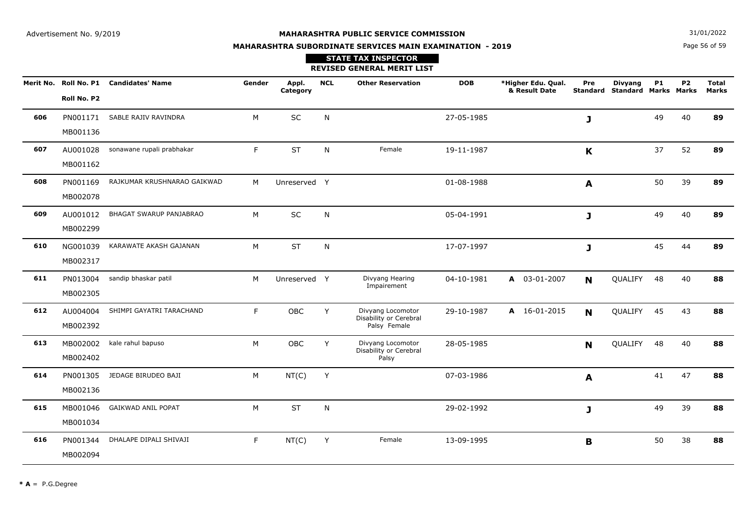Advertisement No. 9/2019

31/01/2022

**MAHARASHTRA PUBLIC SERVICE COMMISSION**

**MAHARASHTRA SUBORDINATE SERVICES MAIN EXAMINATION - 2019**

**STATE TAX INSPECTOR**

**REVISED GENERAL MERIT LIST**

| Merit No. | Roll No. P1 / Roll No. P2 | Candidates' Name | Gender | Appl. Category | NCL | Other Reservation | DOB | *Higher Edu. Qual. & Result Date | Pre Standard | Divyang Standard | P1 Marks | P2 Marks | Total Marks |
|---|---|---|---|---|---|---|---|---|---|---|---|---|---|
| **606** | PN001171 MB001136 | SABLE RAJIV RAVINDRA | M | SC | N | | 27-05-1985 | | **J** | | 49 | 40 | **89** |
| **607** | AU001028 MB001162 | sonawane rupali prabhakar | F | ST | N | Female | 19-11-1987 | | **K** | | 37 | 52 | **89** |
| **608** | PN001169 MB002078 | RAJKUMAR KRUSHNARAO GAIKWAD | M | Unreserved | Y | | 01-08-1988 | | **A** | | 50 | 39 | **89** |
| **609** | AU001012 MB002299 | BHAGAT SWARUP PANJABRAO | M | SC | N | | 05-04-1991 | | **J** | | 49 | 40 | **89** |
| **610** | NG001039 MB002317 | KARAWATE AKASH GAJANAN | M | ST | N | | 17-07-1997 | | **J** | | 45 | 44 | **89** |
| **611** | PN013004 MB002305 | sandip bhaskar patil | M | Unreserved | Y | Divyang Hearing Impairement | 04-10-1981 | **A** 03-01-2007 | **N** | QUALIFY | 48 | 40 | **88** |
| **612** | AU004004 MB002392 | SHIMPI GAYATRI TARACHAND | F | OBC | Y | Divyang Locomotor Disability or Cerebral Palsy Female | 29-10-1987 | **A** 16-01-2015 | **N** | QUALIFY | 45 | 43 | **88** |
| **613** | MB002002 MB002402 | kale rahul bapuso | M | OBC | Y | Divyang Locomotor Disability or Cerebral Palsy | 28-05-1985 | | **N** | QUALIFY | 48 | 40 | **88** |
| **614** | PN001305 MB002136 | JEDAGE BIRUDEO BAJI | M | NT(C) | Y | | 07-03-1986 | | **A** | | 41 | 47 | **88** |
| **615** | MB001046 MB001034 | GAIKWAD ANIL POPAT | M | ST | N | | 29-02-1992 | | **J** | | 49 | 39 | **88** |
| **616** | PN001344 MB002094 | DHALAPE DIPALI SHIVAJI | F | NT(C) | Y | Female | 13-09-1995 | | **B** | | 50 | 38 | **88** |

**\* A** = P.G.Degree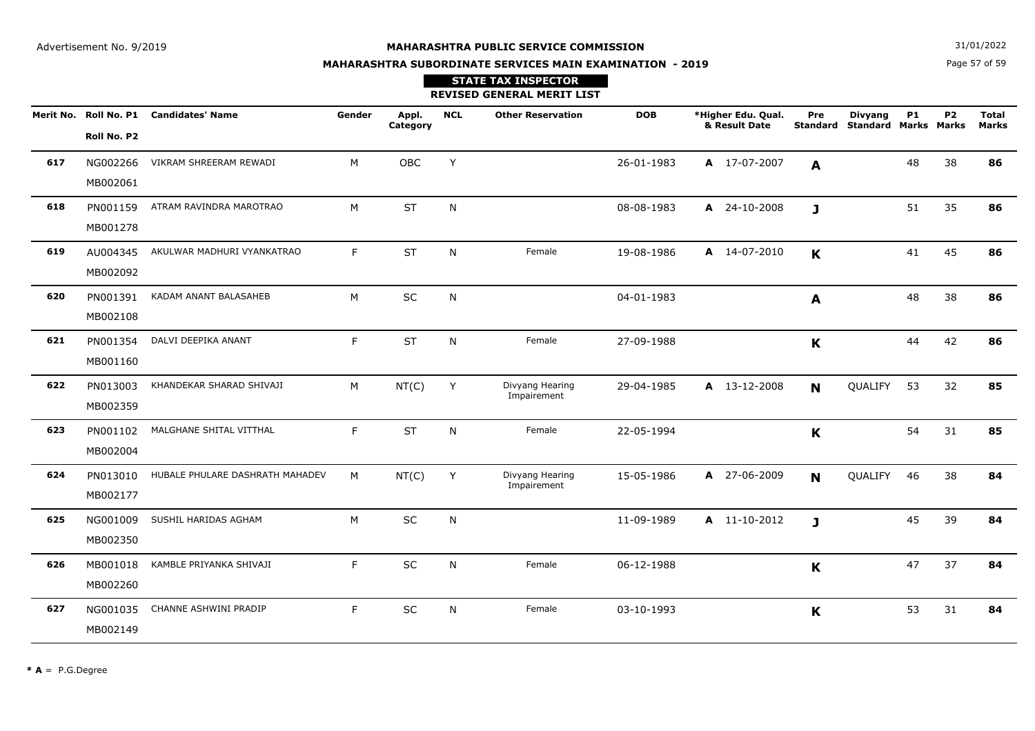Advertisement No. 9/2019

**MAHARASHTRA PUBLIC SERVICE COMMISSION**

31/01/2022

**MAHARASHTRA SUBORDINATE SERVICES MAIN EXAMINATION - 2019**

**STATE TAX INSPECTOR**

**REVISED GENERAL MERIT LIST**

| Merit No. | Roll No. P1 / Roll No. P2 | Candidates' Name | Gender | Appl. Category | NCL | Other Reservation | DOB | *Higher Edu. Qual. & Result Date | Pre Standard | Divyang Standard | P1 Marks | P2 Marks | Total Marks |
|---|---|---|---|---|---|---|---|---|---|---|---|---|---|
| **617** | NG002266 MB002061 | VIKRAM SHREERAM REWADI | M | OBC | Y | | 26-01-1983 | **A** 17-07-2007 | **A** | | 48 | 38 | **86** |
| **618** | PN001159 MB001278 | ATRAM RAVINDRA MAROTRAO | M | ST | N | | 08-08-1983 | **A** 24-10-2008 | **J** | | 51 | 35 | **86** |
| **619** | AU004345 MB002092 | AKULWAR MADHURI VYANKATRAO | F | ST | N | Female | 19-08-1986 | **A** 14-07-2010 | **K** | | 41 | 45 | **86** |
| **620** | PN001391 MB002108 | KADAM ANANT BALASAHEB | M | SC | N | | 04-01-1983 | | **A** | | 48 | 38 | **86** |
| **621** | PN001354 MB001160 | DALVI DEEPIKA ANANT | F | ST | N | Female | 27-09-1988 | | **K** | | 44 | 42 | **86** |
| **622** | PN013003 MB002359 | KHANDEKAR SHARAD SHIVAJI | M | NT(C) | Y | Divyang Hearing Impairement | 29-04-1985 | **A** 13-12-2008 | **N** | QUALIFY | 53 | 32 | **85** |
| **623** | PN001102 MB002004 | MALGHANE SHITAL VITTHAL | F | ST | N | Female | 22-05-1994 | | **K** | | 54 | 31 | **85** |
| **624** | PN013010 MB002177 | HUBALE PHULARE DASHRATH MAHADEV | M | NT(C) | Y | Divyang Hearing Impairement | 15-05-1986 | **A** 27-06-2009 | **N** | QUALIFY | 46 | 38 | **84** |
| **625** | NG001009 MB002350 | SUSHIL HARIDAS AGHAM | M | SC | N | | 11-09-1989 | **A** 11-10-2012 | **J** | | 45 | 39 | **84** |
| **626** | MB001018 MB002260 | KAMBLE PRIYANKA SHIVAJI | F | SC | N | Female | 06-12-1988 | | **K** | | 47 | 37 | **84** |
| **627** | NG001035 MB002149 | CHANNE ASHWINI PRADIP | F | SC | N | Female | 03-10-1993 | | **K** | | 53 | 31 | **84** |

*** A** = P.G.Degree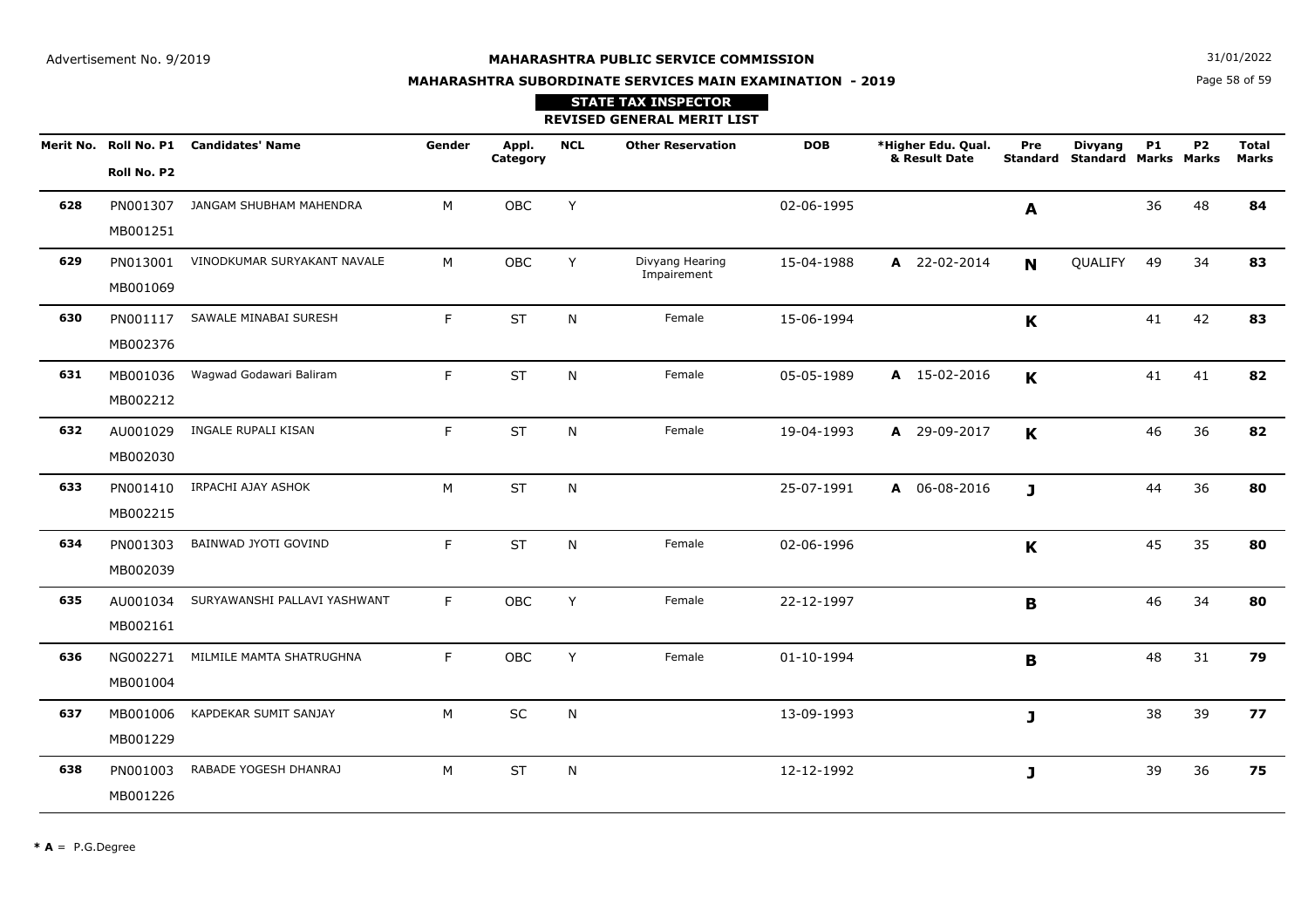Advertisement No. 9/2019

**MAHARASHTRA PUBLIC SERVICE COMMISSION**

31/01/2022

**MAHARASHTRA SUBORDINATE SERVICES MAIN EXAMINATION - 2019**

**STATE TAX INSPECTOR**

**REVISED GENERAL MERIT LIST**

| Merit No. | Roll No. P1 / Roll No. P2 | Candidates' Name | Gender | Appl. Category | NCL | Other Reservation | DOB | *Higher Edu. Qual. & Result Date | Pre Standard | Divyang Standard | P1 Marks | P2 Marks | Total Marks |
|---|---|---|---|---|---|---|---|---|---|---|---|---|---|
| **628** | PN001307 MB001251 | JANGAM SHUBHAM MAHENDRA | M | OBC | Y | | 02-06-1995 | | **A** | | 36 | 48 | **84** |
| **629** | PN013001 MB001069 | VINODKUMAR SURYAKANT NAVALE | M | OBC | Y | Divyang Hearing Impairement | 15-04-1988 | **A** 22-02-2014 | **N** | QUALIFY | 49 | 34 | **83** |
| **630** | PN001117 MB002376 | SAWALE MINABAI SURESH | F | ST | N | Female | 15-06-1994 | | **K** | | 41 | 42 | **83** |
| **631** | MB001036 MB002212 | Wagwad Godawari Baliram | F | ST | N | Female | 05-05-1989 | **A** 15-02-2016 | **K** | | 41 | 41 | **82** |
| **632** | AU001029 MB002030 | INGALE RUPALI KISAN | F | ST | N | Female | 19-04-1993 | **A** 29-09-2017 | **K** | | 46 | 36 | **82** |
| **633** | PN001410 MB002215 | IRPACHI AJAY ASHOK | M | ST | N | | 25-07-1991 | **A** 06-08-2016 | **J** | | 44 | 36 | **80** |
| **634** | PN001303 MB002039 | BAINWAD JYOTI GOVIND | F | ST | N | Female | 02-06-1996 | | **K** | | 45 | 35 | **80** |
| **635** | AU001034 MB002161 | SURYAWANSHI PALLAVI YASHWANT | F | OBC | Y | Female | 22-12-1997 | | **B** | | 46 | 34 | **80** |
| **636** | NG002271 MB001004 | MILMILE MAMTA SHATRUGHNA | F | OBC | Y | Female | 01-10-1994 | | **B** | | 48 | 31 | **79** |
| **637** | MB001006 MB001229 | KAPDEKAR SUMIT SANJAY | M | SC | N | | 13-09-1993 | | **J** | | 38 | 39 | **77** |
| **638** | PN001003 MB001226 | RABADE YOGESH DHANRAJ | M | ST | N | | 12-12-1992 | | **J** | | 39 | 36 | **75** |

*** A** = P.G.Degree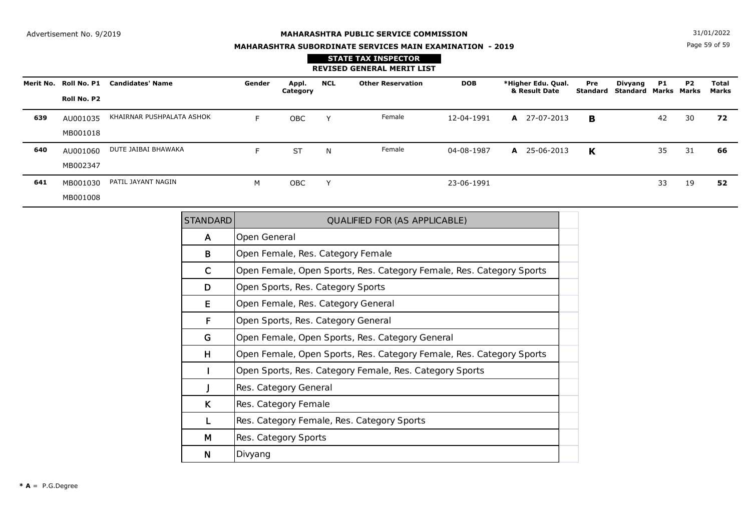Advertisement No. 9/2019

31/01/2022

**MAHARASHTRA PUBLIC SERVICE COMMISSION**

**MAHARASHTRA SUBORDINATE SERVICES MAIN EXAMINATION - 2019**

**STATE TAX INSPECTOR**

**REVISED GENERAL MERIT LIST**

| Merit No. | Roll No. P1 / Roll No. P2 | Candidates' Name | Gender | Appl. Category | NCL | Other Reservation | DOB | *Higher Edu. Qual. & Result Date | Pre Standard | Divyang Standard | P1 Marks | P2 Marks | Total Marks |
|---|---|---|---|---|---|---|---|---|---|---|---|---|---|
| **639** | AU001035 / MB001018 | KHAIRNAR PUSHPALATA ASHOK | F | OBC | Y | Female | 12-04-1991 | **A** 27-07-2013 | **B** | | 42 | 30 | **72** |
| **640** | AU001060 / MB002347 | DUTE JAIBAI BHAWAKA | F | ST | N | Female | 04-08-1987 | **A** 25-06-2013 | **K** | | 35 | 31 | **66** |
| **641** | MB001030 / MB001008 | PATIL JAYANT NAGIN | M | OBC | Y | | 23-06-1991 | | | | 33 | 19 | **52** |

| STANDARD | QUALIFIED FOR (AS APPLICABLE) |
|---|---|
| A | Open General |
| B | Open Female, Res. Category Female |
| C | Open Female, Open Sports, Res. Category Female, Res. Category Sports |
| D | Open Sports, Res. Category Sports |
| E | Open Female, Res. Category General |
| F | Open Sports, Res. Category General |
| G | Open Female, Open Sports, Res. Category General |
| H | Open Female, Open Sports, Res. Category Female, Res. Category Sports |
| I | Open Sports, Res. Category Female, Res. Category Sports |
| J | Res. Category General |
| K | Res. Category Female |
| L | Res. Category Female, Res. Category Sports |
| M | Res. Category Sports |
| N | Divyang |

* **A** = P.G.Degree